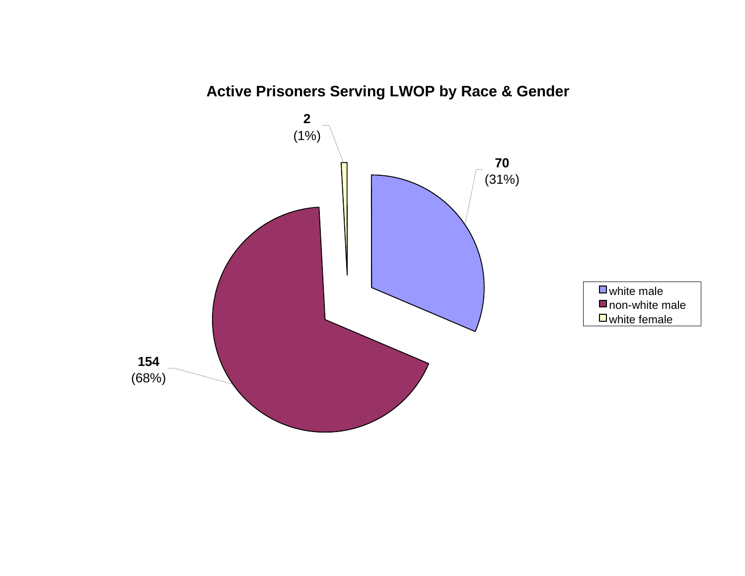## Active Prisoners Serving LWOP by Race & Gender

| Category | Count | Percentage |
|---|---|---|
| white male | 70 | (31%) |
| non-white male | 154 | (68%) |
| white female | 2 | (1%) |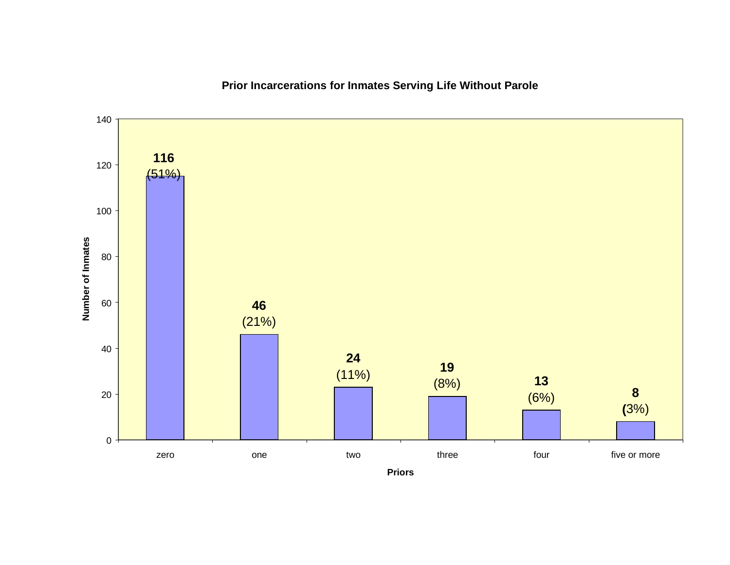**Prior Incarcerations for Inmates Serving Life Without Parole**

| Priors | Number of Inmates | Percent |
| --- | --- | --- |
| zero | 116 | (51%) |
| one | 46 | (21%) |
| two | 24 | (11%) |
| three | 19 | (8%) |
| four | 13 | (6%) |
| five or more | 8 | (3%) |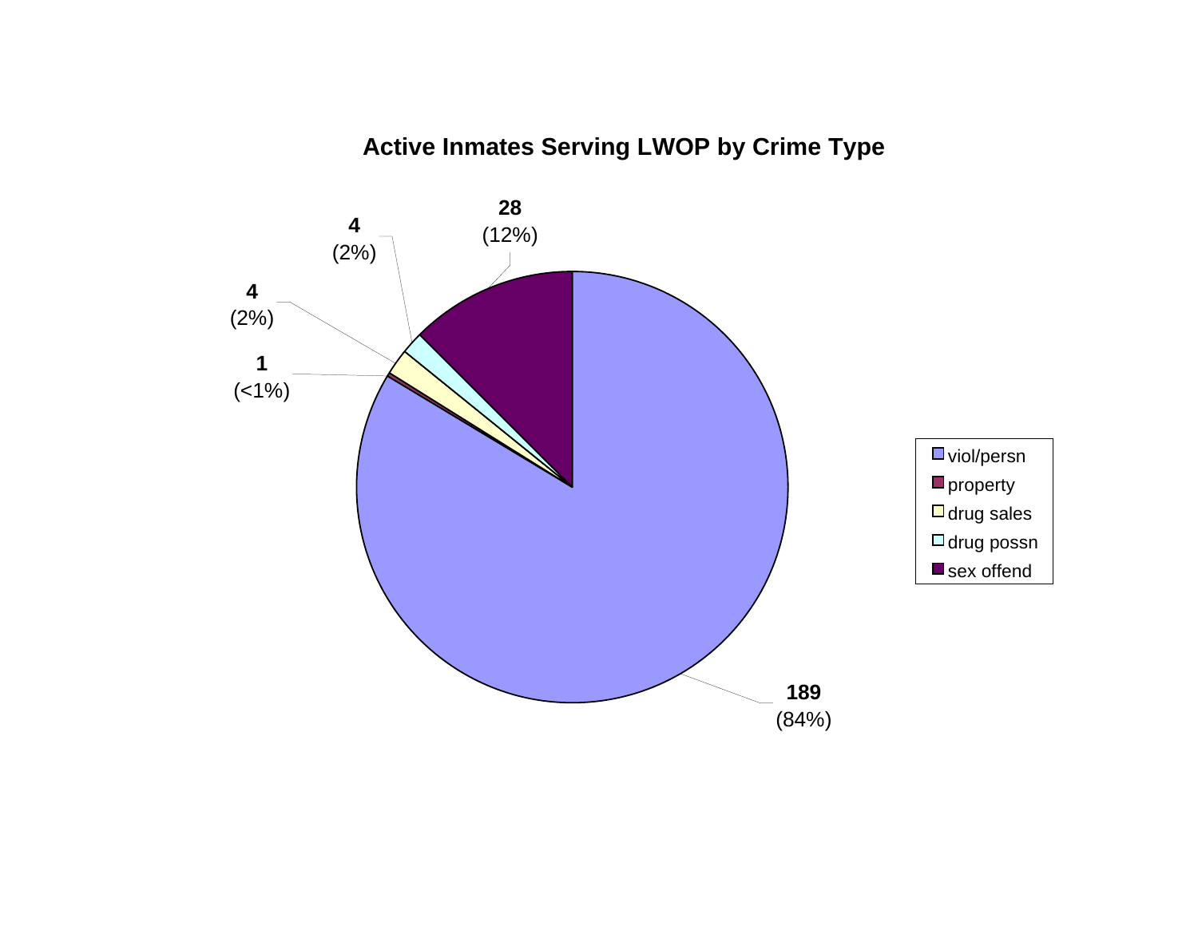## Active Inmates Serving LWOP by Crime Type

| Crime Type | Count | Percent |
|---|---|---|
| viol/persn | 189 | (84%) |
| property | 1 | (<1%) |
| drug sales | 4 | (2%) |
| drug possn | 4 | (2%) |
| sex offend | 28 | (12%) |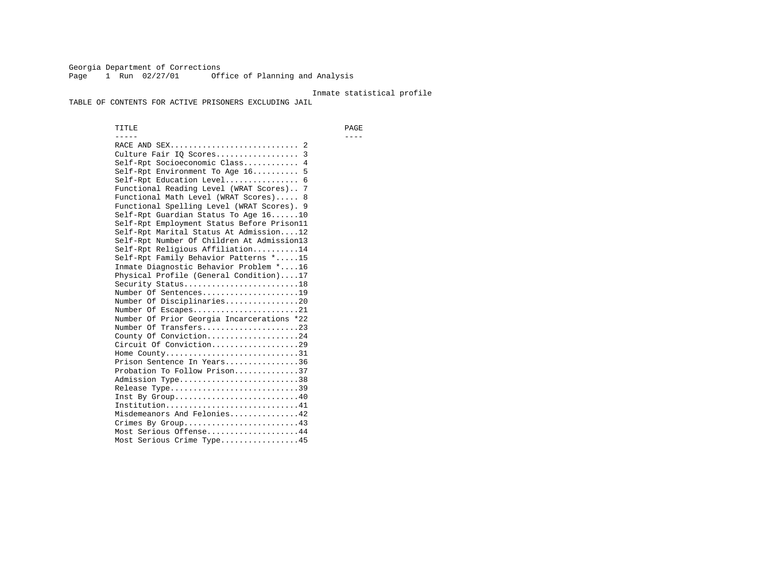Georgia Department of Corrections
Page 1 Run 02/27/01 Office of Planning and Analysis

Inmate statistical profile

TABLE OF CONTENTS FOR ACTIVE PRISONERS EXCLUDING JAIL

| TITLE | PAGE |
|---|---|
| RACE AND SEX | 2 |
| Culture Fair IQ Scores | 3 |
| Self-Rpt Socioeconomic Class | 4 |
| Self-Rpt Environment To Age 16 | 5 |
| Self-Rpt Education Level | 6 |
| Functional Reading Level (WRAT Scores) | 7 |
| Functional Math Level (WRAT Scores) | 8 |
| Functional Spelling Level (WRAT Scores) | 9 |
| Self-Rpt Guardian Status To Age 16 | 10 |
| Self-Rpt Employment Status Before Prison | 11 |
| Self-Rpt Marital Status At Admission | 12 |
| Self-Rpt Number Of Children At Admission | 13 |
| Self-Rpt Religious Affiliation | 14 |
| Self-Rpt Family Behavior Patterns * | 15 |
| Inmate Diagnostic Behavior Problem * | 16 |
| Physical Profile (General Condition) | 17 |
| Security Status | 18 |
| Number Of Sentences | 19 |
| Number Of Disciplinaries | 20 |
| Number Of Escapes | 21 |
| Number Of Prior Georgia Incarcerations * | 22 |
| Number Of Transfers | 23 |
| County Of Conviction | 24 |
| Circuit Of Conviction | 29 |
| Home County | 31 |
| Prison Sentence In Years | 36 |
| Probation To Follow Prison | 37 |
| Admission Type | 38 |
| Release Type | 39 |
| Inst By Group | 40 |
| Institution | 41 |
| Misdemeanors And Felonies | 42 |
| Crimes By Group | 43 |
| Most Serious Offense | 44 |
| Most Serious Crime Type | 45 |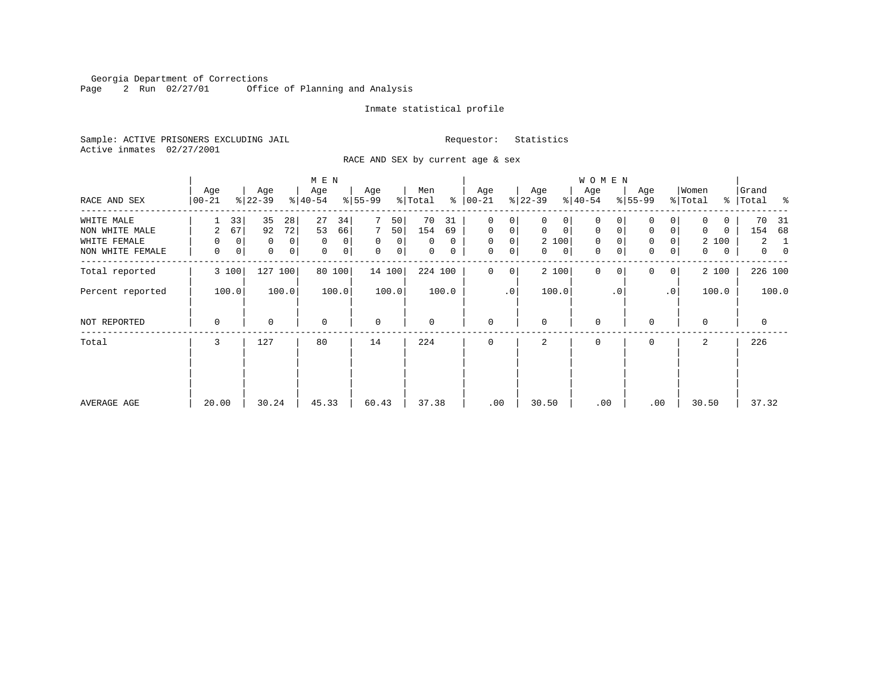Georgia Department of Corrections
Office of Planning and Analysis

Inmate statistical profile

Sample: ACTIVE PRISONERS EXCLUDING JAIL    Requestor: Statistics
Active inmates 02/27/2001

RACE AND SEX by current age & sex

| RACE AND SEX | MEN Age 00-21 | % | Age 22-39 | % | Age 40-54 | % | Age 55-99 | % | Men Total | % | WOMEN Age 00-21 | % | Age 22-39 | % | Age 40-54 | % | Age 55-99 | % | Women Total | % | Grand Total | % |
|---|---|---|---|---|---|---|---|---|---|---|---|---|---|---|---|---|---|---|---|---|---|---|
| WHITE MALE | 1 | 33 | 35 | 28 | 27 | 34 | 7 | 50 | 70 | 31 | 0 | 0 | 0 | 0 | 0 | 0 | 0 | 0 | 0 | 0 | 70 | 31 |
| NON WHITE MALE | 2 | 67 | 92 | 72 | 53 | 66 | 7 | 50 | 154 | 69 | 0 | 0 | 0 | 0 | 0 | 0 | 0 | 0 | 0 | 0 | 154 | 68 |
| WHITE FEMALE | 0 | 0 | 0 | 0 | 0 | 0 | 0 | 0 | 0 | 0 | 0 | 0 | 2 | 100 | 0 | 0 | 0 | 0 | 2 | 100 | 2 | 1 |
| NON WHITE FEMALE | 0 | 0 | 0 | 0 | 0 | 0 | 0 | 0 | 0 | 0 | 0 | 0 | 0 | 0 | 0 | 0 | 0 | 0 | 0 | 0 | 0 | 0 |
| Total reported | 3 | 100 | 127 | 100 | 80 | 100 | 14 | 100 | 224 | 100 | 0 | 0 | 2 | 100 | 0 | 0 | 0 | 0 | 2 | 100 | 226 | 100 |
| Percent reported | | 100.0 | | 100.0 | | 100.0 | | 100.0 | | 100.0 | | .0 | | 100.0 | | .0 | | .0 | | 100.0 | | 100.0 |
| NOT REPORTED | 0 | | 0 | | 0 | | 0 | | 0 | | 0 | | 0 | | 0 | | 0 | | 0 | | 0 | |
| Total | 3 | | 127 | | 80 | | 14 | | 224 | | 0 | | 2 | | 0 | | 0 | | 2 | | 226 | |
| AVERAGE AGE | 20.00 | | 30.24 | | 45.33 | | 60.43 | | 37.38 | | .00 | | 30.50 | | .00 | | .00 | | 30.50 | | 37.32 | |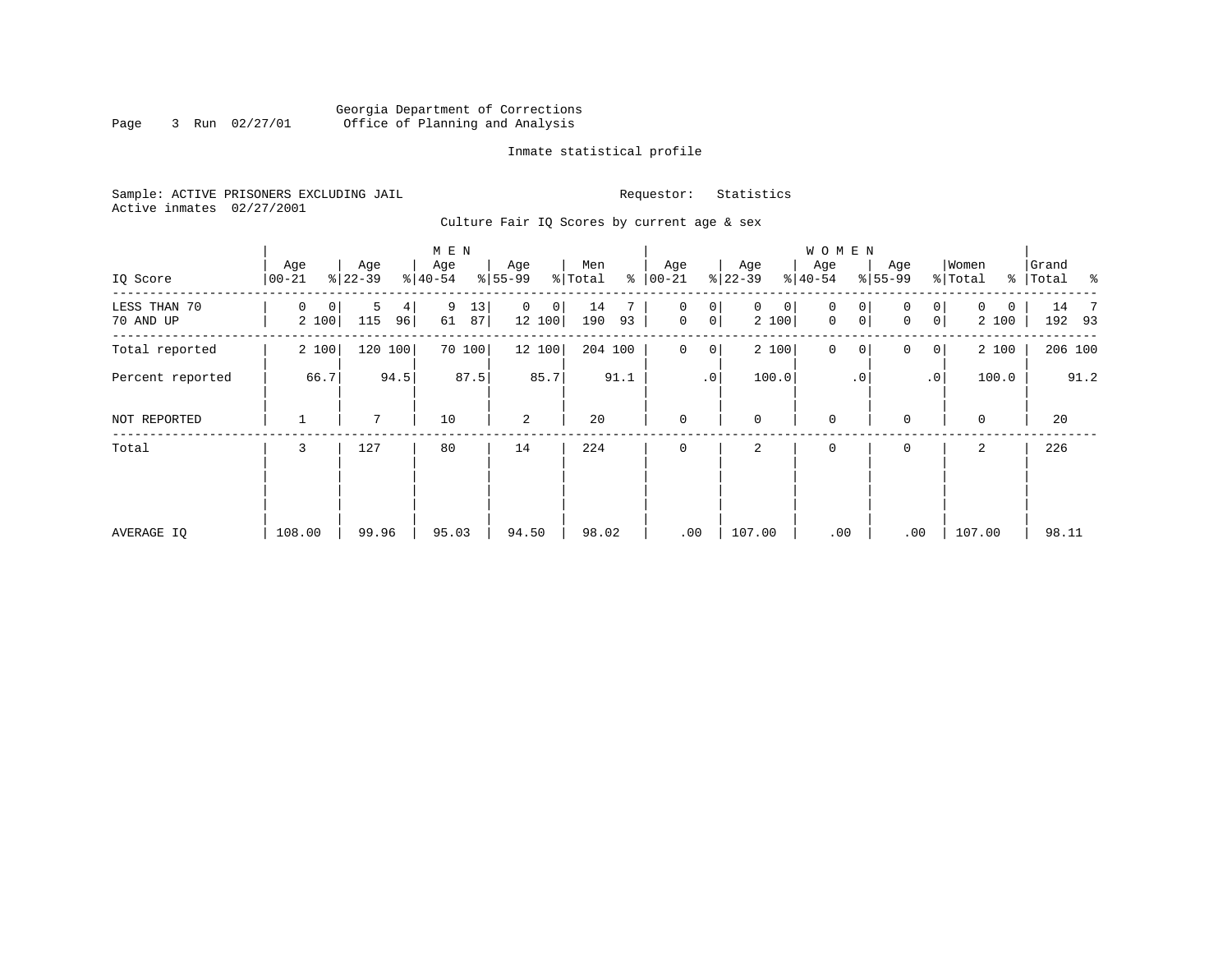Georgia Department of Corrections
Office of Planning and Analysis

Inmate statistical profile

Sample: ACTIVE PRISONERS EXCLUDING JAIL    Requestor: Statistics
Active inmates 02/27/2001

Culture Fair IQ Scores by current age & sex

| IQ Score | MEN Age 00-21 | % | Age 22-39 | % | Age 40-54 | % | Age 55-99 | % | Men Total | % | WOMEN Age 00-21 | % | Age 22-39 | % | Age 40-54 | % | Age 55-99 | % | Women Total | % | Grand Total | % |
|---|---|---|---|---|---|---|---|---|---|---|---|---|---|---|---|---|---|---|---|---|---|---|
| LESS THAN 70 | 0 | 0 | 5 | 4 | 9 | 13 | 0 | 0 | 14 | 7 | 0 | 0 | 0 | 0 | 0 | 0 | 0 | 0 | 0 | 0 | 14 | 7 |
| 70 AND UP | 2 | 100 | 115 | 96 | 61 | 87 | 12 | 100 | 190 | 93 | 0 | 0 | 2 | 100 | 0 | 0 | 0 | 0 | 2 | 100 | 192 | 93 |
| Total reported | 2 | 100 | 120 | 100 | 70 | 100 | 12 | 100 | 204 | 100 | 0 | 0 | 2 | 100 | 0 | 0 | 0 | 0 | 2 | 100 | 206 | 100 |
| Percent reported | | 66.7 | | 94.5 | | 87.5 | | 85.7 | | 91.1 | | .0 | | 100.0 | | .0 | | .0 | | 100.0 | | 91.2 |
| NOT REPORTED | 1 | | 7 | | 10 | | 2 | | 20 | | 0 | | 0 | | 0 | | 0 | | 0 | | 20 | |
| Total | 3 | | 127 | | 80 | | 14 | | 224 | | 0 | | 2 | | 0 | | 0 | | 2 | | 226 | |
| AVERAGE IQ | 108.00 | | 99.96 | | 95.03 | | 94.50 | | 98.02 | | .00 | | 107.00 | | .00 | | .00 | | 107.00 | | 98.11 | |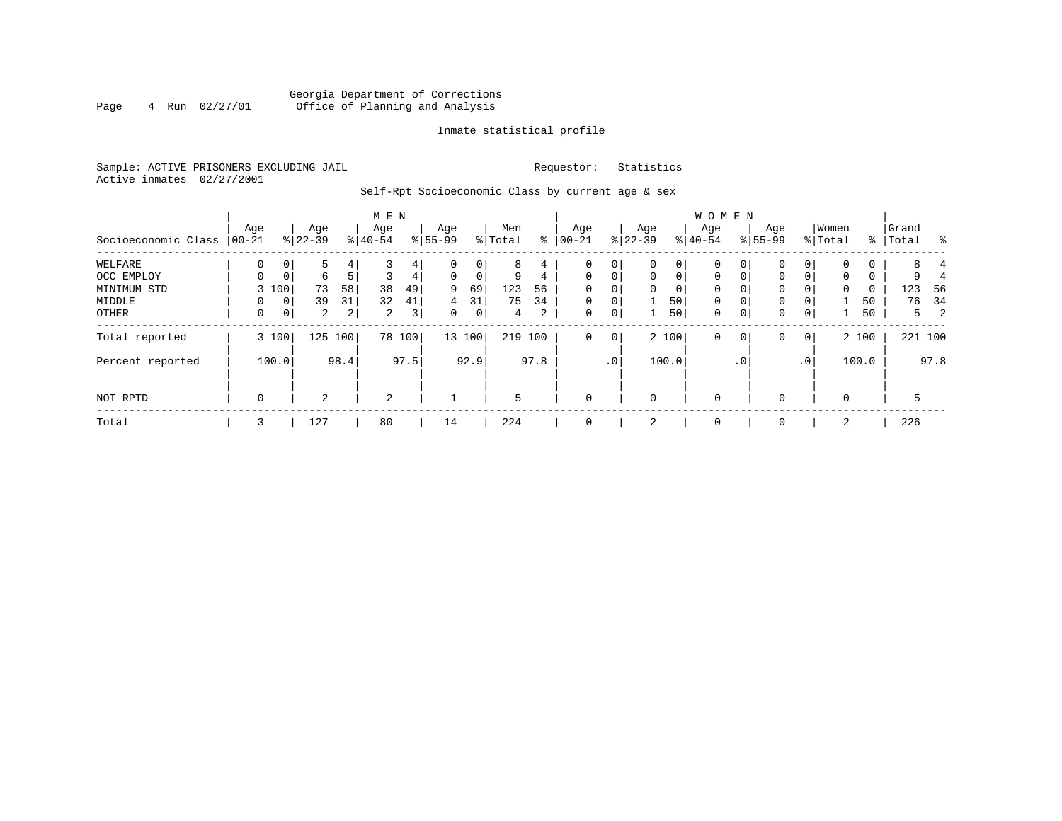Georgia Department of Corrections
Office of Planning and Analysis

Inmate statistical profile

Sample: ACTIVE PRISONERS EXCLUDING JAIL    Requestor: Statistics
Active inmates 02/27/2001

Self-Rpt Socioeconomic Class by current age & sex

| | MEN | | | | | | | | | | WOMEN | | | | | | | | | | | |
|---|---|---|---|---|---|---|---|---|---|---|---|---|---|---|---|---|---|---|---|---|---|---|
| Socioeconomic Class | Age 00-21 | % | Age 22-39 | % | Age 40-54 | % | Age 55-99 | % | Men Total | % | Age 00-21 | % | Age 22-39 | % | Age 40-54 | % | Age 55-99 | % | Women Total | % | Grand Total | % |
| WELFARE | 0 | 0 | 5 | 4 | 3 | 4 | 0 | 0 | 8 | 4 | 0 | 0 | 0 | 0 | 0 | 0 | 0 | 0 | 0 | 0 | 8 | 4 |
| OCC EMPLOY | 0 | 0 | 6 | 5 | 3 | 4 | 0 | 0 | 9 | 4 | 0 | 0 | 0 | 0 | 0 | 0 | 0 | 0 | 0 | 0 | 9 | 4 |
| MINIMUM STD | 3 | 100 | 73 | 58 | 38 | 49 | 9 | 69 | 123 | 56 | 0 | 0 | 0 | 0 | 0 | 0 | 0 | 0 | 0 | 0 | 123 | 56 |
| MIDDLE | 0 | 0 | 39 | 31 | 32 | 41 | 4 | 31 | 75 | 34 | 0 | 0 | 1 | 50 | 0 | 0 | 0 | 0 | 1 | 50 | 76 | 34 |
| OTHER | 0 | 0 | 2 | 2 | 2 | 3 | 0 | 0 | 4 | 2 | 0 | 0 | 1 | 50 | 0 | 0 | 0 | 0 | 1 | 50 | 5 | 2 |
| Total reported | 3 | 100 | 125 | 100 | 78 | 100 | 13 | 100 | 219 | 100 | 0 | 0 | 2 | 100 | 0 | 0 | 0 | 0 | 2 | 100 | 221 | 100 |
| Percent reported | | 100.0 | | 98.4 | | 97.5 | | 92.9 | | 97.8 | | .0 | | 100.0 | | .0 | | .0 | | 100.0 | | 97.8 |
| NOT RPTD | 0 | | 2 | | 2 | | 1 | | 5 | | 0 | | 0 | | 0 | | 0 | | 0 | | 5 | |
| Total | 3 | | 127 | | 80 | | 14 | | 224 | | 0 | | 2 | | 0 | | 0 | | 2 | | 226 | |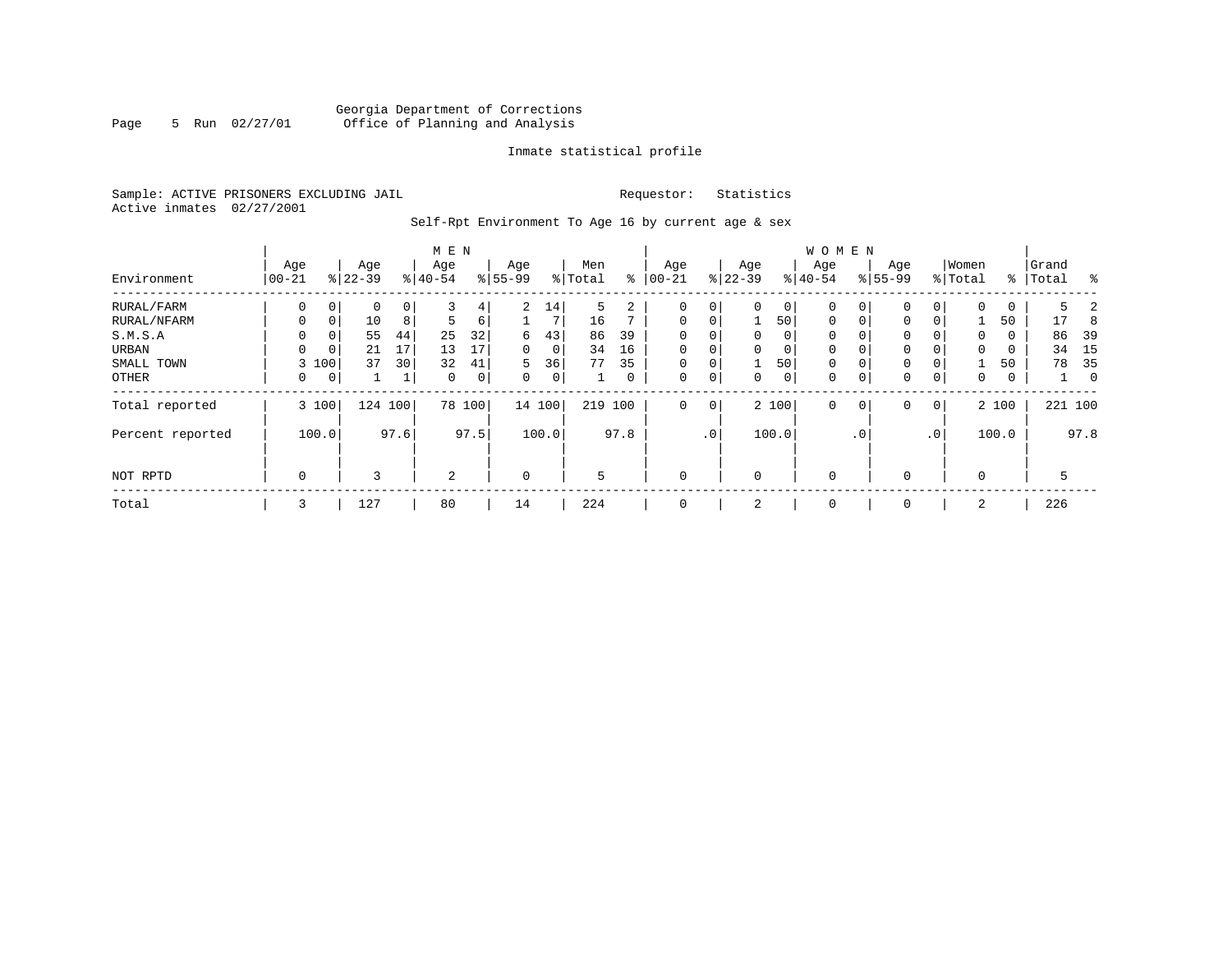Georgia Department of Corrections
Office of Planning and Analysis

Inmate statistical profile

Sample: ACTIVE PRISONERS EXCLUDING JAIL    Requestor: Statistics
Active inmates 02/27/2001

Self-Rpt Environment To Age 16 by current age & sex

| Environment | MEN Age 00-21 | % | Age 22-39 | % | Age 40-54 | % | Age 55-99 | % | Men Total | % | WOMEN Age 00-21 | % | Age 22-39 | % | Age 40-54 | % | Age 55-99 | % | Women Total | % | Grand Total | % |
|---|---|---|---|---|---|---|---|---|---|---|---|---|---|---|---|---|---|---|---|---|---|---|
| RURAL/FARM | 0 | 0 | 0 | 0 | 3 | 4 | 2 | 14 | 5 | 2 | 0 | 0 | 0 | 0 | 0 | 0 | 0 | 0 | 0 | 0 | 5 | 2 |
| RURAL/NFARM | 0 | 0 | 10 | 8 | 5 | 6 | 1 | 7 | 16 | 7 | 0 | 0 | 1 | 50 | 0 | 0 | 0 | 0 | 1 | 50 | 17 | 8 |
| S.M.S.A | 0 | 0 | 55 | 44 | 25 | 32 | 6 | 43 | 86 | 39 | 0 | 0 | 0 | 0 | 0 | 0 | 0 | 0 | 0 | 0 | 86 | 39 |
| URBAN | 0 | 0 | 21 | 17 | 13 | 17 | 0 | 0 | 34 | 16 | 0 | 0 | 0 | 0 | 0 | 0 | 0 | 0 | 0 | 0 | 34 | 15 |
| SMALL TOWN | 3 | 100 | 37 | 30 | 32 | 41 | 5 | 36 | 77 | 35 | 0 | 0 | 1 | 50 | 0 | 0 | 0 | 0 | 1 | 50 | 78 | 35 |
| OTHER | 0 | 0 | 1 | 1 | 0 | 0 | 0 | 0 | 1 | 0 | 0 | 0 | 0 | 0 | 0 | 0 | 0 | 0 | 0 | 0 | 1 | 0 |
| Total reported | 3 | 100 | 124 | 100 | 78 | 100 | 14 | 100 | 219 | 100 | 0 | 0 | 2 | 100 | 0 | 0 | 0 | 0 | 2 | 100 | 221 | 100 |
| Percent reported | | 100.0 | | 97.6 | | 97.5 | | 100.0 | | 97.8 | | .0 | | 100.0 | | .0 | | .0 | | 100.0 | | 97.8 |
| NOT RPTD | 0 | | 3 | | 2 | | 0 | | 5 | | 0 | | 0 | | 0 | | 0 | | 0 | | 5 | |
| Total | 3 | | 127 | | 80 | | 14 | | 224 | | 0 | | 2 | | 0 | | 0 | | 2 | | 226 | |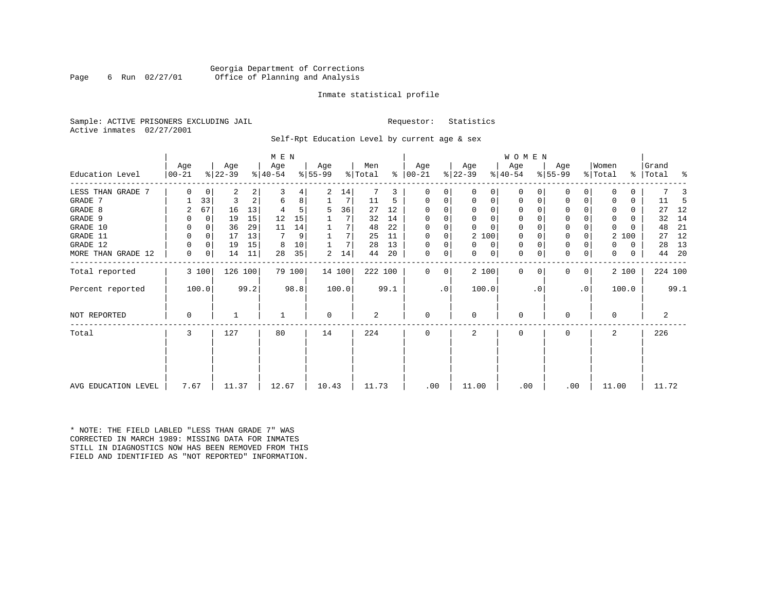Georgia Department of Corrections
Office of Planning and Analysis

Inmate statistical profile

Sample: ACTIVE PRISONERS EXCLUDING JAIL

Requestor: Statistics

Active inmates 02/27/2001

Self-Rpt Education Level by current age & sex

| Education Level | MEN Age 00-21 | % | Age 22-39 | % | Age 40-54 | % | Age 55-99 | % | Men Total | % | WOMEN Age 00-21 | % | Age 22-39 | % | Age 40-54 | % | Age 55-99 | % | Women Total | % | Grand Total | % |
|---|---|---|---|---|---|---|---|---|---|---|---|---|---|---|---|---|---|---|---|---|---|---|
| LESS THAN GRADE 7 | 0 | 0 | 2 | 2 | 3 | 4 | 2 | 14 | 7 | 3 | 0 | 0 | 0 | 0 | 0 | 0 | 0 | 0 | 0 | 0 | 7 | 3 |
| GRADE 7 | 1 | 33 | 3 | 2 | 6 | 8 | 1 | 7 | 11 | 5 | 0 | 0 | 0 | 0 | 0 | 0 | 0 | 0 | 0 | 0 | 11 | 5 |
| GRADE 8 | 2 | 67 | 16 | 13 | 4 | 5 | 5 | 36 | 27 | 12 | 0 | 0 | 0 | 0 | 0 | 0 | 0 | 0 | 0 | 0 | 27 | 12 |
| GRADE 9 | 0 | 0 | 19 | 15 | 12 | 15 | 1 | 7 | 32 | 14 | 0 | 0 | 0 | 0 | 0 | 0 | 0 | 0 | 0 | 0 | 32 | 14 |
| GRADE 10 | 0 | 0 | 36 | 29 | 11 | 14 | 1 | 7 | 48 | 22 | 0 | 0 | 0 | 0 | 0 | 0 | 0 | 0 | 0 | 0 | 48 | 21 |
| GRADE 11 | 0 | 0 | 17 | 13 | 7 | 9 | 1 | 7 | 25 | 11 | 0 | 0 | 2 | 100 | 0 | 0 | 0 | 0 | 2 | 100 | 27 | 12 |
| GRADE 12 | 0 | 0 | 19 | 15 | 8 | 10 | 1 | 7 | 28 | 13 | 0 | 0 | 0 | 0 | 0 | 0 | 0 | 0 | 0 | 0 | 28 | 13 |
| MORE THAN GRADE 12 | 0 | 0 | 14 | 11 | 28 | 35 | 2 | 14 | 44 | 20 | 0 | 0 | 0 | 0 | 0 | 0 | 0 | 0 | 0 | 0 | 44 | 20 |
| Total reported | 3 | 100 | 126 | 100 | 79 | 100 | 14 | 100 | 222 | 100 | 0 | 0 | 2 | 100 | 0 | 0 | 0 | 0 | 2 | 100 | 224 | 100 |
| Percent reported | | 100.0 | | 99.2 | | 98.8 | | 100.0 | | 99.1 | | .0 | | 100.0 | | .0 | | .0 | | 100.0 | | 99.1 |
| NOT REPORTED | 0 | | 1 | | 1 | | 0 | | 2 | | 0 | | 0 | | 0 | | 0 | | 0 | | 2 | |
| Total | 3 | | 127 | | 80 | | 14 | | 224 | | 0 | | 2 | | 0 | | 0 | | 2 | | 226 | |
| AVG EDUCATION LEVEL | 7.67 | | 11.37 | | 12.67 | | 10.43 | | 11.73 | | .00 | | 11.00 | | .00 | | .00 | | 11.00 | | 11.72 | |

* NOTE: THE FIELD LABLED "LESS THAN GRADE 7" WAS CORRECTED IN MARCH 1989: MISSING DATA FOR INMATES STILL IN DIAGNOSTICS NOW HAS BEEN REMOVED FROM THIS FIELD AND IDENTIFIED AS "NOT REPORTED" INFORMATION.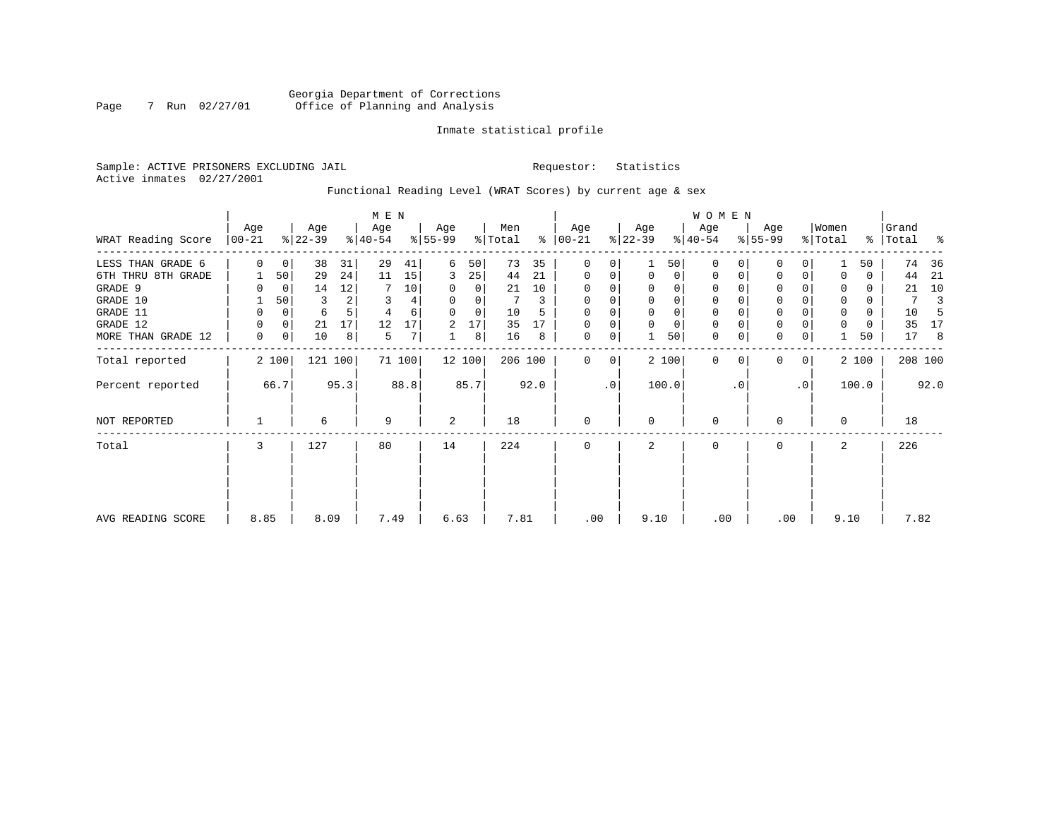Georgia Department of Corrections
Office of Planning and Analysis

Inmate statistical profile

Sample: ACTIVE PRISONERS EXCLUDING JAIL

Requestor: Statistics

Active inmates 02/27/2001

Functional Reading Level (WRAT Scores) by current age & sex

| WRAT Reading Score | MEN Age 00-21 | % | MEN Age 22-39 | % | MEN Age 40-54 | % | MEN Age 55-99 | % | Men Total | % | WOMEN Age 00-21 | % | WOMEN Age 22-39 | % | WOMEN Age 40-54 | % | WOMEN Age 55-99 | % | Women Total | % | Grand Total | % |
|---|---|---|---|---|---|---|---|---|---|---|---|---|---|---|---|---|---|---|---|---|---|---|
| LESS THAN GRADE 6 | 0 | 0 | 38 | 31 | 29 | 41 | 6 | 50 | 73 | 35 | 0 | 0 | 1 | 50 | 0 | 0 | 0 | 0 | 1 | 50 | 74 | 36 |
| 6TH THRU 8TH GRADE | 1 | 50 | 29 | 24 | 11 | 15 | 3 | 25 | 44 | 21 | 0 | 0 | 0 | 0 | 0 | 0 | 0 | 0 | 0 | 0 | 44 | 21 |
| GRADE 9 | 0 | 0 | 14 | 12 | 7 | 10 | 0 | 0 | 21 | 10 | 0 | 0 | 0 | 0 | 0 | 0 | 0 | 0 | 0 | 0 | 21 | 10 |
| GRADE 10 | 1 | 50 | 3 | 2 | 3 | 4 | 0 | 0 | 7 | 3 | 0 | 0 | 0 | 0 | 0 | 0 | 0 | 0 | 0 | 0 | 7 | 3 |
| GRADE 11 | 0 | 0 | 6 | 5 | 4 | 6 | 0 | 0 | 10 | 5 | 0 | 0 | 0 | 0 | 0 | 0 | 0 | 0 | 0 | 0 | 10 | 5 |
| GRADE 12 | 0 | 0 | 21 | 17 | 12 | 17 | 2 | 17 | 35 | 17 | 0 | 0 | 0 | 0 | 0 | 0 | 0 | 0 | 0 | 0 | 35 | 17 |
| MORE THAN GRADE 12 | 0 | 0 | 10 | 8 | 5 | 7 | 1 | 8 | 16 | 8 | 0 | 0 | 1 | 50 | 0 | 0 | 0 | 0 | 1 | 50 | 17 | 8 |
| Total reported | 2 | 100 | 121 | 100 | 71 | 100 | 12 | 100 | 206 | 100 | 0 | 0 | 2 | 100 | 0 | 0 | 0 | 0 | 2 | 100 | 208 | 100 |
| Percent reported | | 66.7 | | 95.3 | | 88.8 | | 85.7 | | 92.0 | | .0 | | 100.0 | | .0 | | .0 | | 100.0 | | 92.0 |
| NOT REPORTED | 1 | | 6 | | 9 | | 2 | | 18 | | 0 | | 0 | | 0 | | 0 | | 0 | | 18 | |
| Total | 3 | | 127 | | 80 | | 14 | | 224 | | 0 | | 2 | | 0 | | 0 | | 2 | | 226 | |
| AVG READING SCORE | 8.85 | | 8.09 | | 7.49 | | 6.63 | | 7.81 | | .00 | | 9.10 | | .00 | | .00 | | 9.10 | | 7.82 | |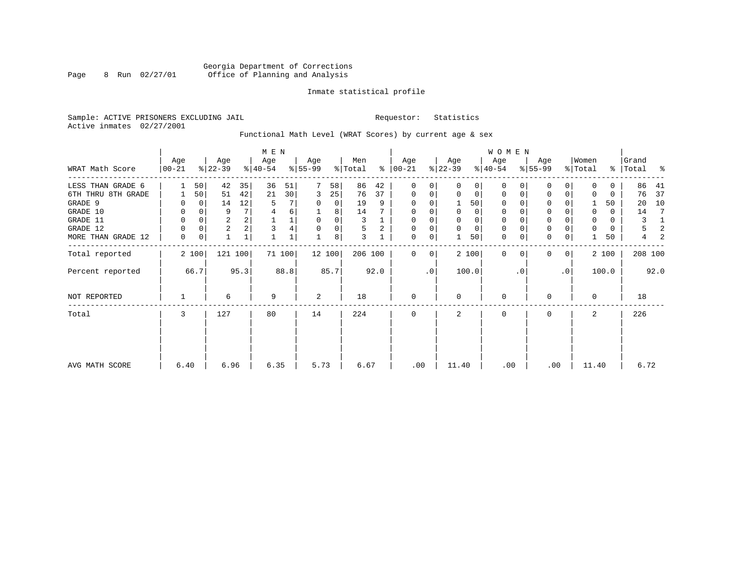Georgia Department of Corrections
Office of Planning and Analysis

Inmate statistical profile

Sample: ACTIVE PRISONERS EXCLUDING JAIL    Requestor: Statistics
Active inmates 02/27/2001

Functional Math Level (WRAT Scores) by current age & sex

| WRAT Math Score | MEN Age 00-21 | % | Age 22-39 | % | Age 40-54 | % | Age 55-99 | % | Men Total | % | WOMEN Age 00-21 | % | Age 22-39 | % | Age 40-54 | % | Age 55-99 | % | Women Total | % | Grand Total | % |
|---|---|---|---|---|---|---|---|---|---|---|---|---|---|---|---|---|---|---|---|---|---|---|
| LESS THAN GRADE 6 | 1 | 50 | 42 | 35 | 36 | 51 | 7 | 58 | 86 | 42 | 0 | 0 | 0 | 0 | 0 | 0 | 0 | 0 | 0 | 0 | 86 | 41 |
| 6TH THRU 8TH GRADE | 1 | 50 | 51 | 42 | 21 | 30 | 3 | 25 | 76 | 37 | 0 | 0 | 0 | 0 | 0 | 0 | 0 | 0 | 0 | 0 | 76 | 37 |
| GRADE 9 | 0 | 0 | 14 | 12 | 5 | 7 | 0 | 0 | 19 | 9 | 0 | 0 | 1 | 50 | 0 | 0 | 0 | 0 | 1 | 50 | 20 | 10 |
| GRADE 10 | 0 | 0 | 9 | 7 | 4 | 6 | 1 | 8 | 14 | 7 | 0 | 0 | 0 | 0 | 0 | 0 | 0 | 0 | 0 | 0 | 14 | 7 |
| GRADE 11 | 0 | 0 | 2 | 2 | 1 | 1 | 0 | 0 | 3 | 1 | 0 | 0 | 0 | 0 | 0 | 0 | 0 | 0 | 0 | 0 | 3 | 1 |
| GRADE 12 | 0 | 0 | 2 | 2 | 3 | 4 | 0 | 0 | 5 | 2 | 0 | 0 | 0 | 0 | 0 | 0 | 0 | 0 | 0 | 0 | 5 | 2 |
| MORE THAN GRADE 12 | 0 | 0 | 1 | 1 | 1 | 1 | 1 | 8 | 3 | 1 | 0 | 0 | 1 | 50 | 0 | 0 | 0 | 0 | 1 | 50 | 4 | 2 |
| Total reported | 2 | 100 | 121 | 100 | 71 | 100 | 12 | 100 | 206 | 100 | 0 | 0 | 2 | 100 | 0 | 0 | 0 | 0 | 2 | 100 | 208 | 100 |
| Percent reported | | 66.7 | | 95.3 | | 88.8 | | 85.7 | | 92.0 | | .0 | | 100.0 | | .0 | | .0 | | 100.0 | | 92.0 |
| NOT REPORTED | 1 | | 6 | | 9 | | 2 | | 18 | | 0 | | 0 | | 0 | | 0 | | 0 | | 18 | |
| Total | 3 | | 127 | | 80 | | 14 | | 224 | | 0 | | 2 | | 0 | | 0 | | 2 | | 226 | |
| AVG MATH SCORE | 6.40 | | 6.96 | | 6.35 | | 5.73 | | 6.67 | | .00 | | 11.40 | | .00 | | .00 | | 11.40 | | 6.72 | |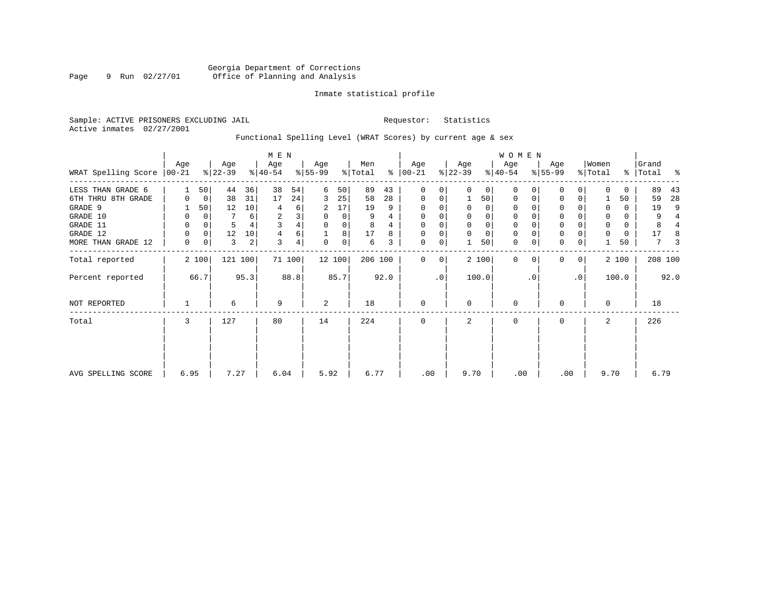Georgia Department of Corrections
Office of Planning and Analysis

Inmate statistical profile

Sample: ACTIVE PRISONERS EXCLUDING JAIL

Requestor: Statistics

Active inmates 02/27/2001

Functional Spelling Level (WRAT Scores) by current age & sex

| WRAT Spelling Score | MEN Age 00-21 | % | Age 22-39 | % | Age 40-54 | % | Age 55-99 | % | Men Total | % | WOMEN Age 00-21 | % | Age 22-39 | % | Age 40-54 | % | Age 55-99 | % | Women Total | % | Grand Total | % |
|---|---|---|---|---|---|---|---|---|---|---|---|---|---|---|---|---|---|---|---|---|---|---|
| LESS THAN GRADE 6 | 1 | 50 | 44 | 36 | 38 | 54 | 6 | 50 | 89 | 43 | 0 | 0 | 0 | 0 | 0 | 0 | 0 | 0 | 0 | 0 | 89 | 43 |
| 6TH THRU 8TH GRADE | 0 | 0 | 38 | 31 | 17 | 24 | 3 | 25 | 58 | 28 | 0 | 0 | 1 | 50 | 0 | 0 | 0 | 0 | 1 | 50 | 59 | 28 |
| GRADE 9 | 1 | 50 | 12 | 10 | 4 | 6 | 2 | 17 | 19 | 9 | 0 | 0 | 0 | 0 | 0 | 0 | 0 | 0 | 0 | 0 | 19 | 9 |
| GRADE 10 | 0 | 0 | 7 | 6 | 2 | 3 | 0 | 0 | 9 | 4 | 0 | 0 | 0 | 0 | 0 | 0 | 0 | 0 | 0 | 0 | 9 | 4 |
| GRADE 11 | 0 | 0 | 5 | 4 | 3 | 4 | 0 | 0 | 8 | 4 | 0 | 0 | 0 | 0 | 0 | 0 | 0 | 0 | 0 | 0 | 8 | 4 |
| GRADE 12 | 0 | 0 | 12 | 10 | 4 | 6 | 1 | 8 | 17 | 8 | 0 | 0 | 0 | 0 | 0 | 0 | 0 | 0 | 0 | 0 | 17 | 8 |
| MORE THAN GRADE 12 | 0 | 0 | 3 | 2 | 3 | 4 | 0 | 0 | 6 | 3 | 0 | 0 | 1 | 50 | 0 | 0 | 0 | 0 | 1 | 50 | 7 | 3 |
| Total reported | 2 | 100 | 121 | 100 | 71 | 100 | 12 | 100 | 206 | 100 | 0 | 0 | 2 | 100 | 0 | 0 | 0 | 0 | 2 | 100 | 208 | 100 |
| Percent reported | | 66.7 | | 95.3 | | 88.8 | | 85.7 | | 92.0 | | .0 | | 100.0 | | .0 | | .0 | | 100.0 | | 92.0 |
| NOT REPORTED | 1 | | 6 | | 9 | | 2 | | 18 | | 0 | | 0 | | 0 | | 0 | | 0 | | 18 | |
| Total | 3 | | 127 | | 80 | | 14 | | 224 | | 0 | | 2 | | 0 | | 0 | | 2 | | 226 | |
| AVG SPELLING SCORE | 6.95 | | 7.27 | | 6.04 | | 5.92 | | 6.77 | | .00 | | 9.70 | | .00 | | .00 | | 9.70 | | 6.79 | |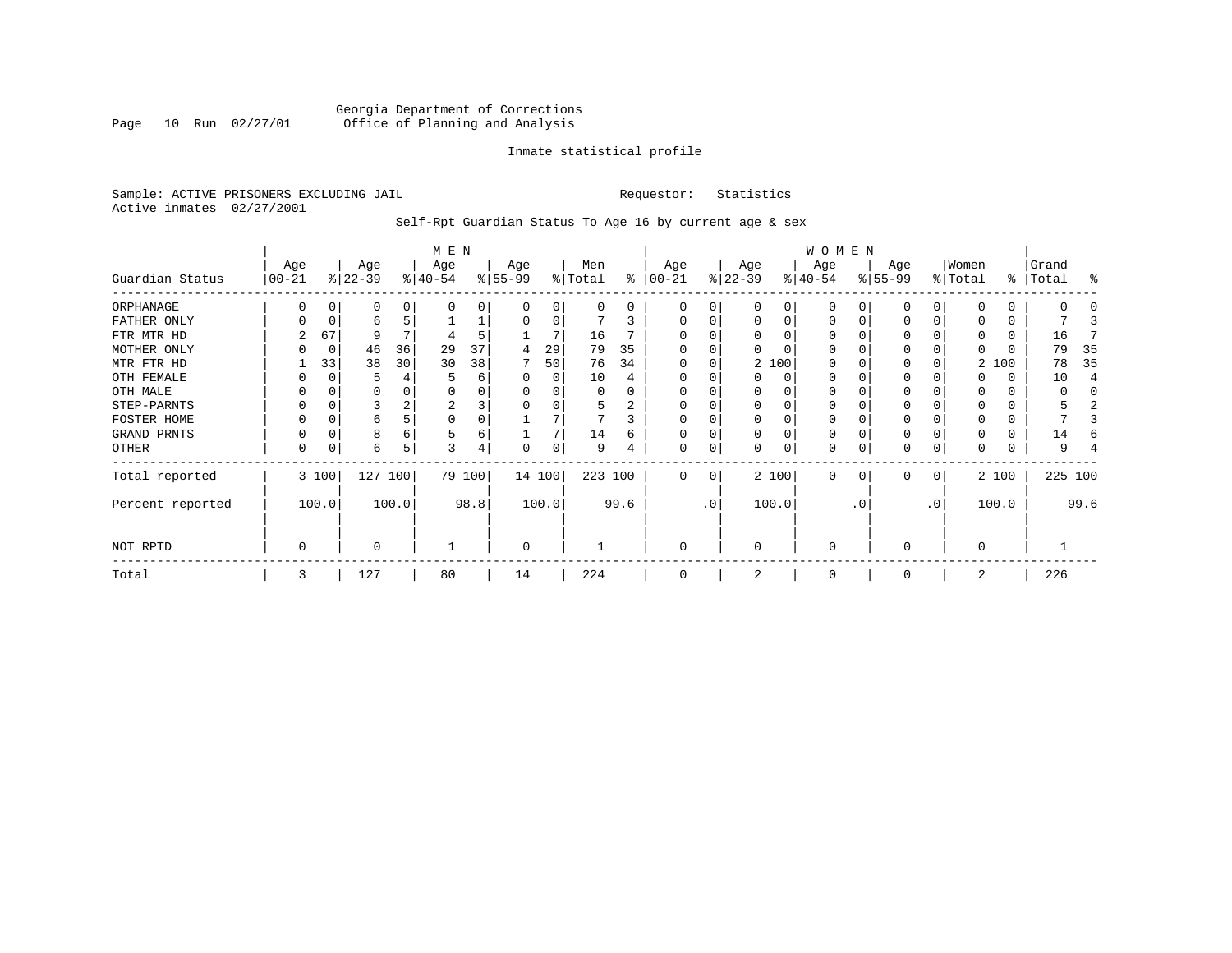Georgia Department of Corrections
Office of Planning and Analysis

Inmate statistical profile

Sample: ACTIVE PRISONERS EXCLUDING JAIL
Active inmates 02/27/2001

Requestor: Statistics

Self-Rpt Guardian Status To Age 16 by current age & sex

| Guardian Status | MEN Age 00-21 | % | Age 22-39 | % | Age 40-54 | % | Age 55-99 | % | Men Total | % | WOMEN Age 00-21 | % | Age 22-39 | % | Age 40-54 | % | Age 55-99 | % | Women Total | % | Grand Total | % |
|---|---|---|---|---|---|---|---|---|---|---|---|---|---|---|---|---|---|---|---|---|---|---|
| ORPHANAGE | 0 | 0 | 0 | 0 | 0 | 0 | 0 | 0 | 0 | 0 | 0 | 0 | 0 | 0 | 0 | 0 | 0 | 0 | 0 | 0 | 0 | 0 |
| FATHER ONLY | 0 | 0 | 6 | 5 | 1 | 1 | 0 | 0 | 7 | 3 | 0 | 0 | 0 | 0 | 0 | 0 | 0 | 0 | 0 | 0 | 7 | 3 |
| FTR MTR HD | 2 | 67 | 9 | 7 | 4 | 5 | 1 | 7 | 16 | 7 | 0 | 0 | 0 | 0 | 0 | 0 | 0 | 0 | 0 | 0 | 16 | 7 |
| MOTHER ONLY | 0 | 0 | 46 | 36 | 29 | 37 | 4 | 29 | 79 | 35 | 0 | 0 | 0 | 0 | 0 | 0 | 0 | 0 | 0 | 0 | 79 | 35 |
| MTR FTR HD | 1 | 33 | 38 | 30 | 30 | 38 | 7 | 50 | 76 | 34 | 0 | 0 | 2 | 100 | 0 | 0 | 0 | 0 | 2 | 100 | 78 | 35 |
| OTH FEMALE | 0 | 0 | 5 | 4 | 5 | 6 | 0 | 0 | 10 | 4 | 0 | 0 | 0 | 0 | 0 | 0 | 0 | 0 | 0 | 0 | 10 | 4 |
| OTH MALE | 0 | 0 | 0 | 0 | 0 | 0 | 0 | 0 | 0 | 0 | 0 | 0 | 0 | 0 | 0 | 0 | 0 | 0 | 0 | 0 | 0 | 0 |
| STEP-PARNTS | 0 | 0 | 3 | 2 | 2 | 3 | 0 | 0 | 5 | 2 | 0 | 0 | 0 | 0 | 0 | 0 | 0 | 0 | 0 | 0 | 5 | 2 |
| FOSTER HOME | 0 | 0 | 6 | 5 | 0 | 0 | 1 | 7 | 7 | 3 | 0 | 0 | 0 | 0 | 0 | 0 | 0 | 0 | 0 | 0 | 7 | 3 |
| GRAND PRNTS | 0 | 0 | 8 | 6 | 5 | 6 | 1 | 7 | 14 | 6 | 0 | 0 | 0 | 0 | 0 | 0 | 0 | 0 | 0 | 0 | 14 | 6 |
| OTHER | 0 | 0 | 6 | 5 | 3 | 4 | 0 | 0 | 9 | 4 | 0 | 0 | 0 | 0 | 0 | 0 | 0 | 0 | 0 | 0 | 9 | 4 |
| Total reported | 3 | 100 | 127 | 100 | 79 | 100 | 14 | 100 | 223 | 100 | 0 | 0 | 2 | 100 | 0 | 0 | 0 | 0 | 2 | 100 | 225 | 100 |
| Percent reported | | 100.0 | | 100.0 | | 98.8 | | 100.0 | | 99.6 | | .0 | | 100.0 | | .0 | | .0 | | 100.0 | | 99.6 |
| NOT RPTD | 0 | | 0 | | 1 | | 0 | | 1 | | 0 | | 0 | | 0 | | 0 | | 0 | | 1 | |
| Total | 3 | | 127 | | 80 | | 14 | | 224 | | 0 | | 2 | | 0 | | 0 | | 2 | | 226 | |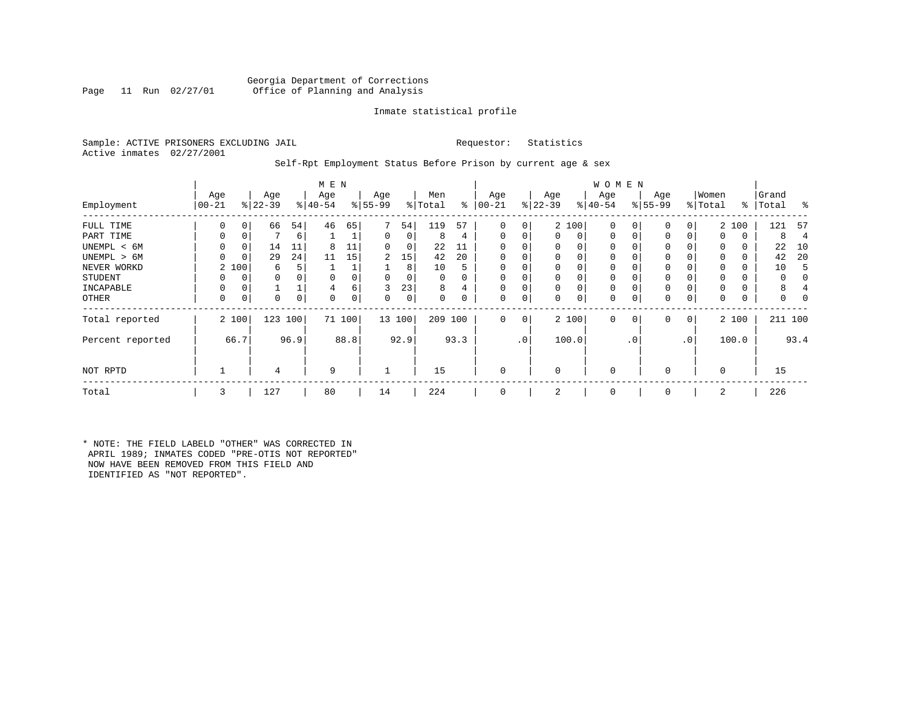Georgia Department of Corrections
Office of Planning and Analysis

Inmate statistical profile

Sample: ACTIVE PRISONERS EXCLUDING JAIL    Requestor: Statistics
Active inmates 02/27/2001

Self-Rpt Employment Status Before Prison by current age & sex

| Employment | MEN Age 00-21 | % | Age 22-39 | % | Age 40-54 | % | Age 55-99 | % | Men Total | % | WOMEN Age 00-21 | % | Age 22-39 | % | Age 40-54 | % | Age 55-99 | % | Women Total | % | Grand Total | % |
|---|---|---|---|---|---|---|---|---|---|---|---|---|---|---|---|---|---|---|---|---|---|---|
| FULL TIME | 0 | 0 | 66 | 54 | 46 | 65 | 7 | 54 | 119 | 57 | 0 | 0 | 2 | 100 | 0 | 0 | 0 | 0 | 2 | 100 | 121 | 57 |
| PART TIME | 0 | 0 | 7 | 6 | 1 | 1 | 0 | 0 | 8 | 4 | 0 | 0 | 0 | 0 | 0 | 0 | 0 | 0 | 0 | 0 | 8 | 4 |
| UNEMPL < 6M | 0 | 0 | 14 | 11 | 8 | 11 | 0 | 0 | 22 | 11 | 0 | 0 | 0 | 0 | 0 | 0 | 0 | 0 | 0 | 0 | 22 | 10 |
| UNEMPL > 6M | 0 | 0 | 29 | 24 | 11 | 15 | 2 | 15 | 42 | 20 | 0 | 0 | 0 | 0 | 0 | 0 | 0 | 0 | 0 | 0 | 42 | 20 |
| NEVER WORKD | 2 | 100 | 6 | 5 | 1 | 1 | 1 | 8 | 10 | 5 | 0 | 0 | 0 | 0 | 0 | 0 | 0 | 0 | 0 | 0 | 10 | 5 |
| STUDENT | 0 | 0 | 0 | 0 | 0 | 0 | 0 | 0 | 0 | 0 | 0 | 0 | 0 | 0 | 0 | 0 | 0 | 0 | 0 | 0 | 0 | 0 |
| INCAPABLE | 0 | 0 | 1 | 1 | 4 | 6 | 3 | 23 | 8 | 4 | 0 | 0 | 0 | 0 | 0 | 0 | 0 | 0 | 0 | 0 | 8 | 4 |
| OTHER | 0 | 0 | 0 | 0 | 0 | 0 | 0 | 0 | 0 | 0 | 0 | 0 | 0 | 0 | 0 | 0 | 0 | 0 | 0 | 0 | 0 | 0 |
| Total reported | 2 | 100 | 123 | 100 | 71 | 100 | 13 | 100 | 209 | 100 | 0 | 0 | 2 | 100 | 0 | 0 | 0 | 0 | 2 | 100 | 211 | 100 |
| Percent reported | | 66.7 | | 96.9 | | 88.8 | | 92.9 | | 93.3 | | .0 | | 100.0 | | .0 | | .0 | | 100.0 | | 93.4 |
| NOT RPTD | 1 | | 4 | | 9 | | 1 | | 15 | | 0 | | 0 | | 0 | | 0 | | 0 | | 15 | |
| Total | 3 | | 127 | | 80 | | 14 | | 224 | | 0 | | 2 | | 0 | | 0 | | 2 | | 226 | |

* NOTE: THE FIELD LABELD "OTHER" WAS CORRECTED IN APRIL 1989; INMATES CODED "PRE-OTIS NOT REPORTED" NOW HAVE BEEN REMOVED FROM THIS FIELD AND IDENTIFIED AS "NOT REPORTED".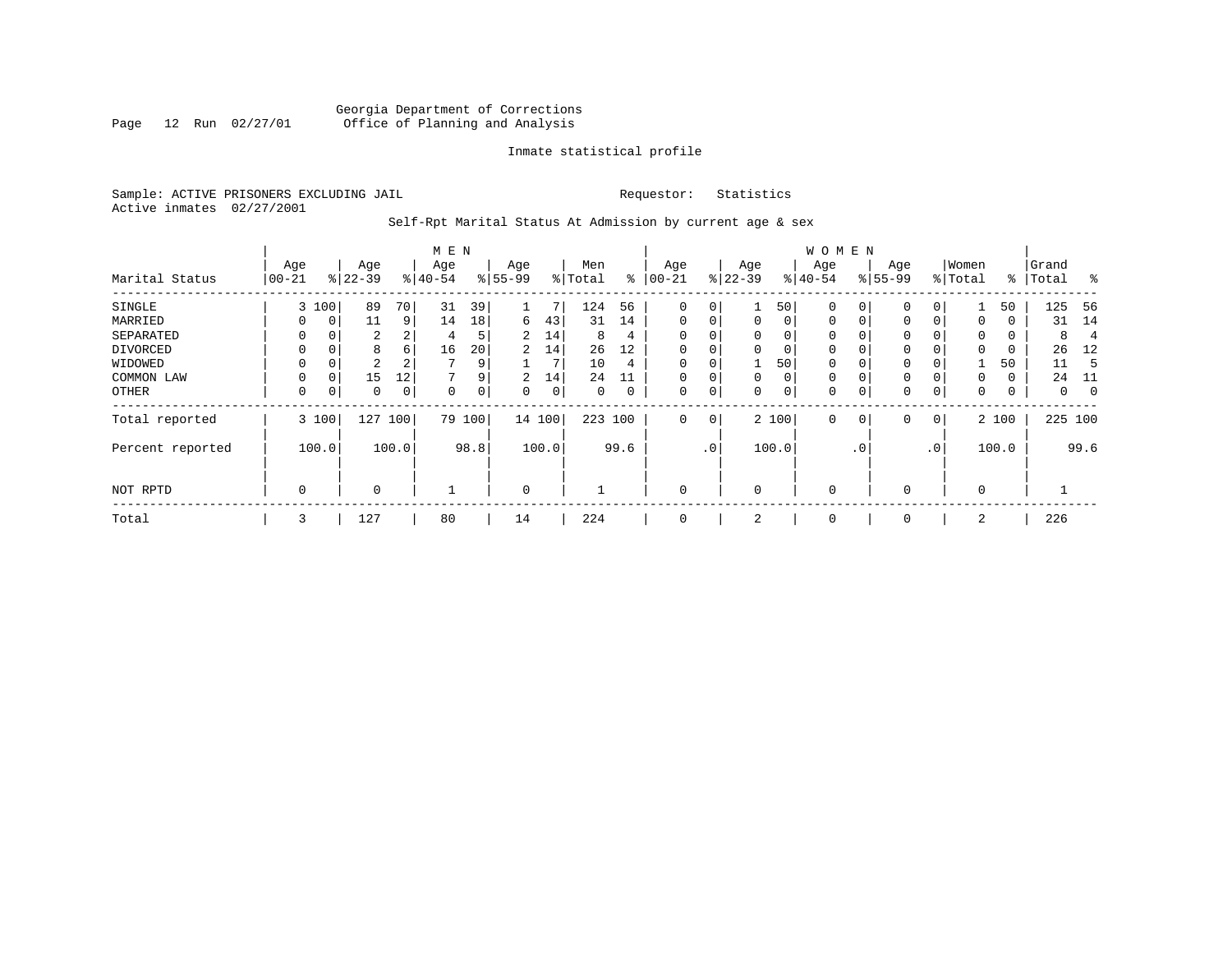Georgia Department of Corrections
Office of Planning and Analysis

Inmate statistical profile

Sample: ACTIVE PRISONERS EXCLUDING JAIL

Requestor: Statistics

Active inmates 02/27/2001

Self-Rpt Marital Status At Admission by current age & sex

| Marital Status | MEN Age 00-21 | % | Age 22-39 | % | Age 40-54 | % | Age 55-99 | % | Men Total | % | WOMEN Age 00-21 | % | Age 22-39 | % | Age 40-54 | % | Age 55-99 | % | Women Total | % | Grand Total | % |
|---|---|---|---|---|---|---|---|---|---|---|---|---|---|---|---|---|---|---|---|---|---|---|
| SINGLE | 3 | 100 | 89 | 70 | 31 | 39 | 1 | 7 | 124 | 56 | 0 | 0 | 1 | 50 | 0 | 0 | 0 | 0 | 1 | 50 | 125 | 56 |
| MARRIED | 0 | 0 | 11 | 9 | 14 | 18 | 6 | 43 | 31 | 14 | 0 | 0 | 0 | 0 | 0 | 0 | 0 | 0 | 0 | 0 | 31 | 14 |
| SEPARATED | 0 | 0 | 2 | 2 | 4 | 5 | 2 | 14 | 8 | 4 | 0 | 0 | 0 | 0 | 0 | 0 | 0 | 0 | 0 | 0 | 8 | 4 |
| DIVORCED | 0 | 0 | 8 | 6 | 16 | 20 | 2 | 14 | 26 | 12 | 0 | 0 | 0 | 0 | 0 | 0 | 0 | 0 | 0 | 0 | 26 | 12 |
| WIDOWED | 0 | 0 | 2 | 2 | 7 | 9 | 1 | 7 | 10 | 4 | 0 | 0 | 1 | 50 | 0 | 0 | 0 | 0 | 1 | 50 | 11 | 5 |
| COMMON LAW | 0 | 0 | 15 | 12 | 7 | 9 | 2 | 14 | 24 | 11 | 0 | 0 | 0 | 0 | 0 | 0 | 0 | 0 | 0 | 0 | 24 | 11 |
| OTHER | 0 | 0 | 0 | 0 | 0 | 0 | 0 | 0 | 0 | 0 | 0 | 0 | 0 | 0 | 0 | 0 | 0 | 0 | 0 | 0 | 0 | 0 |
| Total reported | 3 | 100 | 127 | 100 | 79 | 100 | 14 | 100 | 223 | 100 | 0 | 0 | 2 | 100 | 0 | 0 | 0 | 0 | 2 | 100 | 225 | 100 |
| Percent reported | 100.0 | | 100.0 | | 98.8 | | 100.0 | | 99.6 | | .0 | | 100.0 | | .0 | | .0 | | 100.0 | | 99.6 | |
| NOT RPTD | 0 | | 0 | | 1 | | 0 | | 1 | | 0 | | 0 | | 0 | | 0 | | 0 | | 1 | |
| Total | 3 | | 127 | | 80 | | 14 | | 224 | | 0 | | 2 | | 0 | | 0 | | 2 | | 226 | |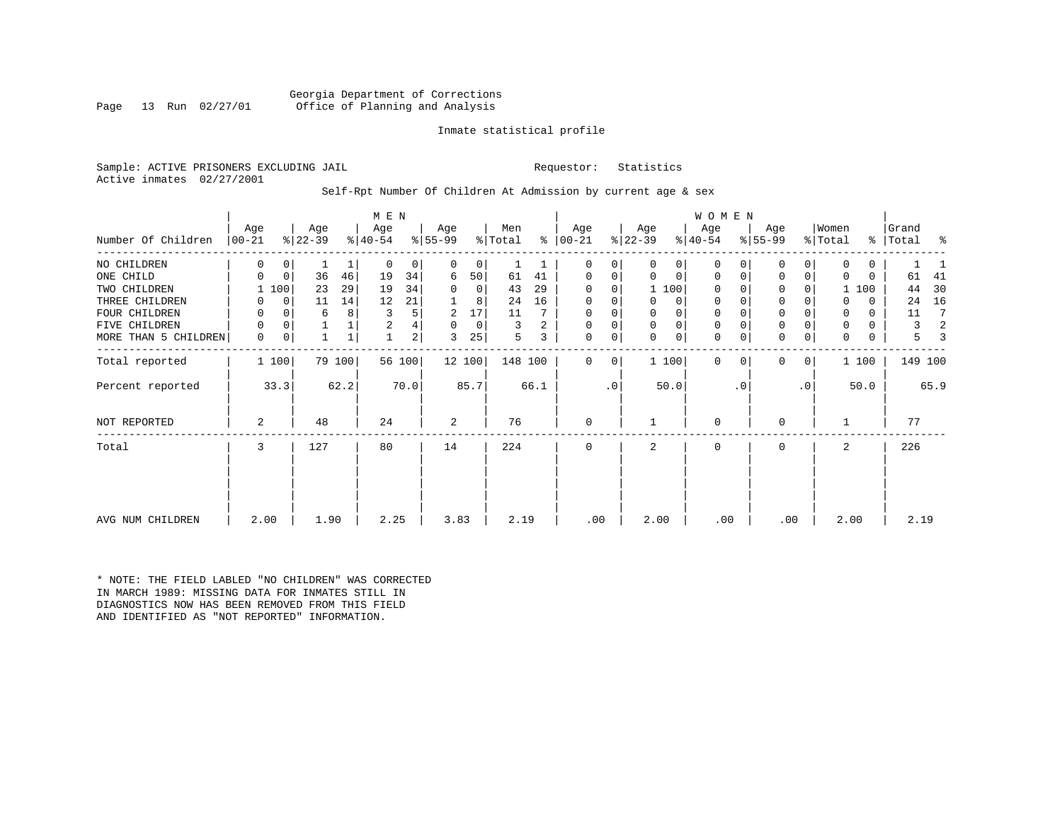Georgia Department of Corrections
Office of Planning and Analysis

Inmate statistical profile

Sample: ACTIVE PRISONERS EXCLUDING JAIL

Requestor: Statistics

Active inmates 02/27/2001

Self-Rpt Number Of Children At Admission by current age & sex

| Number Of Children | MEN Age 00-21 | % | Age 22-39 | % | Age 40-54 | % | Age 55-99 | % | Men Total | % | WOMEN Age 00-21 | % | Age 22-39 | % | Age 40-54 | % | Age 55-99 | % | Women Total | % | Grand Total | % |
|---|---|---|---|---|---|---|---|---|---|---|---|---|---|---|---|---|---|---|---|---|---|---|
| NO CHILDREN | 0 | 0 | 1 | 1 | 0 | 0 | 0 | 0 | 1 | 1 | 0 | 0 | 0 | 0 | 0 | 0 | 0 | 0 | 0 | 0 | 1 | 1 |
| ONE CHILD | 0 | 0 | 36 | 46 | 19 | 34 | 6 | 50 | 61 | 41 | 0 | 0 | 0 | 0 | 0 | 0 | 0 | 0 | 0 | 0 | 61 | 41 |
| TWO CHILDREN | 1 | 100 | 23 | 29 | 19 | 34 | 0 | 0 | 43 | 29 | 0 | 0 | 1 | 100 | 0 | 0 | 0 | 0 | 1 | 100 | 44 | 30 |
| THREE CHILDREN | 0 | 0 | 11 | 14 | 12 | 21 | 1 | 8 | 24 | 16 | 0 | 0 | 0 | 0 | 0 | 0 | 0 | 0 | 0 | 0 | 24 | 16 |
| FOUR CHILDREN | 0 | 0 | 6 | 8 | 3 | 5 | 2 | 17 | 11 | 7 | 0 | 0 | 0 | 0 | 0 | 0 | 0 | 0 | 0 | 0 | 11 | 7 |
| FIVE CHILDREN | 0 | 0 | 1 | 1 | 2 | 4 | 0 | 0 | 3 | 2 | 0 | 0 | 0 | 0 | 0 | 0 | 0 | 0 | 0 | 0 | 3 | 2 |
| MORE THAN 5 CHILDREN | 0 | 0 | 1 | 1 | 1 | 2 | 3 | 25 | 5 | 3 | 0 | 0 | 0 | 0 | 0 | 0 | 0 | 0 | 0 | 0 | 5 | 3 |
| Total reported | 1 | 100 | 79 | 100 | 56 | 100 | 12 | 100 | 148 | 100 | 0 | 0 | 1 | 100 | 0 | 0 | 0 | 0 | 1 | 100 | 149 | 100 |
| Percent reported | | 33.3 | | 62.2 | | 70.0 | | 85.7 | | 66.1 | | .0 | | 50.0 | | .0 | | .0 | | 50.0 | | 65.9 |
| NOT REPORTED | 2 | | 48 | | 24 | | 2 | | 76 | | 0 | | 1 | | 0 | | 0 | | 1 | | 77 | |
| Total | 3 | | 127 | | 80 | | 14 | | 224 | | 0 | | 2 | | 0 | | 0 | | 2 | | 226 | |
| AVG NUM CHILDREN | 2.00 | | 1.90 | | 2.25 | | 3.83 | | 2.19 | | .00 | | 2.00 | | .00 | | .00 | | 2.00 | | 2.19 | |

* NOTE: THE FIELD LABLED "NO CHILDREN" WAS CORRECTED IN MARCH 1989: MISSING DATA FOR INMATES STILL IN DIAGNOSTICS NOW HAS BEEN REMOVED FROM THIS FIELD AND IDENTIFIED AS "NOT REPORTED" INFORMATION.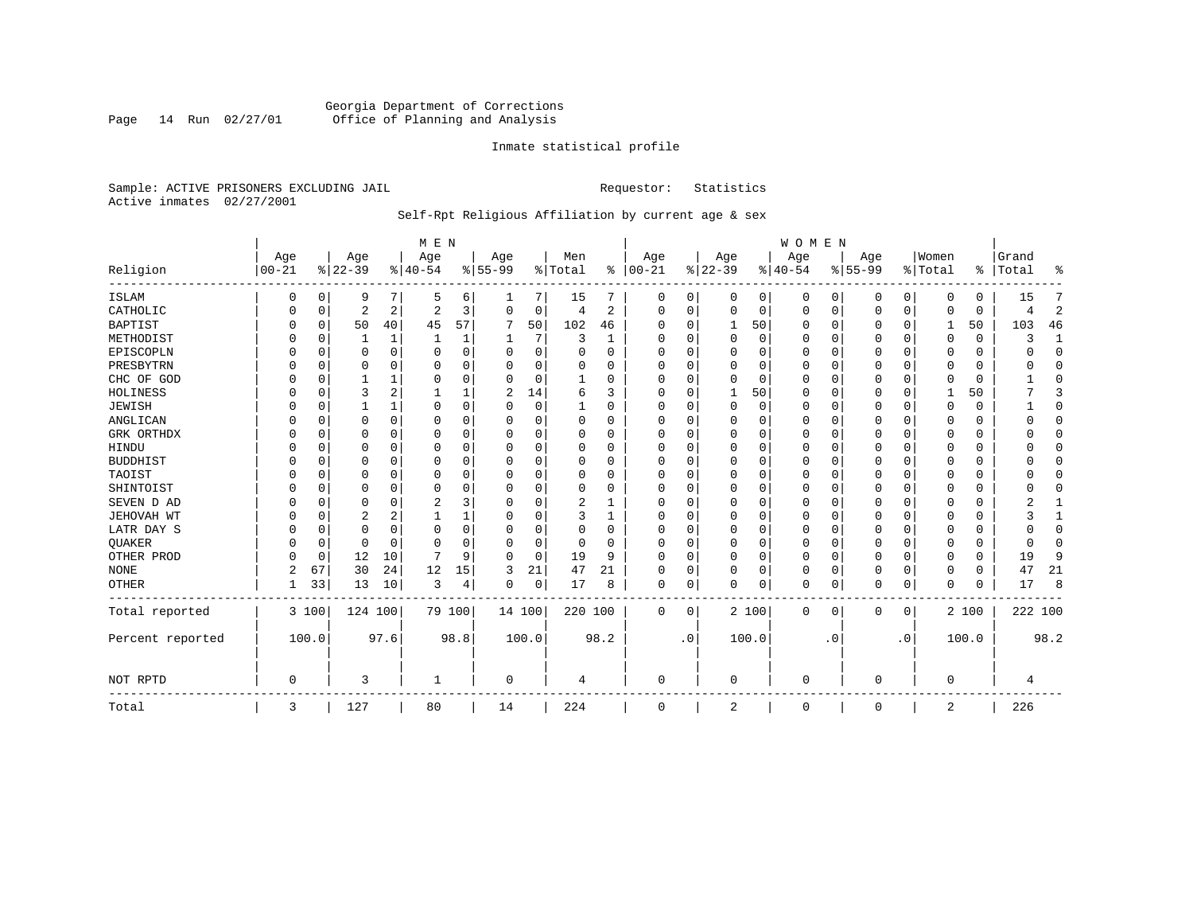Georgia Department of Corrections
Office of Planning and Analysis

Inmate statistical profile

Sample: ACTIVE PRISONERS EXCLUDING JAIL

Requestor: Statistics

Active inmates 02/27/2001

Self-Rpt Religious Affiliation by current age & sex

| Religion | MEN Age 00-21 | % | Age 22-39 | % | Age 40-54 | % | Age 55-99 | % | Men Total | % | WOMEN Age 00-21 | % | Age 22-39 | % | Age 40-54 | % | Age 55-99 | % | Women Total | % | Grand Total | % |
|---|---|---|---|---|---|---|---|---|---|---|---|---|---|---|---|---|---|---|---|---|---|---|
| ISLAM | 0 | 0 | 9 | 7 | 5 | 6 | 1 | 7 | 15 | 7 | 0 | 0 | 0 | 0 | 0 | 0 | 0 | 0 | 0 | 0 | 15 | 7 |
| CATHOLIC | 0 | 0 | 2 | 2 | 2 | 3 | 0 | 0 | 4 | 2 | 0 | 0 | 0 | 0 | 0 | 0 | 0 | 0 | 0 | 0 | 4 | 2 |
| BAPTIST | 0 | 0 | 50 | 40 | 45 | 57 | 7 | 50 | 102 | 46 | 0 | 0 | 1 | 50 | 0 | 0 | 0 | 0 | 1 | 50 | 103 | 46 |
| METHODIST | 0 | 0 | 1 | 1 | 1 | 1 | 1 | 7 | 3 | 1 | 0 | 0 | 0 | 0 | 0 | 0 | 0 | 0 | 0 | 0 | 3 | 1 |
| EPISCOPLN | 0 | 0 | 0 | 0 | 0 | 0 | 0 | 0 | 0 | 0 | 0 | 0 | 0 | 0 | 0 | 0 | 0 | 0 | 0 | 0 | 0 | 0 |
| PRESBYTRN | 0 | 0 | 0 | 0 | 0 | 0 | 0 | 0 | 0 | 0 | 0 | 0 | 0 | 0 | 0 | 0 | 0 | 0 | 0 | 0 | 0 | 0 |
| CHC OF GOD | 0 | 0 | 1 | 1 | 0 | 0 | 0 | 0 | 1 | 0 | 0 | 0 | 0 | 0 | 0 | 0 | 0 | 0 | 0 | 0 | 1 | 0 |
| HOLINESS | 0 | 0 | 3 | 2 | 1 | 1 | 2 | 14 | 6 | 3 | 0 | 0 | 1 | 50 | 0 | 0 | 0 | 0 | 1 | 50 | 7 | 3 |
| JEWISH | 0 | 0 | 1 | 1 | 0 | 0 | 0 | 0 | 1 | 0 | 0 | 0 | 0 | 0 | 0 | 0 | 0 | 0 | 0 | 0 | 1 | 0 |
| ANGLICAN | 0 | 0 | 0 | 0 | 0 | 0 | 0 | 0 | 0 | 0 | 0 | 0 | 0 | 0 | 0 | 0 | 0 | 0 | 0 | 0 | 0 | 0 |
| GRK ORTHDX | 0 | 0 | 0 | 0 | 0 | 0 | 0 | 0 | 0 | 0 | 0 | 0 | 0 | 0 | 0 | 0 | 0 | 0 | 0 | 0 | 0 | 0 |
| HINDU | 0 | 0 | 0 | 0 | 0 | 0 | 0 | 0 | 0 | 0 | 0 | 0 | 0 | 0 | 0 | 0 | 0 | 0 | 0 | 0 | 0 | 0 |
| BUDDHIST | 0 | 0 | 0 | 0 | 0 | 0 | 0 | 0 | 0 | 0 | 0 | 0 | 0 | 0 | 0 | 0 | 0 | 0 | 0 | 0 | 0 | 0 |
| TAOIST | 0 | 0 | 0 | 0 | 0 | 0 | 0 | 0 | 0 | 0 | 0 | 0 | 0 | 0 | 0 | 0 | 0 | 0 | 0 | 0 | 0 | 0 |
| SHINTOIST | 0 | 0 | 0 | 0 | 0 | 0 | 0 | 0 | 0 | 0 | 0 | 0 | 0 | 0 | 0 | 0 | 0 | 0 | 0 | 0 | 0 | 0 |
| SEVEN D AD | 0 | 0 | 0 | 0 | 2 | 3 | 0 | 0 | 2 | 1 | 0 | 0 | 0 | 0 | 0 | 0 | 0 | 0 | 0 | 0 | 2 | 1 |
| JEHOVAH WT | 0 | 0 | 2 | 2 | 1 | 1 | 0 | 0 | 3 | 1 | 0 | 0 | 0 | 0 | 0 | 0 | 0 | 0 | 0 | 0 | 3 | 1 |
| LATR DAY S | 0 | 0 | 0 | 0 | 0 | 0 | 0 | 0 | 0 | 0 | 0 | 0 | 0 | 0 | 0 | 0 | 0 | 0 | 0 | 0 | 0 | 0 |
| QUAKER | 0 | 0 | 0 | 0 | 0 | 0 | 0 | 0 | 0 | 0 | 0 | 0 | 0 | 0 | 0 | 0 | 0 | 0 | 0 | 0 | 0 | 0 |
| OTHER PROD | 0 | 0 | 12 | 10 | 7 | 9 | 0 | 0 | 19 | 9 | 0 | 0 | 0 | 0 | 0 | 0 | 0 | 0 | 0 | 0 | 19 | 9 |
| NONE | 2 | 67 | 30 | 24 | 12 | 15 | 3 | 21 | 47 | 21 | 0 | 0 | 0 | 0 | 0 | 0 | 0 | 0 | 0 | 0 | 47 | 21 |
| OTHER | 1 | 33 | 13 | 10 | 3 | 4 | 0 | 0 | 17 | 8 | 0 | 0 | 0 | 0 | 0 | 0 | 0 | 0 | 0 | 0 | 17 | 8 |
| Total reported | 3 | 100 | 124 | 100 | 79 | 100 | 14 | 100 | 220 | 100 | 0 | 0 | 2 | 100 | 0 | 0 | 0 | 0 | 2 | 100 | 222 | 100 |
| Percent reported | | 100.0 | | 97.6 | | 98.8 | | 100.0 | | 98.2 | | .0 | | 100.0 | | .0 | | .0 | | 100.0 | | 98.2 |
| NOT RPTD | 0 | | 3 | | 1 | | 0 | | 4 | | 0 | | 0 | | 0 | | 0 | | 0 | | 4 | |
| Total | 3 | | 127 | | 80 | | 14 | | 224 | | 0 | | 2 | | 0 | | 0 | | 2 | | 226 | |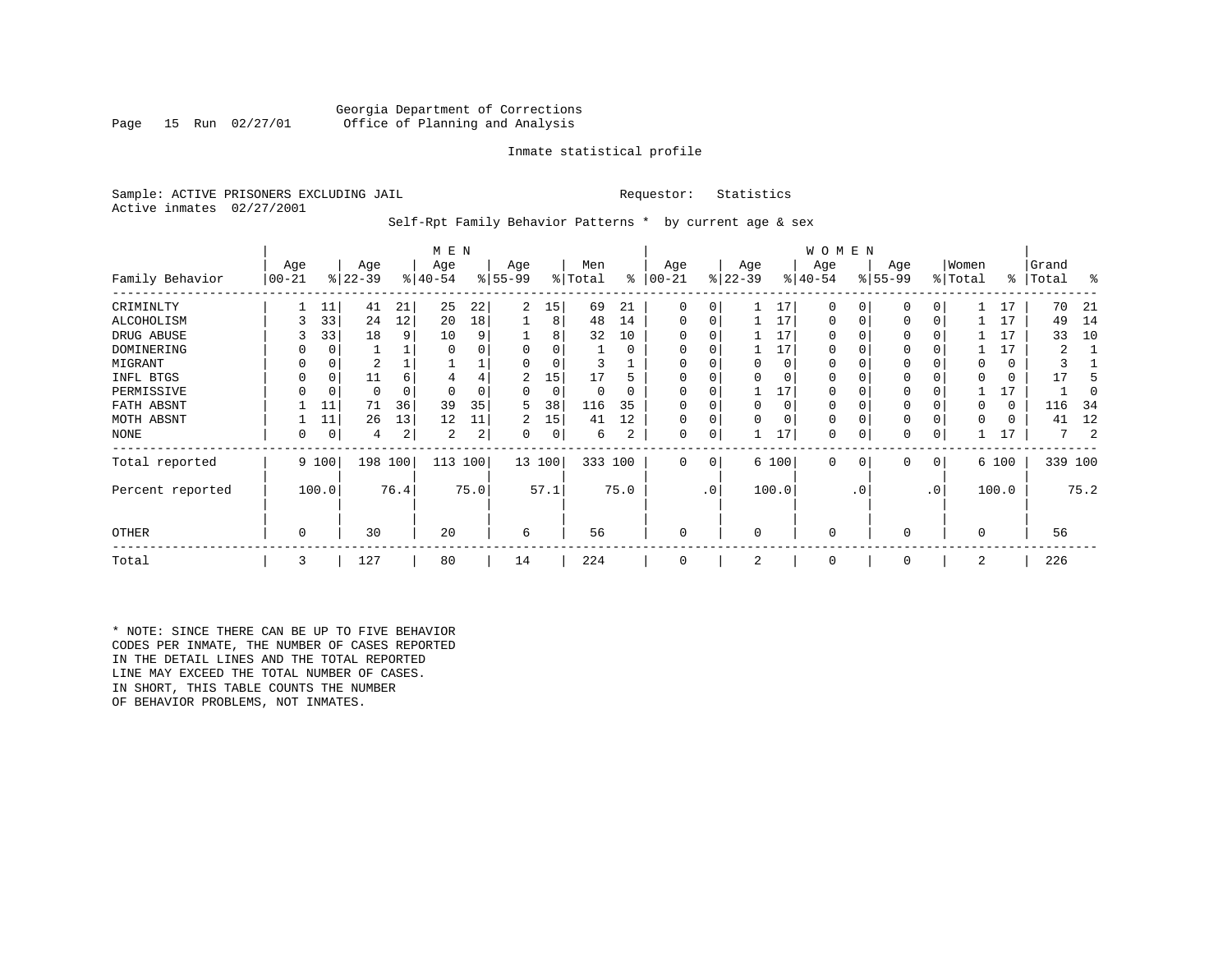Georgia Department of Corrections
Office of Planning and Analysis

Inmate statistical profile

Sample: ACTIVE PRISONERS EXCLUDING JAIL    Requestor: Statistics
Active inmates 02/27/2001

Self-Rpt Family Behavior Patterns * by current age & sex

| Family Behavior | MEN Age 00-21 | % | Age 22-39 | % | Age 40-54 | % | Age 55-99 | % | Men Total | % | WOMEN Age 00-21 | % | Age 22-39 | % | Age 40-54 | % | Age 55-99 | % | Women Total | % | Grand Total | % |
|---|---|---|---|---|---|---|---|---|---|---|---|---|---|---|---|---|---|---|---|---|---|---|
| CRIMINLTY | 1 | 11 | 41 | 21 | 25 | 22 | 2 | 15 | 69 | 21 | 0 | 0 | 1 | 17 | 0 | 0 | 0 | 0 | 1 | 17 | 70 | 21 |
| ALCOHOLISM | 3 | 33 | 24 | 12 | 20 | 18 | 1 | 8 | 48 | 14 | 0 | 0 | 1 | 17 | 0 | 0 | 0 | 0 | 1 | 17 | 49 | 14 |
| DRUG ABUSE | 3 | 33 | 18 | 9 | 10 | 9 | 1 | 8 | 32 | 10 | 0 | 0 | 1 | 17 | 0 | 0 | 0 | 0 | 1 | 17 | 33 | 10 |
| DOMINERING | 0 | 0 | 1 | 1 | 0 | 0 | 0 | 0 | 1 | 0 | 0 | 0 | 1 | 17 | 0 | 0 | 0 | 0 | 1 | 17 | 2 | 1 |
| MIGRANT | 0 | 0 | 2 | 1 | 1 | 1 | 0 | 0 | 3 | 1 | 0 | 0 | 0 | 0 | 0 | 0 | 0 | 0 | 0 | 0 | 3 | 1 |
| INFL BTGS | 0 | 0 | 11 | 6 | 4 | 4 | 2 | 15 | 17 | 5 | 0 | 0 | 0 | 0 | 0 | 0 | 0 | 0 | 0 | 0 | 17 | 5 |
| PERMISSIVE | 0 | 0 | 0 | 0 | 0 | 0 | 0 | 0 | 0 | 0 | 0 | 0 | 1 | 17 | 0 | 0 | 0 | 0 | 1 | 17 | 1 | 0 |
| FATH ABSNT | 1 | 11 | 71 | 36 | 39 | 35 | 5 | 38 | 116 | 35 | 0 | 0 | 0 | 0 | 0 | 0 | 0 | 0 | 0 | 0 | 116 | 34 |
| MOTH ABSNT | 1 | 11 | 26 | 13 | 12 | 11 | 2 | 15 | 41 | 12 | 0 | 0 | 0 | 0 | 0 | 0 | 0 | 0 | 0 | 0 | 41 | 12 |
| NONE | 0 | 0 | 4 | 2 | 2 | 2 | 0 | 0 | 6 | 2 | 0 | 0 | 1 | 17 | 0 | 0 | 0 | 0 | 1 | 17 | 7 | 2 |
| Total reported | 9 | 100 | 198 | 100 | 113 | 100 | 13 | 100 | 333 | 100 | 0 | 0 | 6 | 100 | 0 | 0 | 0 | 0 | 6 | 100 | 339 | 100 |
| Percent reported | | 100.0 | | 76.4 | | 75.0 | | 57.1 | | 75.0 | | .0 | | 100.0 | | .0 | | .0 | | 100.0 | | 75.2 |
| OTHER | 0 | | 30 | | 20 | | 6 | | 56 | | 0 | | 0 | | 0 | | 0 | | 0 | | 56 | |
| Total | 3 | | 127 | | 80 | | 14 | | 224 | | 0 | | 2 | | 0 | | 0 | | 2 | | 226 | |

* NOTE: SINCE THERE CAN BE UP TO FIVE BEHAVIOR CODES PER INMATE, THE NUMBER OF CASES REPORTED IN THE DETAIL LINES AND THE TOTAL REPORTED LINE MAY EXCEED THE TOTAL NUMBER OF CASES. IN SHORT, THIS TABLE COUNTS THE NUMBER OF BEHAVIOR PROBLEMS, NOT INMATES.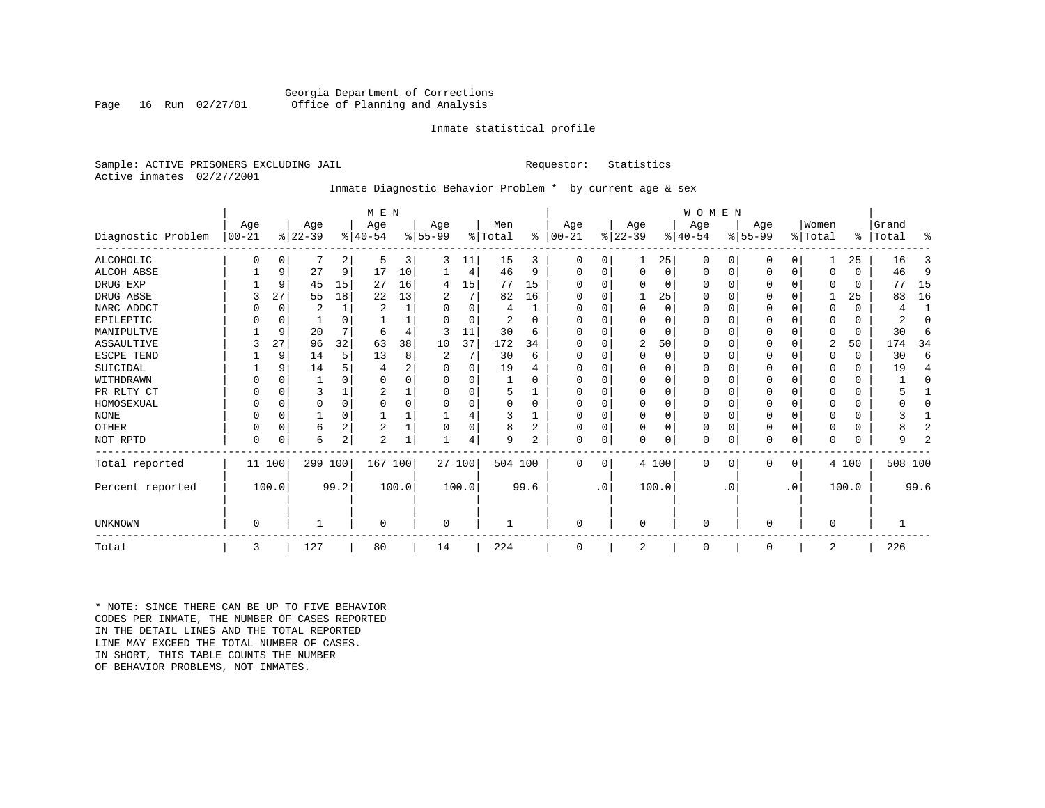Georgia Department of Corrections
Office of Planning and Analysis

Inmate statistical profile

Sample: ACTIVE PRISONERS EXCLUDING JAIL        Requestor: Statistics
Active inmates 02/27/2001

Inmate Diagnostic Behavior Problem * by current age & sex

| | MEN | | | | | | | | | | WOMEN | | | | | | | | | | | |
|---|---|---|---|---|---|---|---|---|---|---|---|---|---|---|---|---|---|---|---|---|---|---|
| Diagnostic Problem | Age 00-21 | % | Age 22-39 | % | Age 40-54 | % | Age 55-99 | % | Men Total | % | Age 00-21 | % | Age 22-39 | % | Age 40-54 | % | Age 55-99 | % | Women Total | % | Grand Total | % |
| ALCOHOLIC | 0 | 0 | 7 | 2 | 5 | 3 | 3 | 11 | 15 | 3 | 0 | 0 | 1 | 25 | 0 | 0 | 0 | 0 | 1 | 25 | 16 | 3 |
| ALCOH ABSE | 1 | 9 | 27 | 9 | 17 | 10 | 1 | 4 | 46 | 9 | 0 | 0 | 0 | 0 | 0 | 0 | 0 | 0 | 0 | 0 | 46 | 9 |
| DRUG EXP | 1 | 9 | 45 | 15 | 27 | 16 | 4 | 15 | 77 | 15 | 0 | 0 | 0 | 0 | 0 | 0 | 0 | 0 | 0 | 0 | 77 | 15 |
| DRUG ABSE | 3 | 27 | 55 | 18 | 22 | 13 | 2 | 7 | 82 | 16 | 0 | 0 | 1 | 25 | 0 | 0 | 0 | 0 | 1 | 25 | 83 | 16 |
| NARC ADDCT | 0 | 0 | 2 | 1 | 2 | 1 | 0 | 0 | 4 | 1 | 0 | 0 | 0 | 0 | 0 | 0 | 0 | 0 | 0 | 0 | 4 | 1 |
| EPILEPTIC | 0 | 0 | 1 | 0 | 1 | 1 | 0 | 0 | 2 | 0 | 0 | 0 | 0 | 0 | 0 | 0 | 0 | 0 | 0 | 0 | 2 | 0 |
| MANIPULTVE | 1 | 9 | 20 | 7 | 6 | 4 | 3 | 11 | 30 | 6 | 0 | 0 | 0 | 0 | 0 | 0 | 0 | 0 | 0 | 0 | 30 | 6 |
| ASSAULTIVE | 3 | 27 | 96 | 32 | 63 | 38 | 10 | 37 | 172 | 34 | 0 | 0 | 2 | 50 | 0 | 0 | 0 | 0 | 2 | 50 | 174 | 34 |
| ESCPE TEND | 1 | 9 | 14 | 5 | 13 | 8 | 2 | 7 | 30 | 6 | 0 | 0 | 0 | 0 | 0 | 0 | 0 | 0 | 0 | 0 | 30 | 6 |
| SUICIDAL | 1 | 9 | 14 | 5 | 4 | 2 | 0 | 0 | 19 | 4 | 0 | 0 | 0 | 0 | 0 | 0 | 0 | 0 | 0 | 0 | 19 | 4 |
| WITHDRAWN | 0 | 0 | 1 | 0 | 0 | 0 | 0 | 0 | 1 | 0 | 0 | 0 | 0 | 0 | 0 | 0 | 0 | 0 | 0 | 0 | 1 | 0 |
| PR RLTY CT | 0 | 0 | 3 | 1 | 2 | 1 | 0 | 0 | 5 | 1 | 0 | 0 | 0 | 0 | 0 | 0 | 0 | 0 | 0 | 0 | 5 | 1 |
| HOMOSEXUAL | 0 | 0 | 0 | 0 | 0 | 0 | 0 | 0 | 0 | 0 | 0 | 0 | 0 | 0 | 0 | 0 | 0 | 0 | 0 | 0 | 0 | 0 |
| NONE | 0 | 0 | 1 | 0 | 1 | 1 | 1 | 4 | 3 | 1 | 0 | 0 | 0 | 0 | 0 | 0 | 0 | 0 | 0 | 0 | 3 | 1 |
| OTHER | 0 | 0 | 6 | 2 | 2 | 1 | 0 | 0 | 8 | 2 | 0 | 0 | 0 | 0 | 0 | 0 | 0 | 0 | 0 | 0 | 8 | 2 |
| NOT RPTD | 0 | 0 | 6 | 2 | 2 | 1 | 1 | 4 | 9 | 2 | 0 | 0 | 0 | 0 | 0 | 0 | 0 | 0 | 0 | 0 | 9 | 2 |
| Total reported | 11 | 100 | 299 | 100 | 167 | 100 | 27 | 100 | 504 | 100 | 0 | 0 | 4 | 100 | 0 | 0 | 0 | 0 | 4 | 100 | 508 | 100 |
| Percent reported | | 100.0 | | 99.2 | | 100.0 | | 100.0 | | 99.6 | | .0 | | 100.0 | | .0 | | .0 | | 100.0 | | 99.6 |
| UNKNOWN | 0 | | 1 | | 0 | | 0 | | 1 | | 0 | | 0 | | 0 | | 0 | | 0 | | 1 | |
| Total | 3 | | 127 | | 80 | | 14 | | 224 | | 0 | | 2 | | 0 | | 0 | | 2 | | 226 | |

* NOTE: SINCE THERE CAN BE UP TO FIVE BEHAVIOR CODES PER INMATE, THE NUMBER OF CASES REPORTED IN THE DETAIL LINES AND THE TOTAL REPORTED LINE MAY EXCEED THE TOTAL NUMBER OF CASES. IN SHORT, THIS TABLE COUNTS THE NUMBER OF BEHAVIOR PROBLEMS, NOT INMATES.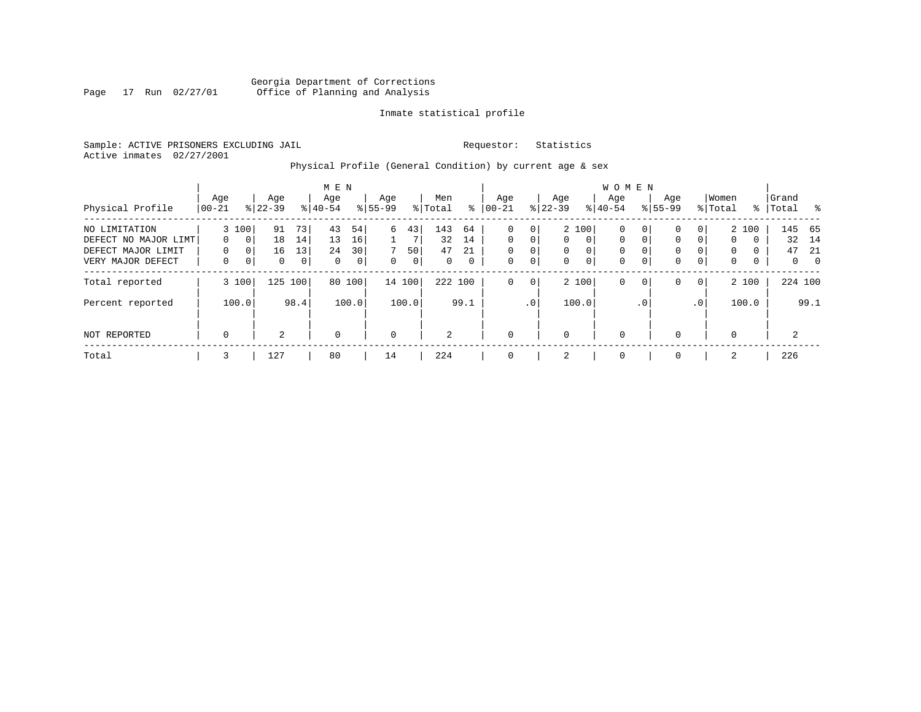Georgia Department of Corrections
Office of Planning and Analysis

Inmate statistical profile

Sample: ACTIVE PRISONERS EXCLUDING JAIL

Requestor: Statistics

Active inmates 02/27/2001

Physical Profile (General Condition) by current age & sex

| Physical Profile | MEN Age 00-21 | % | Age 22-39 | % | Age 40-54 | % | Age 55-99 | % | Men Total | % | WOMEN Age 00-21 | % | Age 22-39 | % | Age 40-54 | % | Age 55-99 | % | Women Total | % | Grand Total | % |
|---|---|---|---|---|---|---|---|---|---|---|---|---|---|---|---|---|---|---|---|---|---|---|
| NO LIMITATION | 3 | 100 | 91 | 73 | 43 | 54 | 6 | 43 | 143 | 64 | 0 | 0 | 2 | 100 | 0 | 0 | 0 | 0 | 2 | 100 | 145 | 65 |
| DEFECT NO MAJOR LIMT | 0 | 0 | 18 | 14 | 13 | 16 | 1 | 7 | 32 | 14 | 0 | 0 | 0 | 0 | 0 | 0 | 0 | 0 | 0 | 0 | 32 | 14 |
| DEFECT MAJOR LIMIT | 0 | 0 | 16 | 13 | 24 | 30 | 7 | 50 | 47 | 21 | 0 | 0 | 0 | 0 | 0 | 0 | 0 | 0 | 0 | 0 | 47 | 21 |
| VERY MAJOR DEFECT | 0 | 0 | 0 | 0 | 0 | 0 | 0 | 0 | 0 | 0 | 0 | 0 | 0 | 0 | 0 | 0 | 0 | 0 | 0 | 0 | 0 | 0 |
| Total reported | 3 | 100 | 125 | 100 | 80 | 100 | 14 | 100 | 222 | 100 | 0 | 0 | 2 | 100 | 0 | 0 | 0 | 0 | 2 | 100 | 224 | 100 |
| Percent reported | | 100.0 | | 98.4 | | 100.0 | | 100.0 | | 99.1 | | .0 | | 100.0 | | .0 | | .0 | | 100.0 | | 99.1 |
| NOT REPORTED | 0 | | 2 | | 0 | | 0 | | 2 | | 0 | | 0 | | 0 | | 0 | | 0 | | 2 | |
| Total | 3 | | 127 | | 80 | | 14 | | 224 | | 0 | | 2 | | 0 | | 0 | | 2 | | 226 | |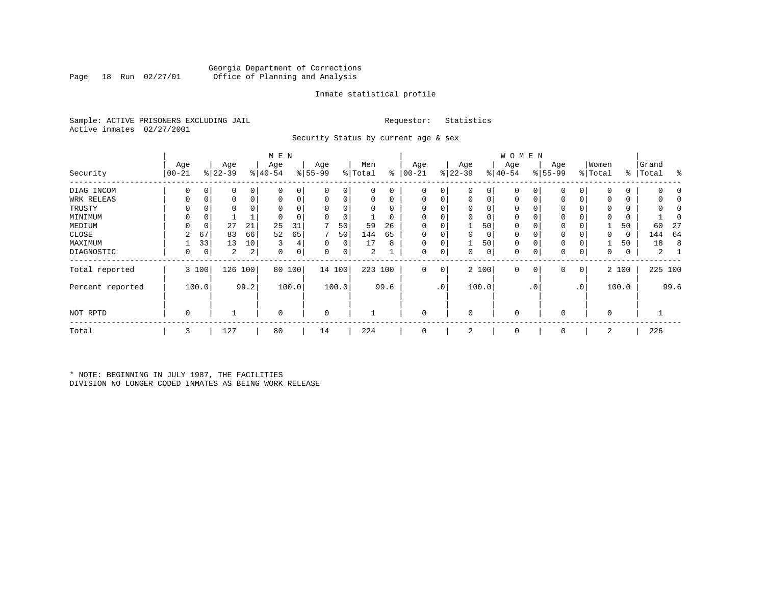Georgia Department of Corrections
Office of Planning and Analysis

Inmate statistical profile

Sample: ACTIVE PRISONERS EXCLUDING JAIL    Requestor: Statistics
Active inmates 02/27/2001

Security Status by current age & sex

| Security | MEN Age 00-21 | % | Age 22-39 | % | Age 40-54 | % | Age 55-99 | % | Men Total | % | WOMEN Age 00-21 | % | Age 22-39 | % | Age 40-54 | % | Age 55-99 | % | Women Total | % | Grand Total | % |
|---|---|---|---|---|---|---|---|---|---|---|---|---|---|---|---|---|---|---|---|---|---|---|
| DIAG INCOM | 0 | 0 | 0 | 0 | 0 | 0 | 0 | 0 | 0 | 0 | 0 | 0 | 0 | 0 | 0 | 0 | 0 | 0 | 0 | 0 | 0 | 0 |
| WRK RELEAS | 0 | 0 | 0 | 0 | 0 | 0 | 0 | 0 | 0 | 0 | 0 | 0 | 0 | 0 | 0 | 0 | 0 | 0 | 0 | 0 | 0 | 0 |
| TRUSTY | 0 | 0 | 0 | 0 | 0 | 0 | 0 | 0 | 0 | 0 | 0 | 0 | 0 | 0 | 0 | 0 | 0 | 0 | 0 | 0 | 0 | 0 |
| MINIMUM | 0 | 0 | 1 | 1 | 0 | 0 | 0 | 0 | 1 | 0 | 0 | 0 | 0 | 0 | 0 | 0 | 0 | 0 | 0 | 0 | 1 | 0 |
| MEDIUM | 0 | 0 | 27 | 21 | 25 | 31 | 7 | 50 | 59 | 26 | 0 | 0 | 1 | 50 | 0 | 0 | 0 | 0 | 1 | 50 | 60 | 27 |
| CLOSE | 2 | 67 | 83 | 66 | 52 | 65 | 7 | 50 | 144 | 65 | 0 | 0 | 0 | 0 | 0 | 0 | 0 | 0 | 0 | 0 | 144 | 64 |
| MAXIMUM | 1 | 33 | 13 | 10 | 3 | 4 | 0 | 0 | 17 | 8 | 0 | 0 | 1 | 50 | 0 | 0 | 0 | 0 | 1 | 50 | 18 | 8 |
| DIAGNOSTIC | 0 | 0 | 2 | 2 | 0 | 0 | 0 | 0 | 2 | 1 | 0 | 0 | 0 | 0 | 0 | 0 | 0 | 0 | 0 | 0 | 2 | 1 |
| Total reported | 3 | 100 | 126 | 100 | 80 | 100 | 14 | 100 | 223 | 100 | 0 | 0 | 2 | 100 | 0 | 0 | 0 | 0 | 2 | 100 | 225 | 100 |
| Percent reported | | 100.0 | | 99.2 | | 100.0 | | 100.0 | | 99.6 | | .0 | | 100.0 | | .0 | | .0 | | 100.0 | | 99.6 |
| NOT RPTD | 0 | | 1 | | 0 | | 0 | | 1 | | 0 | | 0 | | 0 | | 0 | | 0 | | 1 | |
| Total | 3 | | 127 | | 80 | | 14 | | 224 | | 0 | | 2 | | 0 | | 0 | | 2 | | 226 | |

* NOTE: BEGINNING IN JULY 1987, THE FACILITIES DIVISION NO LONGER CODED INMATES AS BEING WORK RELEASE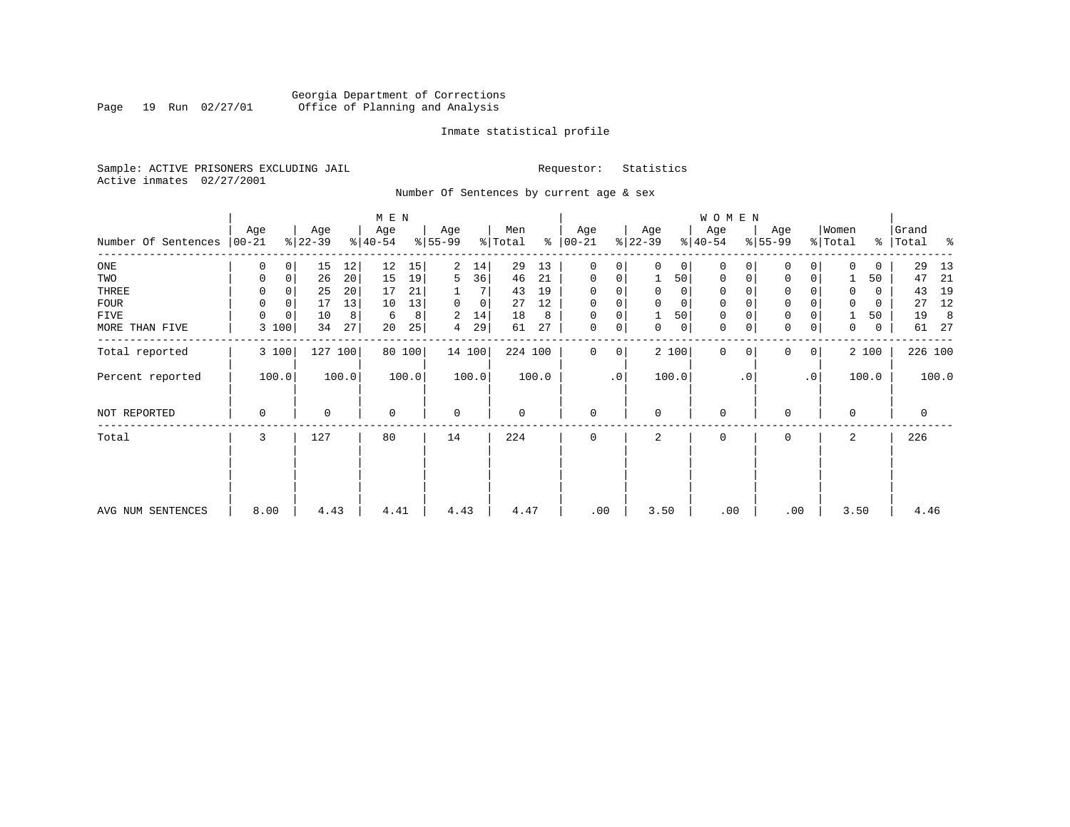Georgia Department of Corrections
Office of Planning and Analysis

Inmate statistical profile

Sample: ACTIVE PRISONERS EXCLUDING JAIL

Requestor: Statistics

Active inmates 02/27/2001

Number Of Sentences by current age & sex

| Number Of Sentences | MEN Age 00-21 | % | Age 22-39 | % | Age 40-54 | % | Age 55-99 | % | Men Total | % | WOMEN Age 00-21 | % | Age 22-39 | % | Age 40-54 | % | Age 55-99 | % | Women Total | % | Grand Total | % |
|---|---|---|---|---|---|---|---|---|---|---|---|---|---|---|---|---|---|---|---|---|---|---|
| ONE | 0 | 0 | 15 | 12 | 12 | 15 | 2 | 14 | 29 | 13 | 0 | 0 | 0 | 0 | 0 | 0 | 0 | 0 | 0 | 0 | 29 | 13 |
| TWO | 0 | 0 | 26 | 20 | 15 | 19 | 5 | 36 | 46 | 21 | 0 | 0 | 1 | 50 | 0 | 0 | 0 | 0 | 1 | 50 | 47 | 21 |
| THREE | 0 | 0 | 25 | 20 | 17 | 21 | 1 | 7 | 43 | 19 | 0 | 0 | 0 | 0 | 0 | 0 | 0 | 0 | 0 | 0 | 43 | 19 |
| FOUR | 0 | 0 | 17 | 13 | 10 | 13 | 0 | 0 | 27 | 12 | 0 | 0 | 0 | 0 | 0 | 0 | 0 | 0 | 0 | 0 | 27 | 12 |
| FIVE | 0 | 0 | 10 | 8 | 6 | 8 | 2 | 14 | 18 | 8 | 0 | 0 | 1 | 50 | 0 | 0 | 0 | 0 | 1 | 50 | 19 | 8 |
| MORE THAN FIVE | 3 | 100 | 34 | 27 | 20 | 25 | 4 | 29 | 61 | 27 | 0 | 0 | 0 | 0 | 0 | 0 | 0 | 0 | 0 | 0 | 61 | 27 |
| Total reported | 3 | 100 | 127 | 100 | 80 | 100 | 14 | 100 | 224 | 100 | 0 | 0 | 2 | 100 | 0 | 0 | 0 | 0 | 2 | 100 | 226 | 100 |
| Percent reported | | 100.0 | | 100.0 | | 100.0 | | 100.0 | | 100.0 | | .0 | | 100.0 | | .0 | | .0 | | 100.0 | | 100.0 |
| NOT REPORTED | 0 | | 0 | | 0 | | 0 | | 0 | | 0 | | 0 | | 0 | | 0 | | 0 | | 0 | |
| Total | 3 | | 127 | | 80 | | 14 | | 224 | | 0 | | 2 | | 0 | | 0 | | 2 | | 226 | |
| AVG NUM SENTENCES | 8.00 | | 4.43 | | 4.41 | | 4.43 | | 4.47 | | .00 | | 3.50 | | .00 | | .00 | | 3.50 | | 4.46 | |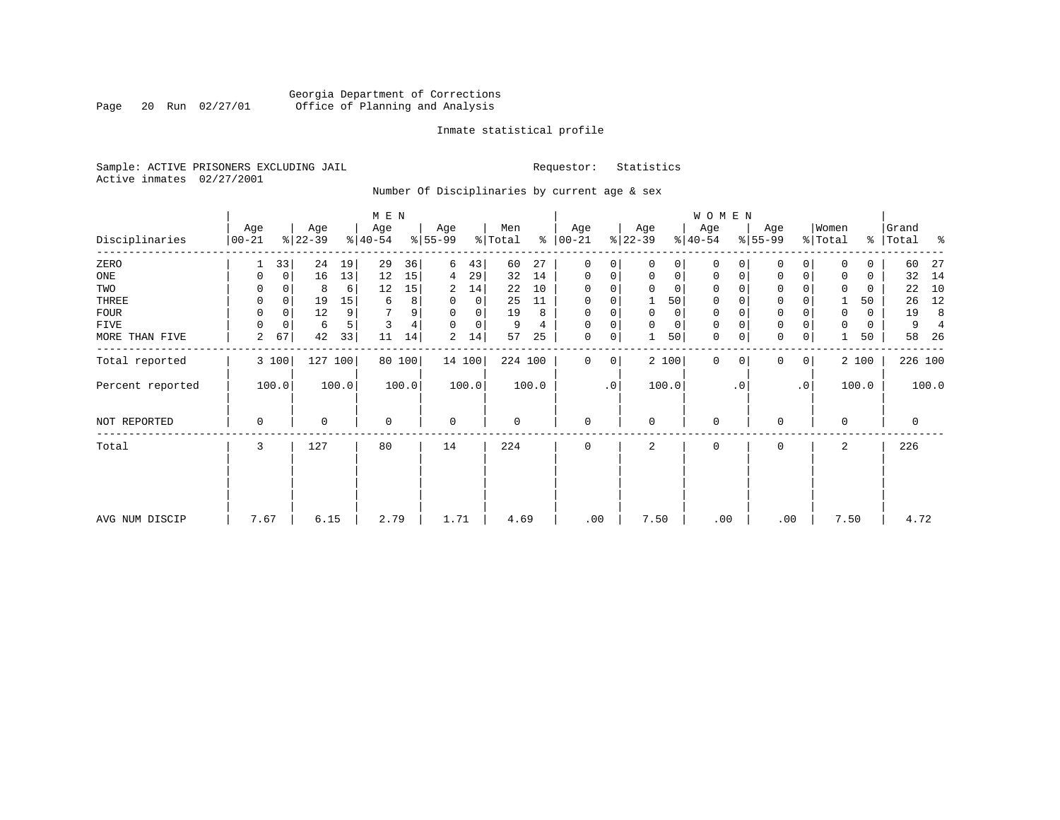Georgia Department of Corrections
Office of Planning and Analysis

Inmate statistical profile

Sample: ACTIVE PRISONERS EXCLUDING JAIL
Active inmates 02/27/2001

Requestor: Statistics

Number Of Disciplinaries by current age & sex

| Disciplinaries | MEN Age 00-21 | % | Age 22-39 | % | Age 40-54 | % | Age 55-99 | % | Men Total | % | WOMEN Age 00-21 | % | Age 22-39 | % | Age 40-54 | % | Age 55-99 | % | Women Total | % | Grand Total | % |
|---|---|---|---|---|---|---|---|---|---|---|---|---|---|---|---|---|---|---|---|---|---|---|
| ZERO | 1 | 33 | 24 | 19 | 29 | 36 | 6 | 43 | 60 | 27 | 0 | 0 | 0 | 0 | 0 | 0 | 0 | 0 | 0 | 0 | 60 | 27 |
| ONE | 0 | 0 | 16 | 13 | 12 | 15 | 4 | 29 | 32 | 14 | 0 | 0 | 0 | 0 | 0 | 0 | 0 | 0 | 0 | 0 | 32 | 14 |
| TWO | 0 | 0 | 8 | 6 | 12 | 15 | 2 | 14 | 22 | 10 | 0 | 0 | 0 | 0 | 0 | 0 | 0 | 0 | 0 | 0 | 22 | 10 |
| THREE | 0 | 0 | 19 | 15 | 6 | 8 | 0 | 0 | 25 | 11 | 0 | 0 | 1 | 50 | 0 | 0 | 0 | 0 | 1 | 50 | 26 | 12 |
| FOUR | 0 | 0 | 12 | 9 | 7 | 9 | 0 | 0 | 19 | 8 | 0 | 0 | 0 | 0 | 0 | 0 | 0 | 0 | 0 | 0 | 19 | 8 |
| FIVE | 0 | 0 | 6 | 5 | 3 | 4 | 0 | 0 | 9 | 4 | 0 | 0 | 0 | 0 | 0 | 0 | 0 | 0 | 0 | 0 | 9 | 4 |
| MORE THAN FIVE | 2 | 67 | 42 | 33 | 11 | 14 | 2 | 14 | 57 | 25 | 0 | 0 | 1 | 50 | 0 | 0 | 0 | 0 | 1 | 50 | 58 | 26 |
| Total reported | 3 | 100 | 127 | 100 | 80 | 100 | 14 | 100 | 224 | 100 | 0 | 0 | 2 | 100 | 0 | 0 | 0 | 0 | 2 | 100 | 226 | 100 |
| Percent reported | 100.0 | | 100.0 | | 100.0 | | 100.0 | | 100.0 | | .0 | | 100.0 | | .0 | | .0 | | 100.0 | | 100.0 | |
| NOT REPORTED | 0 | | 0 | | 0 | | 0 | | 0 | | 0 | | 0 | | 0 | | 0 | | 0 | | 0 | |
| Total | 3 | | 127 | | 80 | | 14 | | 224 | | 0 | | 2 | | 0 | | 0 | | 2 | | 226 | |
| AVG NUM DISCIP | 7.67 | | 6.15 | | 2.79 | | 1.71 | | 4.69 | | .00 | | 7.50 | | .00 | | .00 | | 7.50 | | 4.72 | |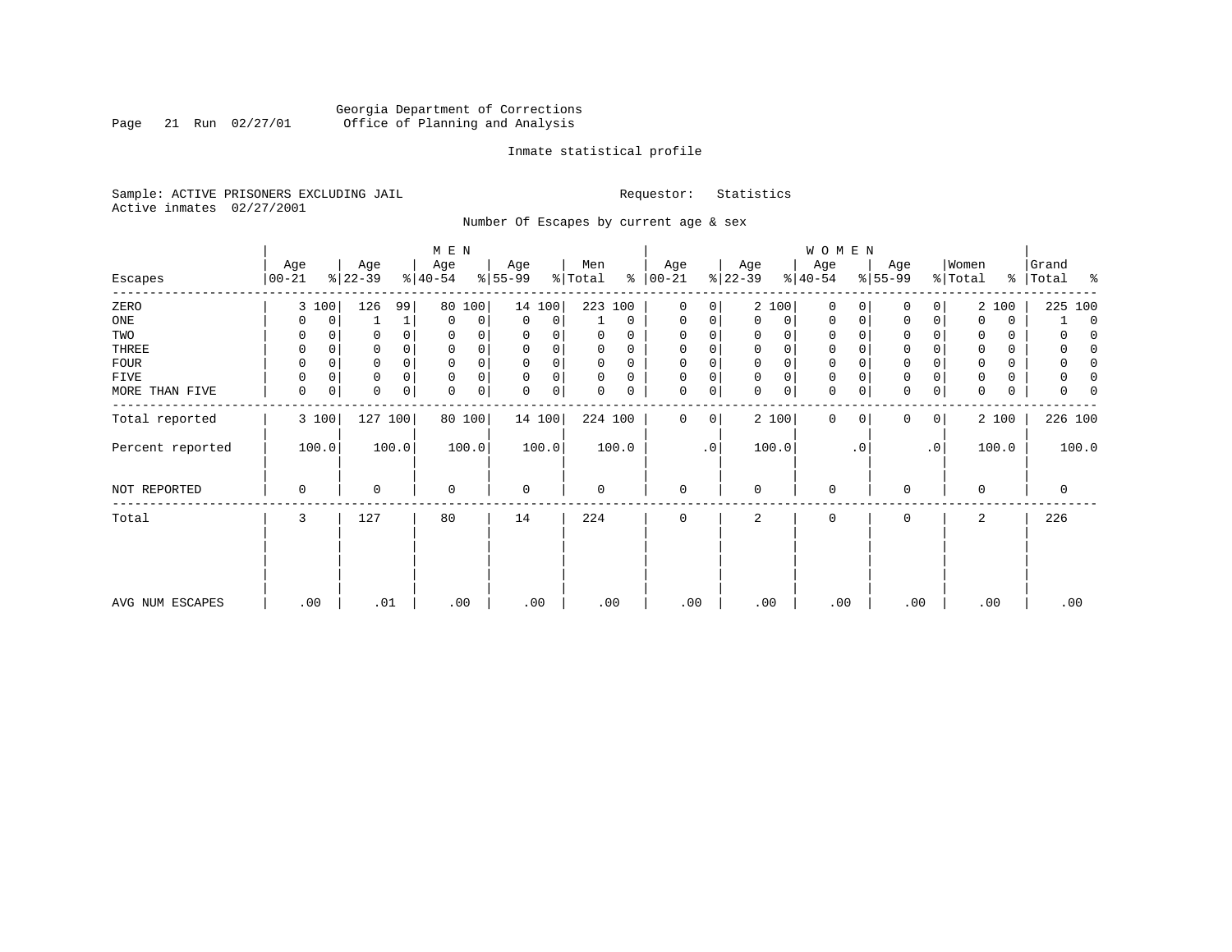Georgia Department of Corrections
Office of Planning and Analysis

Inmate statistical profile

Sample: ACTIVE PRISONERS EXCLUDING JAIL    Requestor: Statistics
Active inmates 02/27/2001

Number Of Escapes by current age & sex

| Escapes | MEN Age 00-21 | % | Age 22-39 | % | Age 40-54 | % | Age 55-99 | % | Men Total | % | WOMEN Age 00-21 | % | Age 22-39 | % | Age 40-54 | % | Age 55-99 | % | Women Total | % | Grand Total | % |
|---|---|---|---|---|---|---|---|---|---|---|---|---|---|---|---|---|---|---|---|---|---|---|
| ZERO | 3 | 100 | 126 | 99 | 80 | 100 | 14 | 100 | 223 | 100 | 0 | 0 | 2 | 100 | 0 | 0 | 0 | 0 | 2 | 100 | 225 | 100 |
| ONE | 0 | 0 | 1 | 1 | 0 | 0 | 0 | 0 | 1 | 0 | 0 | 0 | 0 | 0 | 0 | 0 | 0 | 0 | 0 | 0 | 1 | 0 |
| TWO | 0 | 0 | 0 | 0 | 0 | 0 | 0 | 0 | 0 | 0 | 0 | 0 | 0 | 0 | 0 | 0 | 0 | 0 | 0 | 0 | 0 | 0 |
| THREE | 0 | 0 | 0 | 0 | 0 | 0 | 0 | 0 | 0 | 0 | 0 | 0 | 0 | 0 | 0 | 0 | 0 | 0 | 0 | 0 | 0 | 0 |
| FOUR | 0 | 0 | 0 | 0 | 0 | 0 | 0 | 0 | 0 | 0 | 0 | 0 | 0 | 0 | 0 | 0 | 0 | 0 | 0 | 0 | 0 | 0 |
| FIVE | 0 | 0 | 0 | 0 | 0 | 0 | 0 | 0 | 0 | 0 | 0 | 0 | 0 | 0 | 0 | 0 | 0 | 0 | 0 | 0 | 0 | 0 |
| MORE THAN FIVE | 0 | 0 | 0 | 0 | 0 | 0 | 0 | 0 | 0 | 0 | 0 | 0 | 0 | 0 | 0 | 0 | 0 | 0 | 0 | 0 | 0 | 0 |
| Total reported | 3 | 100 | 127 | 100 | 80 | 100 | 14 | 100 | 224 | 100 | 0 | 0 | 2 | 100 | 0 | 0 | 0 | 0 | 2 | 100 | 226 | 100 |
| Percent reported | 100.0 | | 100.0 | | 100.0 | | 100.0 | | 100.0 | | .0 | | 100.0 | | .0 | | .0 | | 100.0 | | 100.0 | |
| NOT REPORTED | 0 | | 0 | | 0 | | 0 | | 0 | | 0 | | 0 | | 0 | | 0 | | 0 | | 0 | |
| Total | 3 | | 127 | | 80 | | 14 | | 224 | | 0 | | 2 | | 0 | | 0 | | 2 | | 226 | |
| AVG NUM ESCAPES | .00 | | .01 | | .00 | | .00 | | .00 | | .00 | | .00 | | .00 | | .00 | | .00 | | .00 | |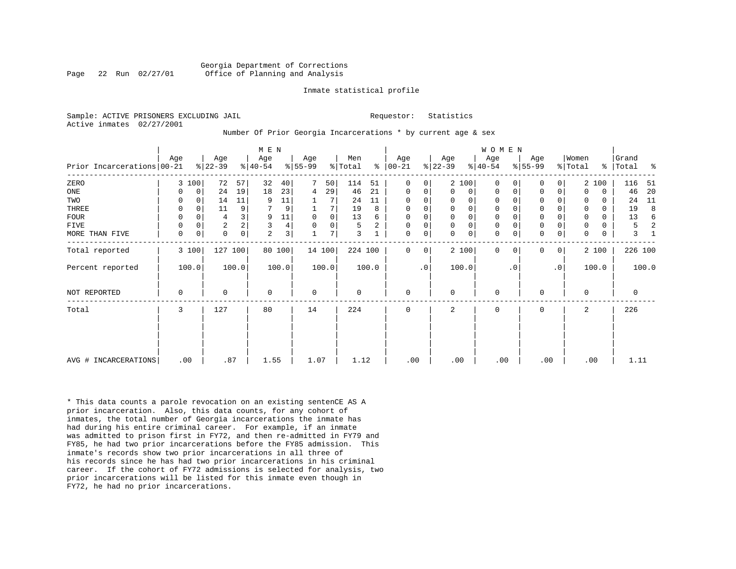Georgia Department of Corrections
Office of Planning and Analysis

Inmate statistical profile

Sample: ACTIVE PRISONERS EXCLUDING JAIL

Requestor: Statistics

Active inmates 02/27/2001

Number Of Prior Georgia Incarcerations * by current age & sex

| Prior Incarcerations | MEN Age 00-21 | % | Age 22-39 | % | Age 40-54 | % | Age 55-99 | % | Men Total | % | WOMEN Age 00-21 | % | Age 22-39 | % | Age 40-54 | % | Age 55-99 | % | Women Total | % | Grand Total | % |
|---|---|---|---|---|---|---|---|---|---|---|---|---|---|---|---|---|---|---|---|---|---|---|
| ZERO | 3 | 100 | 72 | 57 | 32 | 40 | 7 | 50 | 114 | 51 | 0 | 0 | 2 | 100 | 0 | 0 | 0 | 0 | 2 | 100 | 116 | 51 |
| ONE | 0 | 0 | 24 | 19 | 18 | 23 | 4 | 29 | 46 | 21 | 0 | 0 | 0 | 0 | 0 | 0 | 0 | 0 | 0 | 0 | 46 | 20 |
| TWO | 0 | 0 | 14 | 11 | 9 | 11 | 1 | 7 | 24 | 11 | 0 | 0 | 0 | 0 | 0 | 0 | 0 | 0 | 0 | 0 | 24 | 11 |
| THREE | 0 | 0 | 11 | 9 | 7 | 9 | 1 | 7 | 19 | 8 | 0 | 0 | 0 | 0 | 0 | 0 | 0 | 0 | 0 | 0 | 19 | 8 |
| FOUR | 0 | 0 | 4 | 3 | 9 | 11 | 0 | 0 | 13 | 6 | 0 | 0 | 0 | 0 | 0 | 0 | 0 | 0 | 0 | 0 | 13 | 6 |
| FIVE | 0 | 0 | 2 | 2 | 3 | 4 | 0 | 0 | 5 | 2 | 0 | 0 | 0 | 0 | 0 | 0 | 0 | 0 | 0 | 0 | 5 | 2 |
| MORE THAN FIVE | 0 | 0 | 0 | 0 | 2 | 3 | 1 | 7 | 3 | 1 | 0 | 0 | 0 | 0 | 0 | 0 | 0 | 0 | 0 | 0 | 3 | 1 |
| Total reported | 3 | 100 | 127 | 100 | 80 | 100 | 14 | 100 | 224 | 100 | 0 | 0 | 2 | 100 | 0 | 0 | 0 | 0 | 2 | 100 | 226 | 100 |
| Percent reported | 100.0 | | 100.0 | | 100.0 | | 100.0 | | 100.0 | | .0 | | 100.0 | | .0 | | .0 | | 100.0 | | 100.0 | |
| NOT REPORTED | 0 | | 0 | | 0 | | 0 | | 0 | | 0 | | 0 | | 0 | | 0 | | 0 | | 0 | |
| Total | 3 | | 127 | | 80 | | 14 | | 224 | | 0 | | 2 | | 0 | | 0 | | 2 | | 226 | |
| AVG # INCARCERATIONS | .00 | | .87 | | 1.55 | | 1.07 | | 1.12 | | .00 | | .00 | | .00 | | .00 | | .00 | | 1.11 | |

* This data counts a parole revocation on an existing sentenCE AS A prior incarceration. Also, this data counts, for any cohort of inmates, the total number of Georgia incarcerations the inmate has had during his entire criminal career. For example, if an inmate was admitted to prison first in FY72, and then re-admitted in FY79 and FY85, he had two prior incarcerations before the FY85 admission. This inmate's records show two prior incarcerations in all three of his records since he has had two prior incarcerations in his criminal career. If the cohort of FY72 admissions is selected for analysis, two prior incarcerations will be listed for this inmate even though in FY72, he had no prior incarcerations.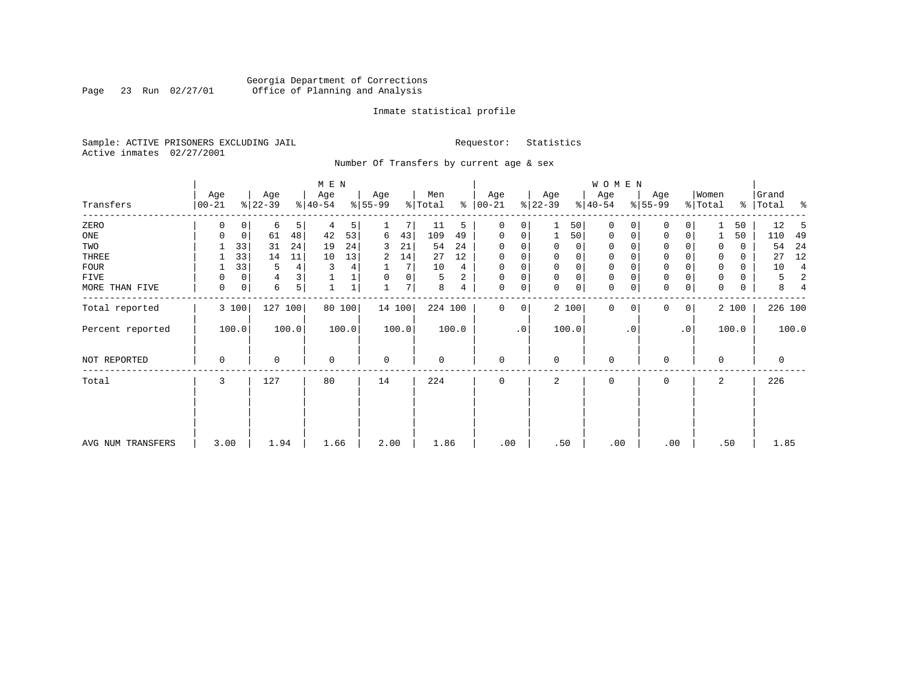Georgia Department of Corrections
Office of Planning and Analysis

Inmate statistical profile

Sample: ACTIVE PRISONERS EXCLUDING JAIL
Active inmates 02/27/2001

Requestor: Statistics

Number Of Transfers by current age & sex

| Transfers | MEN Age 00-21 | % | Age 22-39 | % | Age 40-54 | % | Age 55-99 | % | Men Total | % | WOMEN Age 00-21 | % | Age 22-39 | % | Age 40-54 | % | Age 55-99 | % | Women Total | % | Grand Total | % |
|---|---|---|---|---|---|---|---|---|---|---|---|---|---|---|---|---|---|---|---|---|---|---|
| ZERO | 0 | 0 | 6 | 5 | 4 | 5 | 1 | 7 | 11 | 5 | 0 | 0 | 1 | 50 | 0 | 0 | 0 | 0 | 1 | 50 | 12 | 5 |
| ONE | 0 | 0 | 61 | 48 | 42 | 53 | 6 | 43 | 109 | 49 | 0 | 0 | 1 | 50 | 0 | 0 | 0 | 0 | 1 | 50 | 110 | 49 |
| TWO | 1 | 33 | 31 | 24 | 19 | 24 | 3 | 21 | 54 | 24 | 0 | 0 | 0 | 0 | 0 | 0 | 0 | 0 | 0 | 0 | 54 | 24 |
| THREE | 1 | 33 | 14 | 11 | 10 | 13 | 2 | 14 | 27 | 12 | 0 | 0 | 0 | 0 | 0 | 0 | 0 | 0 | 0 | 0 | 27 | 12 |
| FOUR | 1 | 33 | 5 | 4 | 3 | 4 | 1 | 7 | 10 | 4 | 0 | 0 | 0 | 0 | 0 | 0 | 0 | 0 | 0 | 0 | 10 | 4 |
| FIVE | 0 | 0 | 4 | 3 | 1 | 1 | 0 | 0 | 5 | 2 | 0 | 0 | 0 | 0 | 0 | 0 | 0 | 0 | 0 | 0 | 5 | 2 |
| MORE THAN FIVE | 0 | 0 | 6 | 5 | 1 | 1 | 1 | 7 | 8 | 4 | 0 | 0 | 0 | 0 | 0 | 0 | 0 | 0 | 0 | 0 | 8 | 4 |
| Total reported | 3 | 100 | 127 | 100 | 80 | 100 | 14 | 100 | 224 | 100 | 0 | 0 | 2 | 100 | 0 | 0 | 0 | 0 | 2 | 100 | 226 | 100 |
| Percent reported | 100.0 | | 100.0 | | 100.0 | | 100.0 | | 100.0 | | .0 | | 100.0 | | .0 | | .0 | | 100.0 | | 100.0 | |
| NOT REPORTED | 0 | | 0 | | 0 | | 0 | | 0 | | 0 | | 0 | | 0 | | 0 | | 0 | | 0 | |
| Total | 3 | | 127 | | 80 | | 14 | | 224 | | 0 | | 2 | | 0 | | 0 | | 2 | | 226 | |
| AVG NUM TRANSFERS | 3.00 | | 1.94 | | 1.66 | | 2.00 | | 1.86 | | .00 | | .50 | | .00 | | .00 | | .50 | | 1.85 | |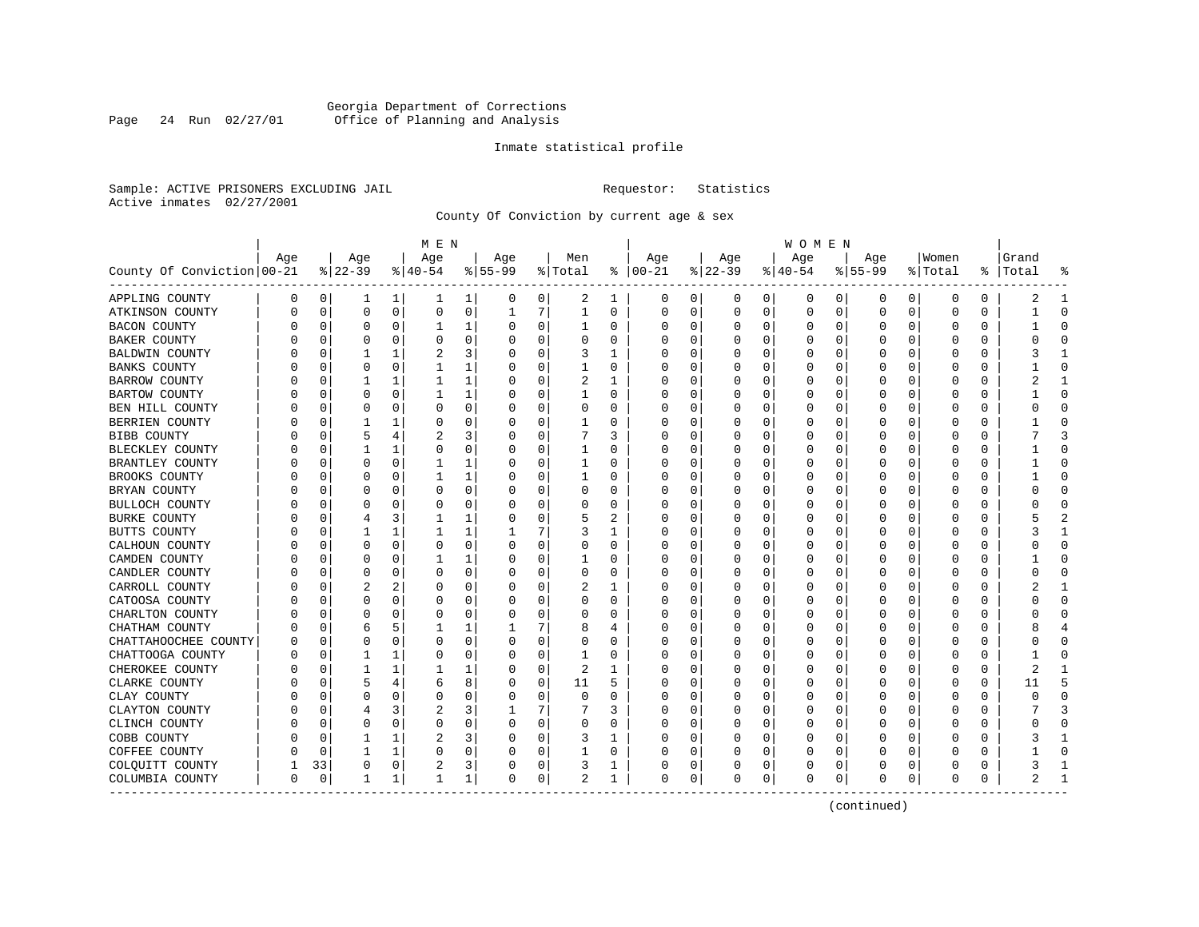Georgia Department of Corrections
Office of Planning and Analysis

Inmate statistical profile

Sample: ACTIVE PRISONERS EXCLUDING JAIL    Requestor: Statistics
Active inmates 02/27/2001

County Of Conviction by current age & sex

| County Of Conviction | MEN Age 00-21 | % | Age 22-39 | % | Age 40-54 | % | Age 55-99 | % | Men Total | % | WOMEN Age 00-21 | % | Age 22-39 | % | Age 40-54 | % | Age 55-99 | % | Women Total | % | Grand Total | % |
|---|---|---|---|---|---|---|---|---|---|---|---|---|---|---|---|---|---|---|---|---|---|---|
| APPLING COUNTY | 0 | 0 | 1 | 1 | 1 | 1 | 0 | 0 | 2 | 1 | 0 | 0 | 0 | 0 | 0 | 0 | 0 | 0 | 0 | 0 | 2 | 1 |
| ATKINSON COUNTY | 0 | 0 | 0 | 0 | 0 | 0 | 1 | 7 | 1 | 0 | 0 | 0 | 0 | 0 | 0 | 0 | 0 | 0 | 0 | 0 | 1 | 0 |
| BACON COUNTY | 0 | 0 | 0 | 0 | 1 | 1 | 0 | 0 | 1 | 0 | 0 | 0 | 0 | 0 | 0 | 0 | 0 | 0 | 0 | 0 | 1 | 0 |
| BAKER COUNTY | 0 | 0 | 0 | 0 | 0 | 0 | 0 | 0 | 0 | 0 | 0 | 0 | 0 | 0 | 0 | 0 | 0 | 0 | 0 | 0 | 0 | 0 |
| BALDWIN COUNTY | 0 | 0 | 1 | 1 | 2 | 3 | 0 | 0 | 3 | 1 | 0 | 0 | 0 | 0 | 0 | 0 | 0 | 0 | 0 | 0 | 3 | 1 |
| BANKS COUNTY | 0 | 0 | 0 | 0 | 1 | 1 | 0 | 0 | 1 | 0 | 0 | 0 | 0 | 0 | 0 | 0 | 0 | 0 | 0 | 0 | 1 | 0 |
| BARROW COUNTY | 0 | 0 | 1 | 1 | 1 | 1 | 0 | 0 | 2 | 1 | 0 | 0 | 0 | 0 | 0 | 0 | 0 | 0 | 0 | 0 | 2 | 1 |
| BARTOW COUNTY | 0 | 0 | 0 | 0 | 1 | 1 | 0 | 0 | 1 | 0 | 0 | 0 | 0 | 0 | 0 | 0 | 0 | 0 | 0 | 0 | 1 | 0 |
| BEN HILL COUNTY | 0 | 0 | 0 | 0 | 0 | 0 | 0 | 0 | 0 | 0 | 0 | 0 | 0 | 0 | 0 | 0 | 0 | 0 | 0 | 0 | 0 | 0 |
| BERRIEN COUNTY | 0 | 0 | 1 | 1 | 0 | 0 | 0 | 0 | 1 | 0 | 0 | 0 | 0 | 0 | 0 | 0 | 0 | 0 | 0 | 0 | 1 | 0 |
| BIBB COUNTY | 0 | 0 | 5 | 4 | 2 | 3 | 0 | 0 | 7 | 3 | 0 | 0 | 0 | 0 | 0 | 0 | 0 | 0 | 0 | 0 | 7 | 3 |
| BLECKLEY COUNTY | 0 | 0 | 1 | 1 | 0 | 0 | 0 | 0 | 1 | 0 | 0 | 0 | 0 | 0 | 0 | 0 | 0 | 0 | 0 | 0 | 1 | 0 |
| BRANTLEY COUNTY | 0 | 0 | 0 | 0 | 1 | 1 | 0 | 0 | 1 | 0 | 0 | 0 | 0 | 0 | 0 | 0 | 0 | 0 | 0 | 0 | 1 | 0 |
| BROOKS COUNTY | 0 | 0 | 0 | 0 | 1 | 1 | 0 | 0 | 1 | 0 | 0 | 0 | 0 | 0 | 0 | 0 | 0 | 0 | 0 | 0 | 1 | 0 |
| BRYAN COUNTY | 0 | 0 | 0 | 0 | 0 | 0 | 0 | 0 | 0 | 0 | 0 | 0 | 0 | 0 | 0 | 0 | 0 | 0 | 0 | 0 | 0 | 0 |
| BULLOCH COUNTY | 0 | 0 | 0 | 0 | 0 | 0 | 0 | 0 | 0 | 0 | 0 | 0 | 0 | 0 | 0 | 0 | 0 | 0 | 0 | 0 | 0 | 0 |
| BURKE COUNTY | 0 | 0 | 4 | 3 | 1 | 1 | 0 | 0 | 5 | 2 | 0 | 0 | 0 | 0 | 0 | 0 | 0 | 0 | 0 | 0 | 5 | 2 |
| BUTTS COUNTY | 0 | 0 | 1 | 1 | 1 | 1 | 1 | 7 | 3 | 1 | 0 | 0 | 0 | 0 | 0 | 0 | 0 | 0 | 0 | 0 | 3 | 1 |
| CALHOUN COUNTY | 0 | 0 | 0 | 0 | 0 | 0 | 0 | 0 | 0 | 0 | 0 | 0 | 0 | 0 | 0 | 0 | 0 | 0 | 0 | 0 | 0 | 0 |
| CAMDEN COUNTY | 0 | 0 | 0 | 0 | 1 | 1 | 0 | 0 | 1 | 0 | 0 | 0 | 0 | 0 | 0 | 0 | 0 | 0 | 0 | 0 | 1 | 0 |
| CANDLER COUNTY | 0 | 0 | 0 | 0 | 0 | 0 | 0 | 0 | 0 | 0 | 0 | 0 | 0 | 0 | 0 | 0 | 0 | 0 | 0 | 0 | 0 | 0 |
| CARROLL COUNTY | 0 | 0 | 2 | 2 | 0 | 0 | 0 | 0 | 2 | 1 | 0 | 0 | 0 | 0 | 0 | 0 | 0 | 0 | 0 | 0 | 2 | 1 |
| CATOOSA COUNTY | 0 | 0 | 0 | 0 | 0 | 0 | 0 | 0 | 0 | 0 | 0 | 0 | 0 | 0 | 0 | 0 | 0 | 0 | 0 | 0 | 0 | 0 |
| CHARLTON COUNTY | 0 | 0 | 0 | 0 | 0 | 0 | 0 | 0 | 0 | 0 | 0 | 0 | 0 | 0 | 0 | 0 | 0 | 0 | 0 | 0 | 0 | 0 |
| CHATHAM COUNTY | 0 | 0 | 6 | 5 | 1 | 1 | 1 | 7 | 8 | 4 | 0 | 0 | 0 | 0 | 0 | 0 | 0 | 0 | 0 | 0 | 8 | 4 |
| CHATTAHOOCHEE COUNTY | 0 | 0 | 0 | 0 | 0 | 0 | 0 | 0 | 0 | 0 | 0 | 0 | 0 | 0 | 0 | 0 | 0 | 0 | 0 | 0 | 0 | 0 |
| CHATTOOGA COUNTY | 0 | 0 | 1 | 1 | 0 | 0 | 0 | 0 | 1 | 0 | 0 | 0 | 0 | 0 | 0 | 0 | 0 | 0 | 0 | 0 | 1 | 0 |
| CHEROKEE COUNTY | 0 | 0 | 1 | 1 | 1 | 1 | 0 | 0 | 2 | 1 | 0 | 0 | 0 | 0 | 0 | 0 | 0 | 0 | 0 | 0 | 2 | 1 |
| CLARKE COUNTY | 0 | 0 | 5 | 4 | 6 | 8 | 0 | 0 | 11 | 5 | 0 | 0 | 0 | 0 | 0 | 0 | 0 | 0 | 0 | 0 | 11 | 5 |
| CLAY COUNTY | 0 | 0 | 0 | 0 | 0 | 0 | 0 | 0 | 0 | 0 | 0 | 0 | 0 | 0 | 0 | 0 | 0 | 0 | 0 | 0 | 0 | 0 |
| CLAYTON COUNTY | 0 | 0 | 4 | 3 | 2 | 3 | 1 | 7 | 7 | 3 | 0 | 0 | 0 | 0 | 0 | 0 | 0 | 0 | 0 | 0 | 7 | 3 |
| CLINCH COUNTY | 0 | 0 | 0 | 0 | 0 | 0 | 0 | 0 | 0 | 0 | 0 | 0 | 0 | 0 | 0 | 0 | 0 | 0 | 0 | 0 | 0 | 0 |
| COBB COUNTY | 0 | 0 | 1 | 1 | 2 | 3 | 0 | 0 | 3 | 1 | 0 | 0 | 0 | 0 | 0 | 0 | 0 | 0 | 0 | 0 | 3 | 1 |
| COFFEE COUNTY | 0 | 0 | 1 | 1 | 0 | 0 | 0 | 0 | 1 | 0 | 0 | 0 | 0 | 0 | 0 | 0 | 0 | 0 | 0 | 0 | 1 | 0 |
| COLQUITT COUNTY | 1 | 33 | 0 | 0 | 2 | 3 | 0 | 0 | 3 | 1 | 0 | 0 | 0 | 0 | 0 | 0 | 0 | 0 | 0 | 0 | 3 | 1 |
| COLUMBIA COUNTY | 0 | 0 | 1 | 1 | 1 | 1 | 0 | 0 | 2 | 1 | 0 | 0 | 0 | 0 | 0 | 0 | 0 | 0 | 0 | 0 | 2 | 1 |

(continued)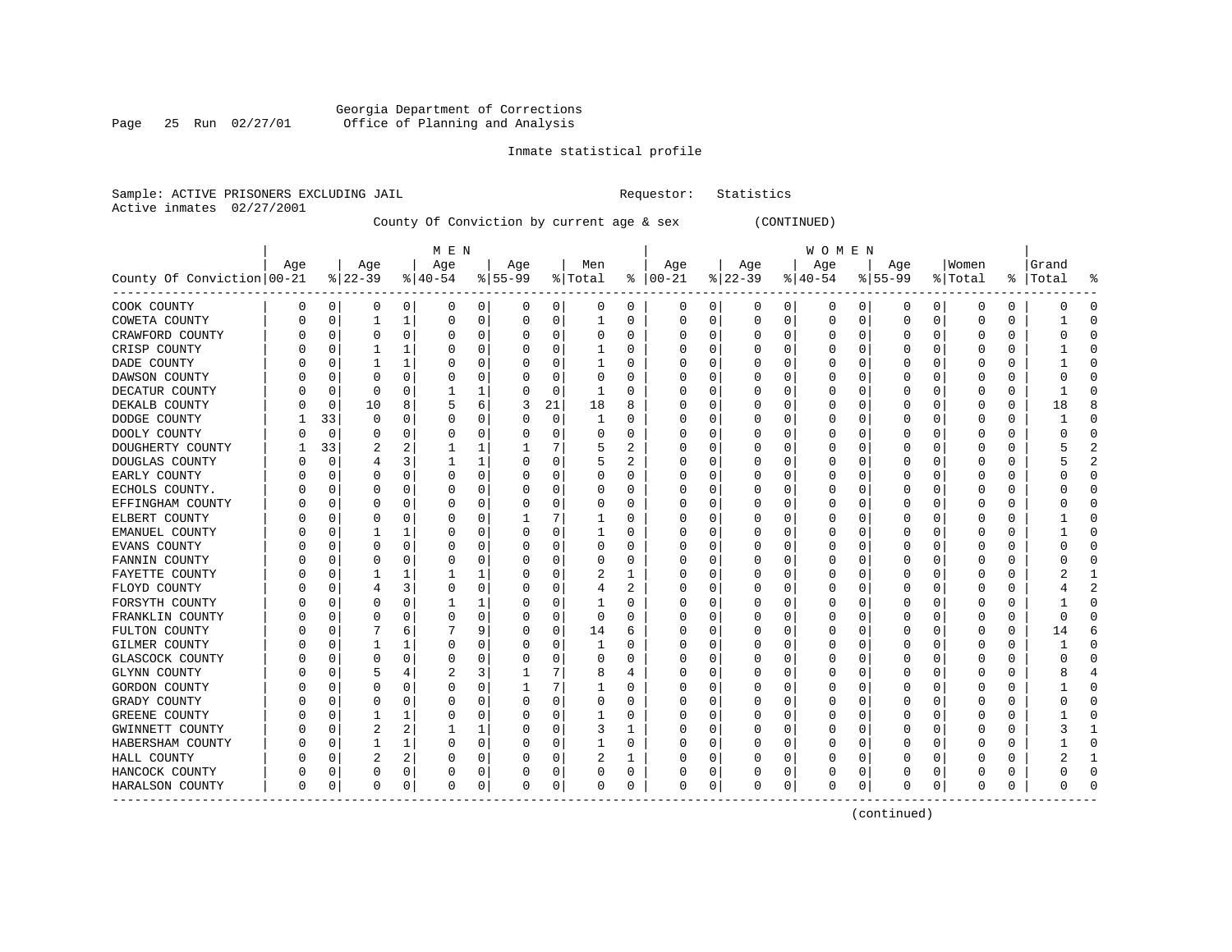Georgia Department of Corrections
Office of Planning and Analysis

Inmate statistical profile

Sample: ACTIVE PRISONERS EXCLUDING JAIL    Requestor: Statistics
Active inmates 02/27/2001

County Of Conviction by current age & sex (CONTINUED)

| County Of Conviction | MEN Age 00-21 | % | Age 22-39 | % | Age 40-54 | % | Age 55-99 | % | Men Total | % | WOMEN Age 00-21 | % | Age 22-39 | % | Age 40-54 | % | Age 55-99 | % | Women Total | % | Grand Total | % |
|---|---|---|---|---|---|---|---|---|---|---|---|---|---|---|---|---|---|---|---|---|---|---|
| COOK COUNTY | 0 | 0 | 0 | 0 | 0 | 0 | 0 | 0 | 0 | 0 | 0 | 0 | 0 | 0 | 0 | 0 | 0 | 0 | 0 | 0 | 0 | 0 |
| COWETA COUNTY | 0 | 0 | 1 | 1 | 0 | 0 | 0 | 0 | 1 | 0 | 0 | 0 | 0 | 0 | 0 | 0 | 0 | 0 | 0 | 0 | 1 | 0 |
| CRAWFORD COUNTY | 0 | 0 | 0 | 0 | 0 | 0 | 0 | 0 | 0 | 0 | 0 | 0 | 0 | 0 | 0 | 0 | 0 | 0 | 0 | 0 | 0 | 0 |
| CRISP COUNTY | 0 | 0 | 1 | 1 | 0 | 0 | 0 | 0 | 1 | 0 | 0 | 0 | 0 | 0 | 0 | 0 | 0 | 0 | 0 | 0 | 1 | 0 |
| DADE COUNTY | 0 | 0 | 1 | 1 | 0 | 0 | 0 | 0 | 1 | 0 | 0 | 0 | 0 | 0 | 0 | 0 | 0 | 0 | 0 | 0 | 1 | 0 |
| DAWSON COUNTY | 0 | 0 | 0 | 0 | 0 | 0 | 0 | 0 | 0 | 0 | 0 | 0 | 0 | 0 | 0 | 0 | 0 | 0 | 0 | 0 | 0 | 0 |
| DECATUR COUNTY | 0 | 0 | 0 | 0 | 1 | 1 | 0 | 0 | 1 | 0 | 0 | 0 | 0 | 0 | 0 | 0 | 0 | 0 | 0 | 0 | 1 | 0 |
| DEKALB COUNTY | 0 | 0 | 10 | 8 | 5 | 6 | 3 | 21 | 18 | 8 | 0 | 0 | 0 | 0 | 0 | 0 | 0 | 0 | 0 | 0 | 18 | 8 |
| DODGE COUNTY | 1 | 33 | 0 | 0 | 0 | 0 | 0 | 0 | 1 | 0 | 0 | 0 | 0 | 0 | 0 | 0 | 0 | 0 | 0 | 0 | 1 | 0 |
| DOOLY COUNTY | 0 | 0 | 0 | 0 | 0 | 0 | 0 | 0 | 0 | 0 | 0 | 0 | 0 | 0 | 0 | 0 | 0 | 0 | 0 | 0 | 0 | 0 |
| DOUGHERTY COUNTY | 1 | 33 | 2 | 2 | 1 | 1 | 1 | 7 | 5 | 2 | 0 | 0 | 0 | 0 | 0 | 0 | 0 | 0 | 0 | 0 | 5 | 2 |
| DOUGLAS COUNTY | 0 | 0 | 4 | 3 | 1 | 1 | 0 | 0 | 5 | 2 | 0 | 0 | 0 | 0 | 0 | 0 | 0 | 0 | 0 | 0 | 5 | 2 |
| EARLY COUNTY | 0 | 0 | 0 | 0 | 0 | 0 | 0 | 0 | 0 | 0 | 0 | 0 | 0 | 0 | 0 | 0 | 0 | 0 | 0 | 0 | 0 | 0 |
| ECHOLS COUNTY. | 0 | 0 | 0 | 0 | 0 | 0 | 0 | 0 | 0 | 0 | 0 | 0 | 0 | 0 | 0 | 0 | 0 | 0 | 0 | 0 | 0 | 0 |
| EFFINGHAM COUNTY | 0 | 0 | 0 | 0 | 0 | 0 | 0 | 0 | 0 | 0 | 0 | 0 | 0 | 0 | 0 | 0 | 0 | 0 | 0 | 0 | 0 | 0 |
| ELBERT COUNTY | 0 | 0 | 0 | 0 | 0 | 0 | 1 | 7 | 1 | 0 | 0 | 0 | 0 | 0 | 0 | 0 | 0 | 0 | 0 | 0 | 1 | 0 |
| EMANUEL COUNTY | 0 | 0 | 1 | 1 | 0 | 0 | 0 | 0 | 1 | 0 | 0 | 0 | 0 | 0 | 0 | 0 | 0 | 0 | 0 | 0 | 1 | 0 |
| EVANS COUNTY | 0 | 0 | 0 | 0 | 0 | 0 | 0 | 0 | 0 | 0 | 0 | 0 | 0 | 0 | 0 | 0 | 0 | 0 | 0 | 0 | 0 | 0 |
| FANNIN COUNTY | 0 | 0 | 0 | 0 | 0 | 0 | 0 | 0 | 0 | 0 | 0 | 0 | 0 | 0 | 0 | 0 | 0 | 0 | 0 | 0 | 0 | 0 |
| FAYETTE COUNTY | 0 | 0 | 1 | 1 | 1 | 1 | 0 | 0 | 2 | 1 | 0 | 0 | 0 | 0 | 0 | 0 | 0 | 0 | 0 | 0 | 2 | 1 |
| FLOYD COUNTY | 0 | 0 | 4 | 3 | 0 | 0 | 0 | 0 | 4 | 2 | 0 | 0 | 0 | 0 | 0 | 0 | 0 | 0 | 0 | 0 | 4 | 2 |
| FORSYTH COUNTY | 0 | 0 | 0 | 0 | 1 | 1 | 0 | 0 | 1 | 0 | 0 | 0 | 0 | 0 | 0 | 0 | 0 | 0 | 0 | 0 | 1 | 0 |
| FRANKLIN COUNTY | 0 | 0 | 0 | 0 | 0 | 0 | 0 | 0 | 0 | 0 | 0 | 0 | 0 | 0 | 0 | 0 | 0 | 0 | 0 | 0 | 0 | 0 |
| FULTON COUNTY | 0 | 0 | 7 | 6 | 7 | 9 | 0 | 0 | 14 | 6 | 0 | 0 | 0 | 0 | 0 | 0 | 0 | 0 | 0 | 0 | 14 | 6 |
| GILMER COUNTY | 0 | 0 | 1 | 1 | 0 | 0 | 0 | 0 | 1 | 0 | 0 | 0 | 0 | 0 | 0 | 0 | 0 | 0 | 0 | 0 | 1 | 0 |
| GLASCOCK COUNTY | 0 | 0 | 0 | 0 | 0 | 0 | 0 | 0 | 0 | 0 | 0 | 0 | 0 | 0 | 0 | 0 | 0 | 0 | 0 | 0 | 0 | 0 |
| GLYNN COUNTY | 0 | 0 | 5 | 4 | 2 | 3 | 1 | 7 | 8 | 4 | 0 | 0 | 0 | 0 | 0 | 0 | 0 | 0 | 0 | 0 | 8 | 4 |
| GORDON COUNTY | 0 | 0 | 0 | 0 | 0 | 0 | 1 | 7 | 1 | 0 | 0 | 0 | 0 | 0 | 0 | 0 | 0 | 0 | 0 | 0 | 1 | 0 |
| GRADY COUNTY | 0 | 0 | 0 | 0 | 0 | 0 | 0 | 0 | 0 | 0 | 0 | 0 | 0 | 0 | 0 | 0 | 0 | 0 | 0 | 0 | 0 | 0 |
| GREENE COUNTY | 0 | 0 | 1 | 1 | 0 | 0 | 0 | 0 | 1 | 0 | 0 | 0 | 0 | 0 | 0 | 0 | 0 | 0 | 0 | 0 | 1 | 0 |
| GWINNETT COUNTY | 0 | 0 | 2 | 2 | 1 | 1 | 0 | 0 | 3 | 1 | 0 | 0 | 0 | 0 | 0 | 0 | 0 | 0 | 0 | 0 | 3 | 1 |
| HABERSHAM COUNTY | 0 | 0 | 1 | 1 | 0 | 0 | 0 | 0 | 1 | 0 | 0 | 0 | 0 | 0 | 0 | 0 | 0 | 0 | 0 | 0 | 1 | 0 |
| HALL COUNTY | 0 | 0 | 2 | 2 | 0 | 0 | 0 | 0 | 2 | 1 | 0 | 0 | 0 | 0 | 0 | 0 | 0 | 0 | 0 | 0 | 2 | 1 |
| HANCOCK COUNTY | 0 | 0 | 0 | 0 | 0 | 0 | 0 | 0 | 0 | 0 | 0 | 0 | 0 | 0 | 0 | 0 | 0 | 0 | 0 | 0 | 0 | 0 |
| HARALSON COUNTY | 0 | 0 | 0 | 0 | 0 | 0 | 0 | 0 | 0 | 0 | 0 | 0 | 0 | 0 | 0 | 0 | 0 | 0 | 0 | 0 | 0 | 0 |

(continued)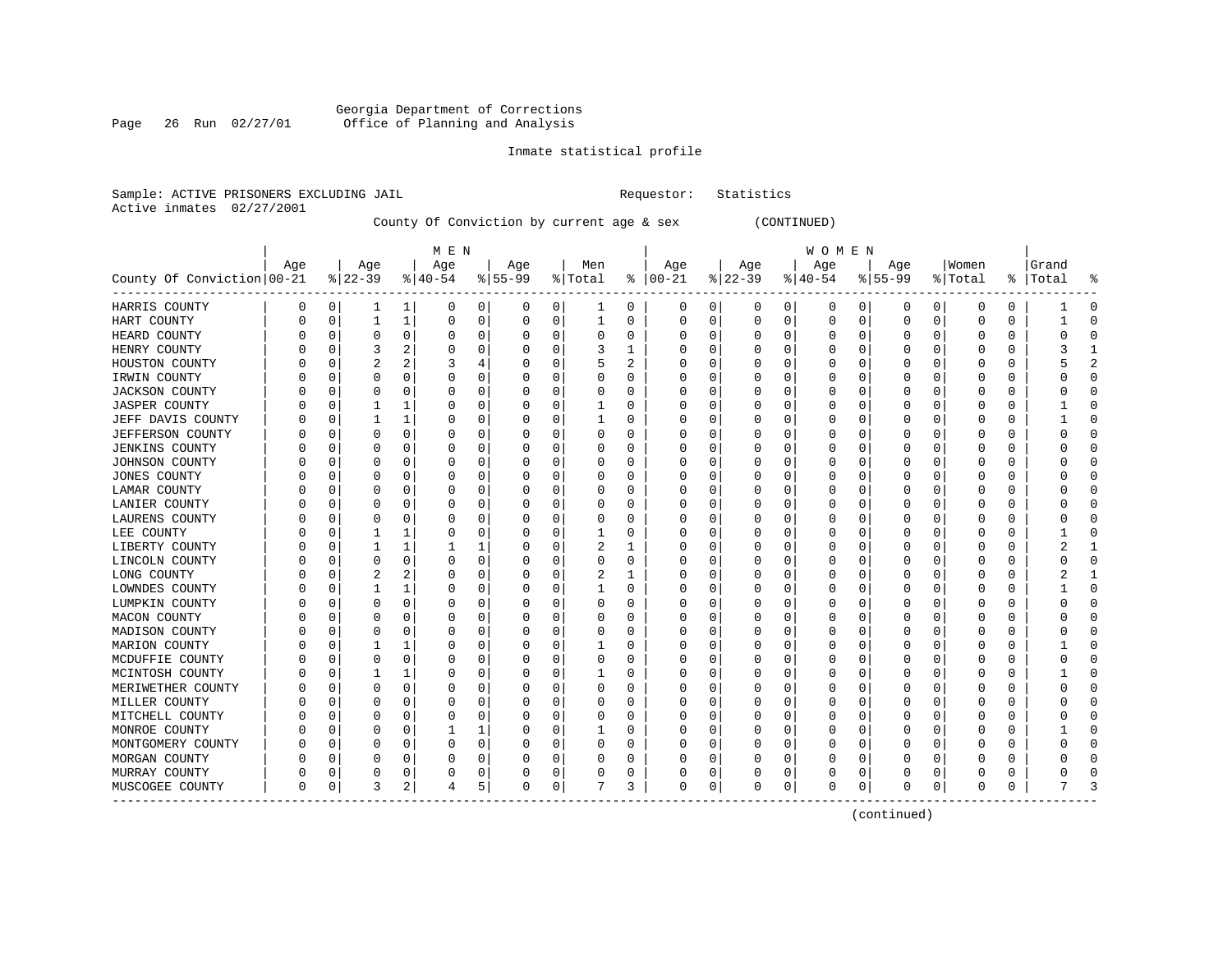Georgia Department of Corrections
Office of Planning and Analysis

Inmate statistical profile

Sample: ACTIVE PRISONERS EXCLUDING JAIL                Requestor: Statistics
Active inmates 02/27/2001

County Of Conviction by current age & sex (CONTINUED)

| County Of Conviction | MEN Age 00-21 | % | Age 22-39 | % | Age 40-54 | % | Age 55-99 | % | Men Total | % | WOMEN Age 00-21 | % | Age 22-39 | % | Age 40-54 | % | Age 55-99 | % | Women Total | % | Grand Total | % |
|---|---|---|---|---|---|---|---|---|---|---|---|---|---|---|---|---|---|---|---|---|---|---|
| HARRIS COUNTY | 0 | 0 | 1 | 1 | 0 | 0 | 0 | 0 | 1 | 0 | 0 | 0 | 0 | 0 | 0 | 0 | 0 | 0 | 0 | 0 | 1 | 0 |
| HART COUNTY | 0 | 0 | 1 | 1 | 0 | 0 | 0 | 0 | 1 | 0 | 0 | 0 | 0 | 0 | 0 | 0 | 0 | 0 | 0 | 0 | 1 | 0 |
| HEARD COUNTY | 0 | 0 | 0 | 0 | 0 | 0 | 0 | 0 | 0 | 0 | 0 | 0 | 0 | 0 | 0 | 0 | 0 | 0 | 0 | 0 | 0 | 0 |
| HENRY COUNTY | 0 | 0 | 3 | 2 | 0 | 0 | 0 | 0 | 3 | 1 | 0 | 0 | 0 | 0 | 0 | 0 | 0 | 0 | 0 | 0 | 3 | 1 |
| HOUSTON COUNTY | 0 | 0 | 2 | 2 | 3 | 4 | 0 | 0 | 5 | 2 | 0 | 0 | 0 | 0 | 0 | 0 | 0 | 0 | 0 | 0 | 5 | 2 |
| IRWIN COUNTY | 0 | 0 | 0 | 0 | 0 | 0 | 0 | 0 | 0 | 0 | 0 | 0 | 0 | 0 | 0 | 0 | 0 | 0 | 0 | 0 | 0 | 0 |
| JACKSON COUNTY | 0 | 0 | 0 | 0 | 0 | 0 | 0 | 0 | 0 | 0 | 0 | 0 | 0 | 0 | 0 | 0 | 0 | 0 | 0 | 0 | 0 | 0 |
| JASPER COUNTY | 0 | 0 | 1 | 1 | 0 | 0 | 0 | 0 | 1 | 0 | 0 | 0 | 0 | 0 | 0 | 0 | 0 | 0 | 0 | 0 | 1 | 0 |
| JEFF DAVIS COUNTY | 0 | 0 | 1 | 1 | 0 | 0 | 0 | 0 | 1 | 0 | 0 | 0 | 0 | 0 | 0 | 0 | 0 | 0 | 0 | 0 | 1 | 0 |
| JEFFERSON COUNTY | 0 | 0 | 0 | 0 | 0 | 0 | 0 | 0 | 0 | 0 | 0 | 0 | 0 | 0 | 0 | 0 | 0 | 0 | 0 | 0 | 0 | 0 |
| JENKINS COUNTY | 0 | 0 | 0 | 0 | 0 | 0 | 0 | 0 | 0 | 0 | 0 | 0 | 0 | 0 | 0 | 0 | 0 | 0 | 0 | 0 | 0 | 0 |
| JOHNSON COUNTY | 0 | 0 | 0 | 0 | 0 | 0 | 0 | 0 | 0 | 0 | 0 | 0 | 0 | 0 | 0 | 0 | 0 | 0 | 0 | 0 | 0 | 0 |
| JONES COUNTY | 0 | 0 | 0 | 0 | 0 | 0 | 0 | 0 | 0 | 0 | 0 | 0 | 0 | 0 | 0 | 0 | 0 | 0 | 0 | 0 | 0 | 0 |
| LAMAR COUNTY | 0 | 0 | 0 | 0 | 0 | 0 | 0 | 0 | 0 | 0 | 0 | 0 | 0 | 0 | 0 | 0 | 0 | 0 | 0 | 0 | 0 | 0 |
| LANIER COUNTY | 0 | 0 | 0 | 0 | 0 | 0 | 0 | 0 | 0 | 0 | 0 | 0 | 0 | 0 | 0 | 0 | 0 | 0 | 0 | 0 | 0 | 0 |
| LAURENS COUNTY | 0 | 0 | 0 | 0 | 0 | 0 | 0 | 0 | 0 | 0 | 0 | 0 | 0 | 0 | 0 | 0 | 0 | 0 | 0 | 0 | 0 | 0 |
| LEE COUNTY | 0 | 0 | 1 | 1 | 0 | 0 | 0 | 0 | 1 | 0 | 0 | 0 | 0 | 0 | 0 | 0 | 0 | 0 | 0 | 0 | 1 | 0 |
| LIBERTY COUNTY | 0 | 0 | 1 | 1 | 1 | 1 | 0 | 0 | 2 | 1 | 0 | 0 | 0 | 0 | 0 | 0 | 0 | 0 | 0 | 0 | 2 | 1 |
| LINCOLN COUNTY | 0 | 0 | 0 | 0 | 0 | 0 | 0 | 0 | 0 | 0 | 0 | 0 | 0 | 0 | 0 | 0 | 0 | 0 | 0 | 0 | 0 | 0 |
| LONG COUNTY | 0 | 0 | 2 | 2 | 0 | 0 | 0 | 0 | 2 | 1 | 0 | 0 | 0 | 0 | 0 | 0 | 0 | 0 | 0 | 0 | 2 | 1 |
| LOWNDES COUNTY | 0 | 0 | 1 | 1 | 0 | 0 | 0 | 0 | 1 | 0 | 0 | 0 | 0 | 0 | 0 | 0 | 0 | 0 | 0 | 0 | 1 | 0 |
| LUMPKIN COUNTY | 0 | 0 | 0 | 0 | 0 | 0 | 0 | 0 | 0 | 0 | 0 | 0 | 0 | 0 | 0 | 0 | 0 | 0 | 0 | 0 | 0 | 0 |
| MACON COUNTY | 0 | 0 | 0 | 0 | 0 | 0 | 0 | 0 | 0 | 0 | 0 | 0 | 0 | 0 | 0 | 0 | 0 | 0 | 0 | 0 | 0 | 0 |
| MADISON COUNTY | 0 | 0 | 0 | 0 | 0 | 0 | 0 | 0 | 0 | 0 | 0 | 0 | 0 | 0 | 0 | 0 | 0 | 0 | 0 | 0 | 0 | 0 |
| MARION COUNTY | 0 | 0 | 1 | 1 | 0 | 0 | 0 | 0 | 1 | 0 | 0 | 0 | 0 | 0 | 0 | 0 | 0 | 0 | 0 | 0 | 1 | 0 |
| MCDUFFIE COUNTY | 0 | 0 | 0 | 0 | 0 | 0 | 0 | 0 | 0 | 0 | 0 | 0 | 0 | 0 | 0 | 0 | 0 | 0 | 0 | 0 | 0 | 0 |
| MCINTOSH COUNTY | 0 | 0 | 1 | 1 | 0 | 0 | 0 | 0 | 1 | 0 | 0 | 0 | 0 | 0 | 0 | 0 | 0 | 0 | 0 | 0 | 1 | 0 |
| MERIWETHER COUNTY | 0 | 0 | 0 | 0 | 0 | 0 | 0 | 0 | 0 | 0 | 0 | 0 | 0 | 0 | 0 | 0 | 0 | 0 | 0 | 0 | 0 | 0 |
| MILLER COUNTY | 0 | 0 | 0 | 0 | 0 | 0 | 0 | 0 | 0 | 0 | 0 | 0 | 0 | 0 | 0 | 0 | 0 | 0 | 0 | 0 | 0 | 0 |
| MITCHELL COUNTY | 0 | 0 | 0 | 0 | 0 | 0 | 0 | 0 | 0 | 0 | 0 | 0 | 0 | 0 | 0 | 0 | 0 | 0 | 0 | 0 | 0 | 0 |
| MONROE COUNTY | 0 | 0 | 0 | 0 | 1 | 1 | 0 | 0 | 1 | 0 | 0 | 0 | 0 | 0 | 0 | 0 | 0 | 0 | 0 | 0 | 1 | 0 |
| MONTGOMERY COUNTY | 0 | 0 | 0 | 0 | 0 | 0 | 0 | 0 | 0 | 0 | 0 | 0 | 0 | 0 | 0 | 0 | 0 | 0 | 0 | 0 | 0 | 0 |
| MORGAN COUNTY | 0 | 0 | 0 | 0 | 0 | 0 | 0 | 0 | 0 | 0 | 0 | 0 | 0 | 0 | 0 | 0 | 0 | 0 | 0 | 0 | 0 | 0 |
| MURRAY COUNTY | 0 | 0 | 0 | 0 | 0 | 0 | 0 | 0 | 0 | 0 | 0 | 0 | 0 | 0 | 0 | 0 | 0 | 0 | 0 | 0 | 0 | 0 |
| MUSCOGEE COUNTY | 0 | 0 | 3 | 2 | 4 | 5 | 0 | 0 | 7 | 3 | 0 | 0 | 0 | 0 | 0 | 0 | 0 | 0 | 0 | 0 | 7 | 3 |

(continued)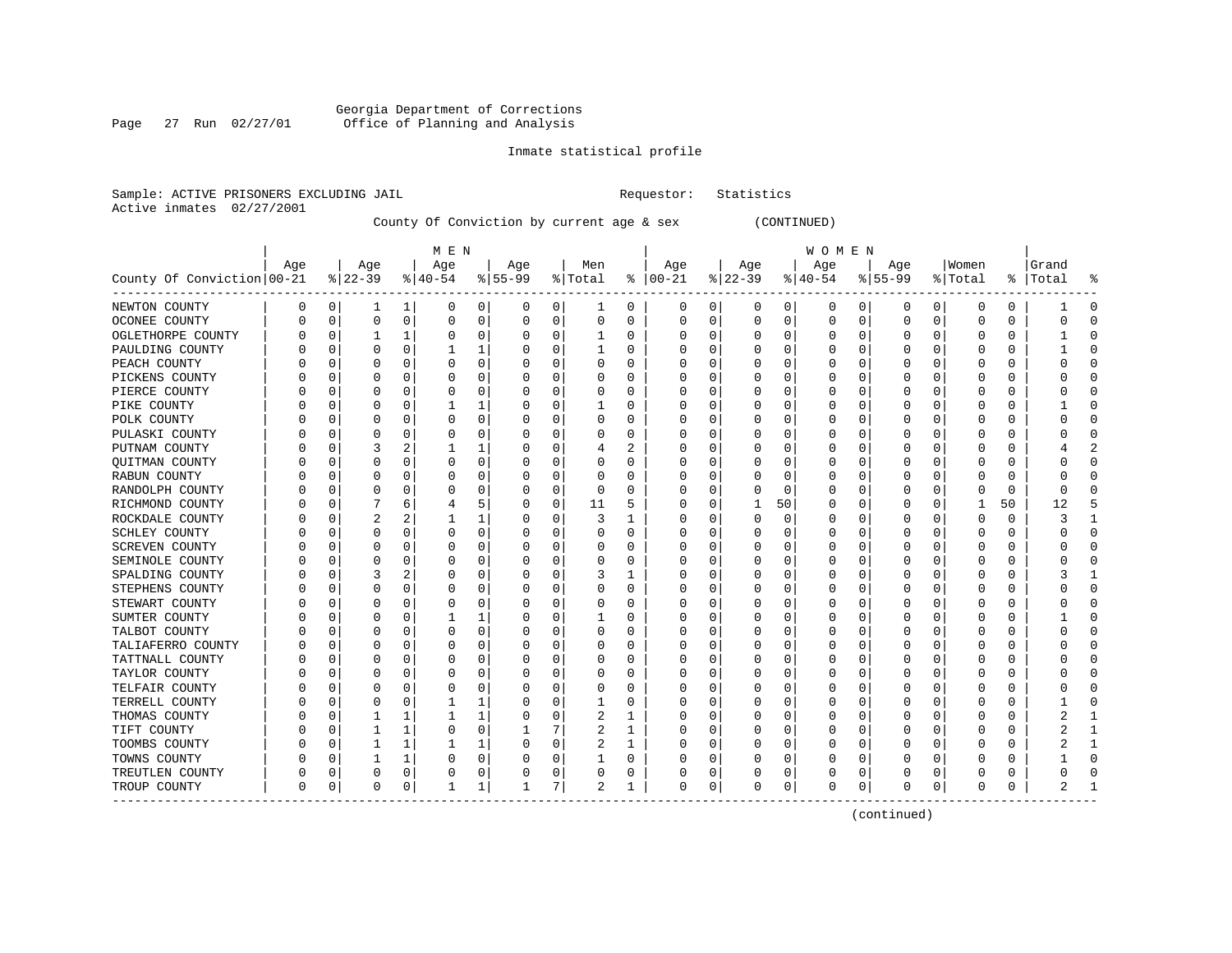Georgia Department of Corrections
Office of Planning and Analysis

Inmate statistical profile

Sample: ACTIVE PRISONERS EXCLUDING JAIL     Requestor: Statistics
Active inmates 02/27/2001

County Of Conviction by current age & sex (CONTINUED)

| County Of Conviction | MEN Age 00-21 | % | Age 22-39 | % | Age 40-54 | % | Age 55-99 | % | Men Total | % | WOMEN Age 00-21 | % | Age 22-39 | % | Age 40-54 | % | Age 55-99 | % | Women Total | % | Grand Total | % |
|---|---|---|---|---|---|---|---|---|---|---|---|---|---|---|---|---|---|---|---|---|---|---|
| NEWTON COUNTY | 0 | 0 | 1 | 1 | 0 | 0 | 0 | 0 | 1 | 0 | 0 | 0 | 0 | 0 | 0 | 0 | 0 | 0 | 0 | 0 | 1 | 0 |
| OCONEE COUNTY | 0 | 0 | 0 | 0 | 0 | 0 | 0 | 0 | 0 | 0 | 0 | 0 | 0 | 0 | 0 | 0 | 0 | 0 | 0 | 0 | 0 | 0 |
| OGLETHORPE COUNTY | 0 | 0 | 1 | 1 | 0 | 0 | 0 | 0 | 1 | 0 | 0 | 0 | 0 | 0 | 0 | 0 | 0 | 0 | 0 | 0 | 1 | 0 |
| PAULDING COUNTY | 0 | 0 | 0 | 0 | 1 | 1 | 0 | 0 | 1 | 0 | 0 | 0 | 0 | 0 | 0 | 0 | 0 | 0 | 0 | 0 | 1 | 0 |
| PEACH COUNTY | 0 | 0 | 0 | 0 | 0 | 0 | 0 | 0 | 0 | 0 | 0 | 0 | 0 | 0 | 0 | 0 | 0 | 0 | 0 | 0 | 0 | 0 |
| PICKENS COUNTY | 0 | 0 | 0 | 0 | 0 | 0 | 0 | 0 | 0 | 0 | 0 | 0 | 0 | 0 | 0 | 0 | 0 | 0 | 0 | 0 | 0 | 0 |
| PIERCE COUNTY | 0 | 0 | 0 | 0 | 0 | 0 | 0 | 0 | 0 | 0 | 0 | 0 | 0 | 0 | 0 | 0 | 0 | 0 | 0 | 0 | 0 | 0 |
| PIKE COUNTY | 0 | 0 | 0 | 0 | 1 | 1 | 0 | 0 | 1 | 0 | 0 | 0 | 0 | 0 | 0 | 0 | 0 | 0 | 0 | 0 | 1 | 0 |
| POLK COUNTY | 0 | 0 | 0 | 0 | 0 | 0 | 0 | 0 | 0 | 0 | 0 | 0 | 0 | 0 | 0 | 0 | 0 | 0 | 0 | 0 | 0 | 0 |
| PULASKI COUNTY | 0 | 0 | 0 | 0 | 0 | 0 | 0 | 0 | 0 | 0 | 0 | 0 | 0 | 0 | 0 | 0 | 0 | 0 | 0 | 0 | 0 | 0 |
| PUTNAM COUNTY | 0 | 0 | 3 | 2 | 1 | 1 | 0 | 0 | 4 | 2 | 0 | 0 | 0 | 0 | 0 | 0 | 0 | 0 | 0 | 0 | 4 | 2 |
| QUITMAN COUNTY | 0 | 0 | 0 | 0 | 0 | 0 | 0 | 0 | 0 | 0 | 0 | 0 | 0 | 0 | 0 | 0 | 0 | 0 | 0 | 0 | 0 | 0 |
| RABUN COUNTY | 0 | 0 | 0 | 0 | 0 | 0 | 0 | 0 | 0 | 0 | 0 | 0 | 0 | 0 | 0 | 0 | 0 | 0 | 0 | 0 | 0 | 0 |
| RANDOLPH COUNTY | 0 | 0 | 0 | 0 | 0 | 0 | 0 | 0 | 0 | 0 | 0 | 0 | 0 | 0 | 0 | 0 | 0 | 0 | 0 | 0 | 0 | 0 |
| RICHMOND COUNTY | 0 | 0 | 7 | 6 | 4 | 5 | 0 | 0 | 11 | 5 | 0 | 0 | 1 | 50 | 0 | 0 | 0 | 0 | 1 | 50 | 12 | 5 |
| ROCKDALE COUNTY | 0 | 0 | 2 | 2 | 1 | 1 | 0 | 0 | 3 | 1 | 0 | 0 | 0 | 0 | 0 | 0 | 0 | 0 | 0 | 0 | 3 | 1 |
| SCHLEY COUNTY | 0 | 0 | 0 | 0 | 0 | 0 | 0 | 0 | 0 | 0 | 0 | 0 | 0 | 0 | 0 | 0 | 0 | 0 | 0 | 0 | 0 | 0 |
| SCREVEN COUNTY | 0 | 0 | 0 | 0 | 0 | 0 | 0 | 0 | 0 | 0 | 0 | 0 | 0 | 0 | 0 | 0 | 0 | 0 | 0 | 0 | 0 | 0 |
| SEMINOLE COUNTY | 0 | 0 | 0 | 0 | 0 | 0 | 0 | 0 | 0 | 0 | 0 | 0 | 0 | 0 | 0 | 0 | 0 | 0 | 0 | 0 | 0 | 0 |
| SPALDING COUNTY | 0 | 0 | 3 | 2 | 0 | 0 | 0 | 0 | 3 | 1 | 0 | 0 | 0 | 0 | 0 | 0 | 0 | 0 | 0 | 0 | 3 | 1 |
| STEPHENS COUNTY | 0 | 0 | 0 | 0 | 0 | 0 | 0 | 0 | 0 | 0 | 0 | 0 | 0 | 0 | 0 | 0 | 0 | 0 | 0 | 0 | 0 | 0 |
| STEWART COUNTY | 0 | 0 | 0 | 0 | 0 | 0 | 0 | 0 | 0 | 0 | 0 | 0 | 0 | 0 | 0 | 0 | 0 | 0 | 0 | 0 | 0 | 0 |
| SUMTER COUNTY | 0 | 0 | 0 | 0 | 1 | 1 | 0 | 0 | 1 | 0 | 0 | 0 | 0 | 0 | 0 | 0 | 0 | 0 | 0 | 0 | 1 | 0 |
| TALBOT COUNTY | 0 | 0 | 0 | 0 | 0 | 0 | 0 | 0 | 0 | 0 | 0 | 0 | 0 | 0 | 0 | 0 | 0 | 0 | 0 | 0 | 0 | 0 |
| TALIAFERRO COUNTY | 0 | 0 | 0 | 0 | 0 | 0 | 0 | 0 | 0 | 0 | 0 | 0 | 0 | 0 | 0 | 0 | 0 | 0 | 0 | 0 | 0 | 0 |
| TATTNALL COUNTY | 0 | 0 | 0 | 0 | 0 | 0 | 0 | 0 | 0 | 0 | 0 | 0 | 0 | 0 | 0 | 0 | 0 | 0 | 0 | 0 | 0 | 0 |
| TAYLOR COUNTY | 0 | 0 | 0 | 0 | 0 | 0 | 0 | 0 | 0 | 0 | 0 | 0 | 0 | 0 | 0 | 0 | 0 | 0 | 0 | 0 | 0 | 0 |
| TELFAIR COUNTY | 0 | 0 | 0 | 0 | 0 | 0 | 0 | 0 | 0 | 0 | 0 | 0 | 0 | 0 | 0 | 0 | 0 | 0 | 0 | 0 | 0 | 0 |
| TERRELL COUNTY | 0 | 0 | 0 | 0 | 1 | 1 | 0 | 0 | 1 | 0 | 0 | 0 | 0 | 0 | 0 | 0 | 0 | 0 | 0 | 0 | 1 | 0 |
| THOMAS COUNTY | 0 | 0 | 1 | 1 | 1 | 1 | 0 | 0 | 2 | 1 | 0 | 0 | 0 | 0 | 0 | 0 | 0 | 0 | 0 | 0 | 2 | 1 |
| TIFT COUNTY | 0 | 0 | 1 | 1 | 0 | 0 | 1 | 7 | 2 | 1 | 0 | 0 | 0 | 0 | 0 | 0 | 0 | 0 | 0 | 0 | 2 | 1 |
| TOOMBS COUNTY | 0 | 0 | 1 | 1 | 1 | 1 | 0 | 0 | 2 | 1 | 0 | 0 | 0 | 0 | 0 | 0 | 0 | 0 | 0 | 0 | 2 | 1 |
| TOWNS COUNTY | 0 | 0 | 1 | 1 | 0 | 0 | 0 | 0 | 1 | 0 | 0 | 0 | 0 | 0 | 0 | 0 | 0 | 0 | 0 | 0 | 1 | 0 |
| TREUTLEN COUNTY | 0 | 0 | 0 | 0 | 0 | 0 | 0 | 0 | 0 | 0 | 0 | 0 | 0 | 0 | 0 | 0 | 0 | 0 | 0 | 0 | 0 | 0 |
| TROUP COUNTY | 0 | 0 | 0 | 0 | 1 | 1 | 1 | 7 | 2 | 1 | 0 | 0 | 0 | 0 | 0 | 0 | 0 | 0 | 0 | 0 | 2 | 1 |

(continued)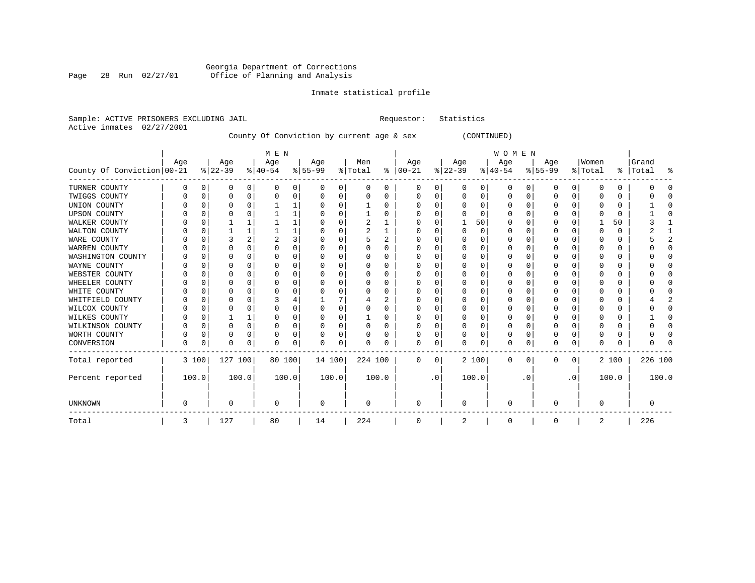Georgia Department of Corrections
Office of Planning and Analysis

Inmate statistical profile

Sample: ACTIVE PRISONERS EXCLUDING JAIL                Requestor: Statistics
Active inmates 02/27/2001

County Of Conviction by current age & sex (CONTINUED)

| County Of Conviction | MEN Age 00-21 | % | Age 22-39 | % | Age 40-54 | % | Age 55-99 | % | Men Total | % | WOMEN Age 00-21 | % | Age 22-39 | % | Age 40-54 | % | Age 55-99 | % | Women Total | % | Grand Total | % |
|---|---|---|---|---|---|---|---|---|---|---|---|---|---|---|---|---|---|---|---|---|---|---|
| TURNER COUNTY | 0 | 0 | 0 | 0 | 0 | 0 | 0 | 0 | 0 | 0 | 0 | 0 | 0 | 0 | 0 | 0 | 0 | 0 | 0 | 0 | 0 | 0 |
| TWIGGS COUNTY | 0 | 0 | 0 | 0 | 0 | 0 | 0 | 0 | 0 | 0 | 0 | 0 | 0 | 0 | 0 | 0 | 0 | 0 | 0 | 0 | 0 | 0 |
| UNION COUNTY | 0 | 0 | 0 | 0 | 1 | 1 | 0 | 0 | 1 | 0 | 0 | 0 | 0 | 0 | 0 | 0 | 0 | 0 | 0 | 0 | 1 | 0 |
| UPSON COUNTY | 0 | 0 | 0 | 0 | 1 | 1 | 0 | 0 | 1 | 0 | 0 | 0 | 0 | 0 | 0 | 0 | 0 | 0 | 0 | 0 | 1 | 0 |
| WALKER COUNTY | 0 | 0 | 1 | 1 | 1 | 1 | 0 | 0 | 2 | 1 | 0 | 0 | 1 | 50 | 0 | 0 | 0 | 0 | 1 | 50 | 3 | 1 |
| WALTON COUNTY | 0 | 0 | 1 | 1 | 1 | 1 | 0 | 0 | 2 | 1 | 0 | 0 | 0 | 0 | 0 | 0 | 0 | 0 | 0 | 0 | 2 | 1 |
| WARE COUNTY | 0 | 0 | 3 | 2 | 2 | 3 | 0 | 0 | 5 | 2 | 0 | 0 | 0 | 0 | 0 | 0 | 0 | 0 | 0 | 0 | 5 | 2 |
| WARREN COUNTY | 0 | 0 | 0 | 0 | 0 | 0 | 0 | 0 | 0 | 0 | 0 | 0 | 0 | 0 | 0 | 0 | 0 | 0 | 0 | 0 | 0 | 0 |
| WASHINGTON COUNTY | 0 | 0 | 0 | 0 | 0 | 0 | 0 | 0 | 0 | 0 | 0 | 0 | 0 | 0 | 0 | 0 | 0 | 0 | 0 | 0 | 0 | 0 |
| WAYNE COUNTY | 0 | 0 | 0 | 0 | 0 | 0 | 0 | 0 | 0 | 0 | 0 | 0 | 0 | 0 | 0 | 0 | 0 | 0 | 0 | 0 | 0 | 0 |
| WEBSTER COUNTY | 0 | 0 | 0 | 0 | 0 | 0 | 0 | 0 | 0 | 0 | 0 | 0 | 0 | 0 | 0 | 0 | 0 | 0 | 0 | 0 | 0 | 0 |
| WHEELER COUNTY | 0 | 0 | 0 | 0 | 0 | 0 | 0 | 0 | 0 | 0 | 0 | 0 | 0 | 0 | 0 | 0 | 0 | 0 | 0 | 0 | 0 | 0 |
| WHITE COUNTY | 0 | 0 | 0 | 0 | 0 | 0 | 0 | 0 | 0 | 0 | 0 | 0 | 0 | 0 | 0 | 0 | 0 | 0 | 0 | 0 | 0 | 0 |
| WHITFIELD COUNTY | 0 | 0 | 0 | 0 | 3 | 4 | 1 | 7 | 4 | 2 | 0 | 0 | 0 | 0 | 0 | 0 | 0 | 0 | 0 | 0 | 4 | 2 |
| WILCOX COUNTY | 0 | 0 | 0 | 0 | 0 | 0 | 0 | 0 | 0 | 0 | 0 | 0 | 0 | 0 | 0 | 0 | 0 | 0 | 0 | 0 | 0 | 0 |
| WILKES COUNTY | 0 | 0 | 1 | 1 | 0 | 0 | 0 | 0 | 1 | 0 | 0 | 0 | 0 | 0 | 0 | 0 | 0 | 0 | 0 | 0 | 1 | 0 |
| WILKINSON COUNTY | 0 | 0 | 0 | 0 | 0 | 0 | 0 | 0 | 0 | 0 | 0 | 0 | 0 | 0 | 0 | 0 | 0 | 0 | 0 | 0 | 0 | 0 |
| WORTH COUNTY | 0 | 0 | 0 | 0 | 0 | 0 | 0 | 0 | 0 | 0 | 0 | 0 | 0 | 0 | 0 | 0 | 0 | 0 | 0 | 0 | 0 | 0 |
| CONVERSION | 0 | 0 | 0 | 0 | 0 | 0 | 0 | 0 | 0 | 0 | 0 | 0 | 0 | 0 | 0 | 0 | 0 | 0 | 0 | 0 | 0 | 0 |
| Total reported | 3 | 100 | 127 | 100 | 80 | 100 | 14 | 100 | 224 | 100 | 0 | 0 | 2 | 100 | 0 | 0 | 0 | 0 | 2 | 100 | 226 | 100 |
| Percent reported | | 100.0 | | 100.0 | | 100.0 | | 100.0 | | 100.0 | | .0 | | 100.0 | | .0 | | .0 | | 100.0 | | 100.0 |
| UNKNOWN | 0 | | 0 | | 0 | | 0 | | 0 | | 0 | | 0 | | 0 | | 0 | | 0 | | 0 | |
| Total | 3 | | 127 | | 80 | | 14 | | 224 | | 0 | | 2 | | 0 | | 0 | | 2 | | 226 | |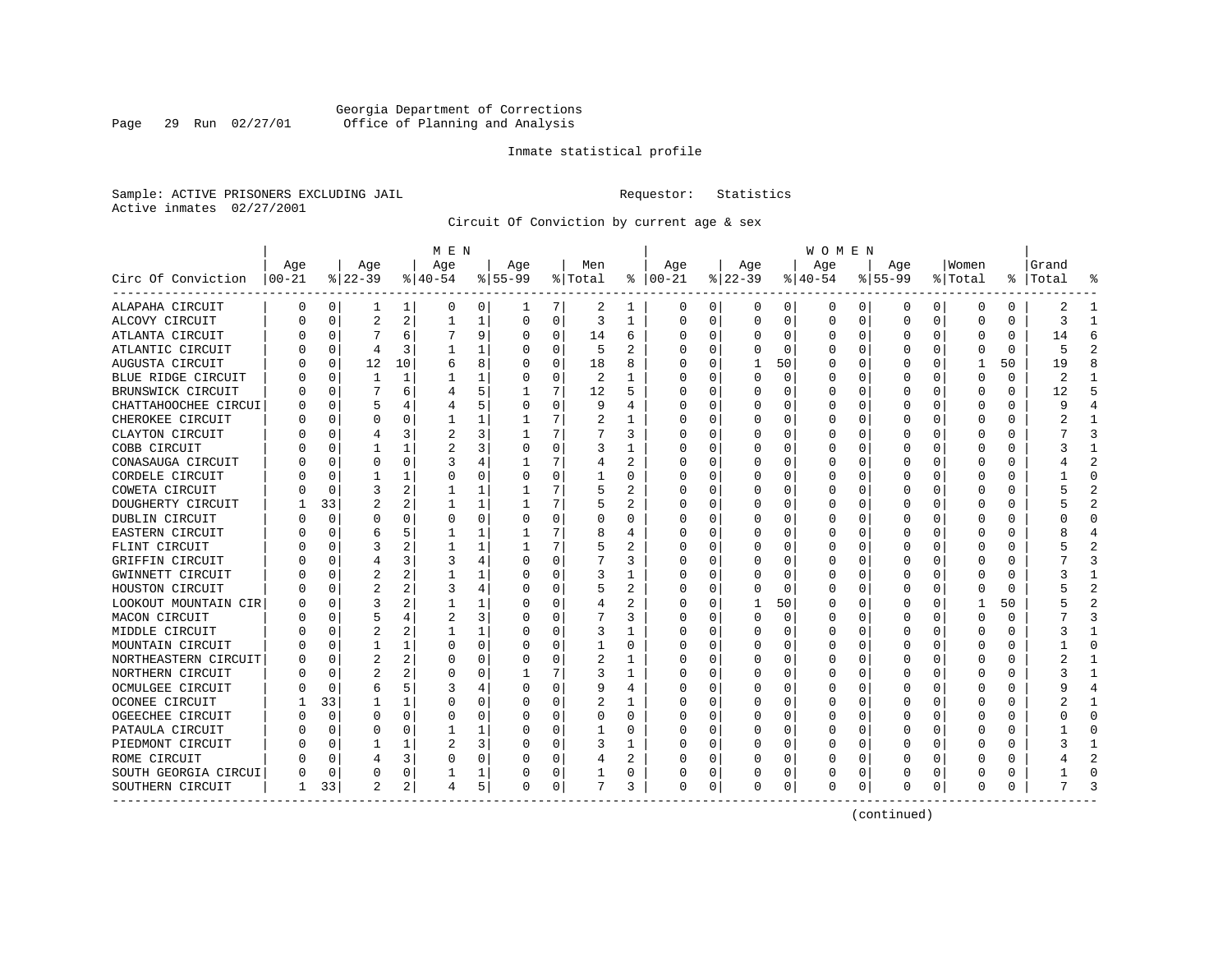Georgia Department of Corrections
Office of Planning and Analysis

Inmate statistical profile

Sample: ACTIVE PRISONERS EXCLUDING JAIL    Requestor: Statistics
Active inmates 02/27/2001

Circuit Of Conviction by current age & sex

| Circ Of Conviction | MEN Age 00-21 | % | Age 22-39 | % | Age 40-54 | % | Age 55-99 | % | Men Total | % | WOMEN Age 00-21 | % | Age 22-39 | % | Age 40-54 | % | Age 55-99 | % | Women Total | % | Grand Total | % |
|---|---|---|---|---|---|---|---|---|---|---|---|---|---|---|---|---|---|---|---|---|---|---|
| ALAPAHA CIRCUIT | 0 | 0 | 1 | 1 | 0 | 0 | 1 | 7 | 2 | 1 | 0 | 0 | 0 | 0 | 0 | 0 | 0 | 0 | 0 | 0 | 2 | 1 |
| ALCOVY CIRCUIT | 0 | 0 | 2 | 2 | 1 | 1 | 0 | 0 | 3 | 1 | 0 | 0 | 0 | 0 | 0 | 0 | 0 | 0 | 0 | 0 | 3 | 1 |
| ATLANTA CIRCUIT | 0 | 0 | 7 | 6 | 7 | 9 | 0 | 0 | 14 | 6 | 0 | 0 | 0 | 0 | 0 | 0 | 0 | 0 | 0 | 0 | 14 | 6 |
| ATLANTIC CIRCUIT | 0 | 0 | 4 | 3 | 1 | 1 | 0 | 0 | 5 | 2 | 0 | 0 | 0 | 0 | 0 | 0 | 0 | 0 | 0 | 0 | 5 | 2 |
| AUGUSTA CIRCUIT | 0 | 0 | 12 | 10 | 6 | 8 | 0 | 0 | 18 | 8 | 0 | 0 | 1 | 50 | 0 | 0 | 0 | 0 | 1 | 50 | 19 | 8 |
| BLUE RIDGE CIRCUIT | 0 | 0 | 1 | 1 | 1 | 1 | 0 | 0 | 2 | 1 | 0 | 0 | 0 | 0 | 0 | 0 | 0 | 0 | 0 | 0 | 2 | 1 |
| BRUNSWICK CIRCUIT | 0 | 0 | 7 | 6 | 4 | 5 | 1 | 7 | 12 | 5 | 0 | 0 | 0 | 0 | 0 | 0 | 0 | 0 | 0 | 0 | 12 | 5 |
| CHATTAHOOCHEE CIRCUI | 0 | 0 | 5 | 4 | 4 | 5 | 0 | 0 | 9 | 4 | 0 | 0 | 0 | 0 | 0 | 0 | 0 | 0 | 0 | 0 | 9 | 4 |
| CHEROKEE CIRCUIT | 0 | 0 | 0 | 0 | 1 | 1 | 1 | 7 | 2 | 1 | 0 | 0 | 0 | 0 | 0 | 0 | 0 | 0 | 0 | 0 | 2 | 1 |
| CLAYTON CIRCUIT | 0 | 0 | 4 | 3 | 2 | 3 | 1 | 7 | 7 | 3 | 0 | 0 | 0 | 0 | 0 | 0 | 0 | 0 | 0 | 0 | 7 | 3 |
| COBB CIRCUIT | 0 | 0 | 1 | 1 | 2 | 3 | 0 | 0 | 3 | 1 | 0 | 0 | 0 | 0 | 0 | 0 | 0 | 0 | 0 | 0 | 3 | 1 |
| CONASAUGA CIRCUIT | 0 | 0 | 0 | 0 | 3 | 4 | 1 | 7 | 4 | 2 | 0 | 0 | 0 | 0 | 0 | 0 | 0 | 0 | 0 | 0 | 4 | 2 |
| CORDELE CIRCUIT | 0 | 0 | 1 | 1 | 0 | 0 | 0 | 0 | 1 | 0 | 0 | 0 | 0 | 0 | 0 | 0 | 0 | 0 | 0 | 0 | 1 | 0 |
| COWETA CIRCUIT | 0 | 0 | 3 | 2 | 1 | 1 | 1 | 7 | 5 | 2 | 0 | 0 | 0 | 0 | 0 | 0 | 0 | 0 | 0 | 0 | 5 | 2 |
| DOUGHERTY CIRCUIT | 1 | 33 | 2 | 2 | 1 | 1 | 1 | 7 | 5 | 2 | 0 | 0 | 0 | 0 | 0 | 0 | 0 | 0 | 0 | 0 | 5 | 2 |
| DUBLIN CIRCUIT | 0 | 0 | 0 | 0 | 0 | 0 | 0 | 0 | 0 | 0 | 0 | 0 | 0 | 0 | 0 | 0 | 0 | 0 | 0 | 0 | 0 | 0 |
| EASTERN CIRCUIT | 0 | 0 | 6 | 5 | 1 | 1 | 1 | 7 | 8 | 4 | 0 | 0 | 0 | 0 | 0 | 0 | 0 | 0 | 0 | 0 | 8 | 4 |
| FLINT CIRCUIT | 0 | 0 | 3 | 2 | 1 | 1 | 1 | 7 | 5 | 2 | 0 | 0 | 0 | 0 | 0 | 0 | 0 | 0 | 0 | 0 | 5 | 2 |
| GRIFFIN CIRCUIT | 0 | 0 | 4 | 3 | 3 | 4 | 0 | 0 | 7 | 3 | 0 | 0 | 0 | 0 | 0 | 0 | 0 | 0 | 0 | 0 | 7 | 3 |
| GWINNETT CIRCUIT | 0 | 0 | 2 | 2 | 1 | 1 | 0 | 0 | 3 | 1 | 0 | 0 | 0 | 0 | 0 | 0 | 0 | 0 | 0 | 0 | 3 | 1 |
| HOUSTON CIRCUIT | 0 | 0 | 2 | 2 | 3 | 4 | 0 | 0 | 5 | 2 | 0 | 0 | 0 | 0 | 0 | 0 | 0 | 0 | 0 | 0 | 5 | 2 |
| LOOKOUT MOUNTAIN CIR | 0 | 0 | 3 | 2 | 1 | 1 | 0 | 0 | 4 | 2 | 0 | 0 | 1 | 50 | 0 | 0 | 0 | 0 | 1 | 50 | 5 | 2 |
| MACON CIRCUIT | 0 | 0 | 5 | 4 | 2 | 3 | 0 | 0 | 7 | 3 | 0 | 0 | 0 | 0 | 0 | 0 | 0 | 0 | 0 | 0 | 7 | 3 |
| MIDDLE CIRCUIT | 0 | 0 | 2 | 2 | 1 | 1 | 0 | 0 | 3 | 1 | 0 | 0 | 0 | 0 | 0 | 0 | 0 | 0 | 0 | 0 | 3 | 1 |
| MOUNTAIN CIRCUIT | 0 | 0 | 1 | 1 | 0 | 0 | 0 | 0 | 1 | 0 | 0 | 0 | 0 | 0 | 0 | 0 | 0 | 0 | 0 | 0 | 1 | 0 |
| NORTHEASTERN CIRCUIT | 0 | 0 | 2 | 2 | 0 | 0 | 0 | 0 | 2 | 1 | 0 | 0 | 0 | 0 | 0 | 0 | 0 | 0 | 0 | 0 | 2 | 1 |
| NORTHERN CIRCUIT | 0 | 0 | 2 | 2 | 0 | 0 | 1 | 7 | 3 | 1 | 0 | 0 | 0 | 0 | 0 | 0 | 0 | 0 | 0 | 0 | 3 | 1 |
| OCMULGEE CIRCUIT | 0 | 0 | 6 | 5 | 3 | 4 | 0 | 0 | 9 | 4 | 0 | 0 | 0 | 0 | 0 | 0 | 0 | 0 | 0 | 0 | 9 | 4 |
| OCONEE CIRCUIT | 1 | 33 | 1 | 1 | 0 | 0 | 0 | 0 | 2 | 1 | 0 | 0 | 0 | 0 | 0 | 0 | 0 | 0 | 0 | 0 | 2 | 1 |
| OGEECHEE CIRCUIT | 0 | 0 | 0 | 0 | 0 | 0 | 0 | 0 | 0 | 0 | 0 | 0 | 0 | 0 | 0 | 0 | 0 | 0 | 0 | 0 | 0 | 0 |
| PATAULA CIRCUIT | 0 | 0 | 0 | 0 | 1 | 1 | 0 | 0 | 1 | 0 | 0 | 0 | 0 | 0 | 0 | 0 | 0 | 0 | 0 | 0 | 1 | 0 |
| PIEDMONT CIRCUIT | 0 | 0 | 1 | 1 | 2 | 3 | 0 | 0 | 3 | 1 | 0 | 0 | 0 | 0 | 0 | 0 | 0 | 0 | 0 | 0 | 3 | 1 |
| ROME CIRCUIT | 0 | 0 | 4 | 3 | 0 | 0 | 0 | 0 | 4 | 2 | 0 | 0 | 0 | 0 | 0 | 0 | 0 | 0 | 0 | 0 | 4 | 2 |
| SOUTH GEORGIA CIRCUI | 0 | 0 | 0 | 0 | 1 | 1 | 0 | 0 | 1 | 0 | 0 | 0 | 0 | 0 | 0 | 0 | 0 | 0 | 0 | 0 | 1 | 0 |
| SOUTHERN CIRCUIT | 1 | 33 | 2 | 2 | 4 | 5 | 0 | 0 | 7 | 3 | 0 | 0 | 0 | 0 | 0 | 0 | 0 | 0 | 0 | 0 | 7 | 3 |

(continued)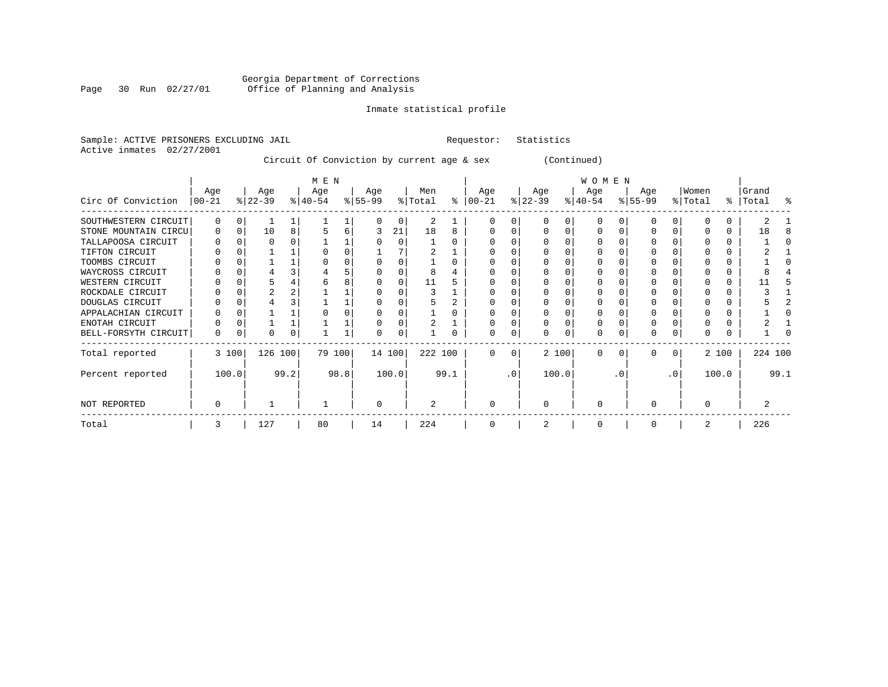Georgia Department of Corrections
Office of Planning and Analysis

Inmate statistical profile

Sample: ACTIVE PRISONERS EXCLUDING JAIL                    Requestor: Statistics
Active inmates 02/27/2001

Circuit Of Conviction by current age & sex (Continued)

| Circ Of Conviction | MEN Age 00-21 | % | Age 22-39 | % | Age 40-54 | % | Age 55-99 | % | Men Total | % | WOMEN Age 00-21 | % | Age 22-39 | % | Age 40-54 | % | Age 55-99 | % | Women Total | % | Grand Total | % |
|---|---|---|---|---|---|---|---|---|---|---|---|---|---|---|---|---|---|---|---|---|---|---|
| SOUTHWESTERN CIRCUIT | 0 | 0 | 1 | 1 | 1 | 1 | 0 | 0 | 2 | 1 | 0 | 0 | 0 | 0 | 0 | 0 | 0 | 0 | 0 | 0 | 2 | 1 |
| STONE MOUNTAIN CIRCU | 0 | 0 | 10 | 8 | 5 | 6 | 3 | 21 | 18 | 8 | 0 | 0 | 0 | 0 | 0 | 0 | 0 | 0 | 0 | 0 | 18 | 8 |
| TALLAPOOSA CIRCUIT | 0 | 0 | 0 | 0 | 1 | 1 | 0 | 0 | 1 | 0 | 0 | 0 | 0 | 0 | 0 | 0 | 0 | 0 | 0 | 0 | 1 | 0 |
| TIFTON CIRCUIT | 0 | 0 | 1 | 1 | 0 | 0 | 1 | 7 | 2 | 1 | 0 | 0 | 0 | 0 | 0 | 0 | 0 | 0 | 0 | 0 | 2 | 1 |
| TOOMBS CIRCUIT | 0 | 0 | 1 | 1 | 0 | 0 | 0 | 0 | 1 | 0 | 0 | 0 | 0 | 0 | 0 | 0 | 0 | 0 | 0 | 0 | 1 | 0 |
| WAYCROSS CIRCUIT | 0 | 0 | 4 | 3 | 4 | 5 | 0 | 0 | 8 | 4 | 0 | 0 | 0 | 0 | 0 | 0 | 0 | 0 | 0 | 0 | 8 | 4 |
| WESTERN CIRCUIT | 0 | 0 | 5 | 4 | 6 | 8 | 0 | 0 | 11 | 5 | 0 | 0 | 0 | 0 | 0 | 0 | 0 | 0 | 0 | 0 | 11 | 5 |
| ROCKDALE CIRCUIT | 0 | 0 | 2 | 2 | 1 | 1 | 0 | 0 | 3 | 1 | 0 | 0 | 0 | 0 | 0 | 0 | 0 | 0 | 0 | 0 | 3 | 1 |
| DOUGLAS CIRCUIT | 0 | 0 | 4 | 3 | 1 | 1 | 0 | 0 | 5 | 2 | 0 | 0 | 0 | 0 | 0 | 0 | 0 | 0 | 0 | 0 | 5 | 2 |
| APPALACHIAN CIRCUIT | 0 | 0 | 1 | 1 | 0 | 0 | 0 | 0 | 1 | 0 | 0 | 0 | 0 | 0 | 0 | 0 | 0 | 0 | 0 | 0 | 1 | 0 |
| ENOTAH CIRCUIT | 0 | 0 | 1 | 1 | 1 | 1 | 0 | 0 | 2 | 1 | 0 | 0 | 0 | 0 | 0 | 0 | 0 | 0 | 0 | 0 | 2 | 1 |
| BELL-FORSYTH CIRCUIT | 0 | 0 | 0 | 0 | 1 | 1 | 0 | 0 | 1 | 0 | 0 | 0 | 0 | 0 | 0 | 0 | 0 | 0 | 0 | 0 | 1 | 0 |
| Total reported | 3 | 100 | 126 | 100 | 79 | 100 | 14 | 100 | 222 | 100 | 0 | 0 | 2 | 100 | 0 | 0 | 0 | 0 | 2 | 100 | 224 | 100 |
| Percent reported | 100.0 | | 99.2 | | 98.8 | | 100.0 | | 99.1 | | .0 | | 100.0 | | .0 | | .0 | | 100.0 | | 99.1 | |
| NOT REPORTED | 0 | | 1 | | 1 | | 0 | | 2 | | 0 | | 0 | | 0 | | 0 | | 0 | | 2 | |
| Total | 3 | | 127 | | 80 | | 14 | | 224 | | 0 | | 2 | | 0 | | 0 | | 2 | | 226 | |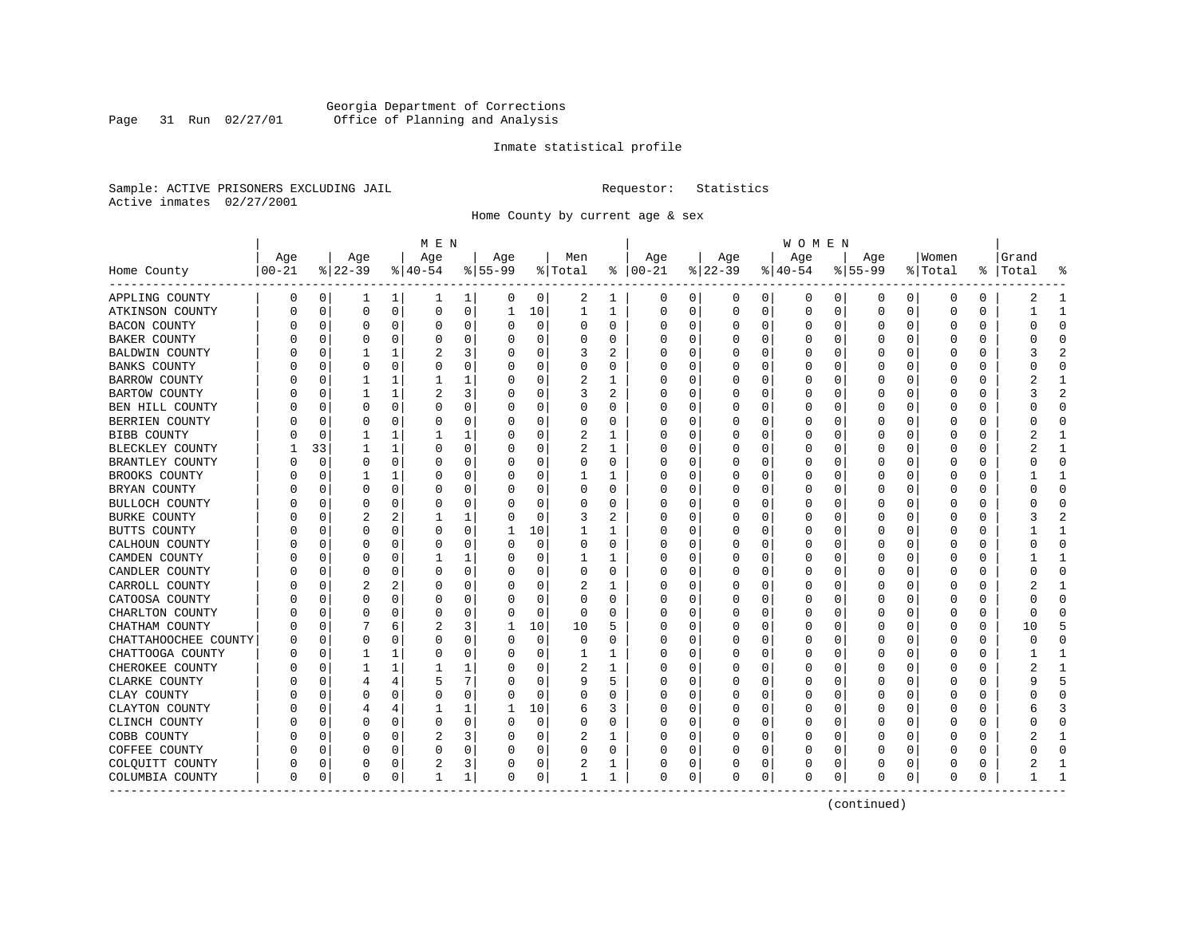Georgia Department of Corrections
Office of Planning and Analysis

Inmate statistical profile

Sample: ACTIVE PRISONERS EXCLUDING JAIL                    Requestor: Statistics
Active inmates 02/27/2001

Home County by current age & sex

| Home County | MEN Age 00-21 | % | Age 22-39 | % | Age 40-54 | % | Age 55-99 | % | Men Total | % | WOMEN Age 00-21 | % | Age 22-39 | % | Age 40-54 | % | Age 55-99 | % | Women Total | % | Grand Total | % |
|---|---|---|---|---|---|---|---|---|---|---|---|---|---|---|---|---|---|---|---|---|---|---|
| APPLING COUNTY | 0 | 0 | 1 | 1 | 1 | 1 | 0 | 0 | 2 | 1 | 0 | 0 | 0 | 0 | 0 | 0 | 0 | 0 | 0 | 0 | 2 | 1 |
| ATKINSON COUNTY | 0 | 0 | 0 | 0 | 0 | 0 | 1 | 10 | 1 | 1 | 0 | 0 | 0 | 0 | 0 | 0 | 0 | 0 | 0 | 0 | 1 | 1 |
| BACON COUNTY | 0 | 0 | 0 | 0 | 0 | 0 | 0 | 0 | 0 | 0 | 0 | 0 | 0 | 0 | 0 | 0 | 0 | 0 | 0 | 0 | 0 | 0 |
| BAKER COUNTY | 0 | 0 | 0 | 0 | 0 | 0 | 0 | 0 | 0 | 0 | 0 | 0 | 0 | 0 | 0 | 0 | 0 | 0 | 0 | 0 | 0 | 0 |
| BALDWIN COUNTY | 0 | 0 | 1 | 1 | 2 | 3 | 0 | 0 | 3 | 2 | 0 | 0 | 0 | 0 | 0 | 0 | 0 | 0 | 0 | 0 | 3 | 2 |
| BANKS COUNTY | 0 | 0 | 0 | 0 | 0 | 0 | 0 | 0 | 0 | 0 | 0 | 0 | 0 | 0 | 0 | 0 | 0 | 0 | 0 | 0 | 0 | 0 |
| BARROW COUNTY | 0 | 0 | 1 | 1 | 1 | 1 | 0 | 0 | 2 | 1 | 0 | 0 | 0 | 0 | 0 | 0 | 0 | 0 | 0 | 0 | 2 | 1 |
| BARTOW COUNTY | 0 | 0 | 1 | 1 | 2 | 3 | 0 | 0 | 3 | 2 | 0 | 0 | 0 | 0 | 0 | 0 | 0 | 0 | 0 | 0 | 3 | 2 |
| BEN HILL COUNTY | 0 | 0 | 0 | 0 | 0 | 0 | 0 | 0 | 0 | 0 | 0 | 0 | 0 | 0 | 0 | 0 | 0 | 0 | 0 | 0 | 0 | 0 |
| BERRIEN COUNTY | 0 | 0 | 0 | 0 | 0 | 0 | 0 | 0 | 0 | 0 | 0 | 0 | 0 | 0 | 0 | 0 | 0 | 0 | 0 | 0 | 0 | 0 |
| BIBB COUNTY | 0 | 0 | 1 | 1 | 1 | 1 | 0 | 0 | 2 | 1 | 0 | 0 | 0 | 0 | 0 | 0 | 0 | 0 | 0 | 0 | 2 | 1 |
| BLECKLEY COUNTY | 1 | 33 | 1 | 1 | 0 | 0 | 0 | 0 | 2 | 1 | 0 | 0 | 0 | 0 | 0 | 0 | 0 | 0 | 0 | 0 | 2 | 1 |
| BRANTLEY COUNTY | 0 | 0 | 0 | 0 | 0 | 0 | 0 | 0 | 0 | 0 | 0 | 0 | 0 | 0 | 0 | 0 | 0 | 0 | 0 | 0 | 0 | 0 |
| BROOKS COUNTY | 0 | 0 | 1 | 1 | 0 | 0 | 0 | 0 | 1 | 1 | 0 | 0 | 0 | 0 | 0 | 0 | 0 | 0 | 0 | 0 | 1 | 1 |
| BRYAN COUNTY | 0 | 0 | 0 | 0 | 0 | 0 | 0 | 0 | 0 | 0 | 0 | 0 | 0 | 0 | 0 | 0 | 0 | 0 | 0 | 0 | 0 | 0 |
| BULLOCH COUNTY | 0 | 0 | 0 | 0 | 0 | 0 | 0 | 0 | 0 | 0 | 0 | 0 | 0 | 0 | 0 | 0 | 0 | 0 | 0 | 0 | 0 | 0 |
| BURKE COUNTY | 0 | 0 | 2 | 2 | 1 | 1 | 0 | 0 | 3 | 2 | 0 | 0 | 0 | 0 | 0 | 0 | 0 | 0 | 0 | 0 | 3 | 2 |
| BUTTS COUNTY | 0 | 0 | 0 | 0 | 0 | 0 | 1 | 10 | 1 | 1 | 0 | 0 | 0 | 0 | 0 | 0 | 0 | 0 | 0 | 0 | 1 | 1 |
| CALHOUN COUNTY | 0 | 0 | 0 | 0 | 0 | 0 | 0 | 0 | 0 | 0 | 0 | 0 | 0 | 0 | 0 | 0 | 0 | 0 | 0 | 0 | 0 | 0 |
| CAMDEN COUNTY | 0 | 0 | 0 | 0 | 1 | 1 | 0 | 0 | 1 | 1 | 0 | 0 | 0 | 0 | 0 | 0 | 0 | 0 | 0 | 0 | 1 | 1 |
| CANDLER COUNTY | 0 | 0 | 0 | 0 | 0 | 0 | 0 | 0 | 0 | 0 | 0 | 0 | 0 | 0 | 0 | 0 | 0 | 0 | 0 | 0 | 0 | 0 |
| CARROLL COUNTY | 0 | 0 | 2 | 2 | 0 | 0 | 0 | 0 | 2 | 1 | 0 | 0 | 0 | 0 | 0 | 0 | 0 | 0 | 0 | 0 | 2 | 1 |
| CATOOSA COUNTY | 0 | 0 | 0 | 0 | 0 | 0 | 0 | 0 | 0 | 0 | 0 | 0 | 0 | 0 | 0 | 0 | 0 | 0 | 0 | 0 | 0 | 0 |
| CHARLTON COUNTY | 0 | 0 | 0 | 0 | 0 | 0 | 0 | 0 | 0 | 0 | 0 | 0 | 0 | 0 | 0 | 0 | 0 | 0 | 0 | 0 | 0 | 0 |
| CHATHAM COUNTY | 0 | 0 | 7 | 6 | 2 | 3 | 1 | 10 | 10 | 5 | 0 | 0 | 0 | 0 | 0 | 0 | 0 | 0 | 0 | 0 | 10 | 5 |
| CHATTAHOOCHEE COUNTY | 0 | 0 | 0 | 0 | 0 | 0 | 0 | 0 | 0 | 0 | 0 | 0 | 0 | 0 | 0 | 0 | 0 | 0 | 0 | 0 | 0 | 0 |
| CHATTOOGA COUNTY | 0 | 0 | 1 | 1 | 0 | 0 | 0 | 0 | 1 | 1 | 0 | 0 | 0 | 0 | 0 | 0 | 0 | 0 | 0 | 0 | 1 | 1 |
| CHEROKEE COUNTY | 0 | 0 | 1 | 1 | 1 | 1 | 0 | 0 | 2 | 1 | 0 | 0 | 0 | 0 | 0 | 0 | 0 | 0 | 0 | 0 | 2 | 1 |
| CLARKE COUNTY | 0 | 0 | 4 | 4 | 5 | 7 | 0 | 0 | 9 | 5 | 0 | 0 | 0 | 0 | 0 | 0 | 0 | 0 | 0 | 0 | 9 | 5 |
| CLAY COUNTY | 0 | 0 | 0 | 0 | 0 | 0 | 0 | 0 | 0 | 0 | 0 | 0 | 0 | 0 | 0 | 0 | 0 | 0 | 0 | 0 | 0 | 0 |
| CLAYTON COUNTY | 0 | 0 | 4 | 4 | 1 | 1 | 1 | 10 | 6 | 3 | 0 | 0 | 0 | 0 | 0 | 0 | 0 | 0 | 0 | 0 | 6 | 3 |
| CLINCH COUNTY | 0 | 0 | 0 | 0 | 0 | 0 | 0 | 0 | 0 | 0 | 0 | 0 | 0 | 0 | 0 | 0 | 0 | 0 | 0 | 0 | 0 | 0 |
| COBB COUNTY | 0 | 0 | 0 | 0 | 2 | 3 | 0 | 0 | 2 | 1 | 0 | 0 | 0 | 0 | 0 | 0 | 0 | 0 | 0 | 0 | 2 | 1 |
| COFFEE COUNTY | 0 | 0 | 0 | 0 | 0 | 0 | 0 | 0 | 0 | 0 | 0 | 0 | 0 | 0 | 0 | 0 | 0 | 0 | 0 | 0 | 0 | 0 |
| COLQUITT COUNTY | 0 | 0 | 0 | 0 | 2 | 3 | 0 | 0 | 2 | 1 | 0 | 0 | 0 | 0 | 0 | 0 | 0 | 0 | 0 | 0 | 2 | 1 |
| COLUMBIA COUNTY | 0 | 0 | 0 | 0 | 1 | 1 | 0 | 0 | 1 | 1 | 0 | 0 | 0 | 0 | 0 | 0 | 0 | 0 | 0 | 0 | 1 | 1 |

(continued)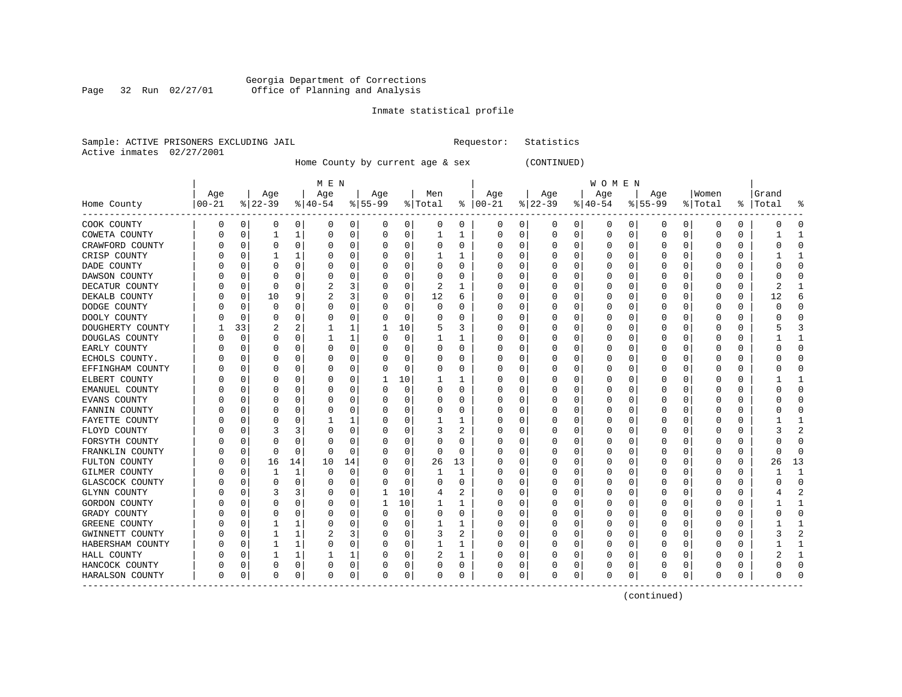Georgia Department of Corrections
Office of Planning and Analysis

Inmate statistical profile

Sample: ACTIVE PRISONERS EXCLUDING JAIL                    Requestor: Statistics
Active inmates 02/27/2001

Home County by current age & sex (CONTINUED)

| Home County | MEN Age 00-21 | % | Age 22-39 | % | Age 40-54 | % | Age 55-99 | % | Men Total | % | WOMEN Age 00-21 | % | Age 22-39 | % | Age 40-54 | % | Age 55-99 | % | Women Total | % | Grand Total | % |
|---|---|---|---|---|---|---|---|---|---|---|---|---|---|---|---|---|---|---|---|---|---|---|
| COOK COUNTY | 0 | 0 | 0 | 0 | 0 | 0 | 0 | 0 | 0 | 0 | 0 | 0 | 0 | 0 | 0 | 0 | 0 | 0 | 0 | 0 | 0 | 0 |
| COWETA COUNTY | 0 | 0 | 1 | 1 | 0 | 0 | 0 | 0 | 1 | 1 | 0 | 0 | 0 | 0 | 0 | 0 | 0 | 0 | 0 | 0 | 1 | 1 |
| CRAWFORD COUNTY | 0 | 0 | 0 | 0 | 0 | 0 | 0 | 0 | 0 | 0 | 0 | 0 | 0 | 0 | 0 | 0 | 0 | 0 | 0 | 0 | 0 | 0 |
| CRISP COUNTY | 0 | 0 | 1 | 1 | 0 | 0 | 0 | 0 | 1 | 1 | 0 | 0 | 0 | 0 | 0 | 0 | 0 | 0 | 0 | 0 | 1 | 1 |
| DADE COUNTY | 0 | 0 | 0 | 0 | 0 | 0 | 0 | 0 | 0 | 0 | 0 | 0 | 0 | 0 | 0 | 0 | 0 | 0 | 0 | 0 | 0 | 0 |
| DAWSON COUNTY | 0 | 0 | 0 | 0 | 0 | 0 | 0 | 0 | 0 | 0 | 0 | 0 | 0 | 0 | 0 | 0 | 0 | 0 | 0 | 0 | 0 | 0 |
| DECATUR COUNTY | 0 | 0 | 0 | 0 | 2 | 3 | 0 | 0 | 2 | 1 | 0 | 0 | 0 | 0 | 0 | 0 | 0 | 0 | 0 | 0 | 2 | 1 |
| DEKALB COUNTY | 0 | 0 | 10 | 9 | 2 | 3 | 0 | 0 | 12 | 6 | 0 | 0 | 0 | 0 | 0 | 0 | 0 | 0 | 0 | 0 | 12 | 6 |
| DODGE COUNTY | 0 | 0 | 0 | 0 | 0 | 0 | 0 | 0 | 0 | 0 | 0 | 0 | 0 | 0 | 0 | 0 | 0 | 0 | 0 | 0 | 0 | 0 |
| DOOLY COUNTY | 0 | 0 | 0 | 0 | 0 | 0 | 0 | 0 | 0 | 0 | 0 | 0 | 0 | 0 | 0 | 0 | 0 | 0 | 0 | 0 | 0 | 0 |
| DOUGHERTY COUNTY | 1 | 33 | 2 | 2 | 1 | 1 | 1 | 10 | 5 | 3 | 0 | 0 | 0 | 0 | 0 | 0 | 0 | 0 | 0 | 0 | 5 | 3 |
| DOUGLAS COUNTY | 0 | 0 | 0 | 0 | 1 | 1 | 0 | 0 | 1 | 1 | 0 | 0 | 0 | 0 | 0 | 0 | 0 | 0 | 0 | 0 | 1 | 1 |
| EARLY COUNTY | 0 | 0 | 0 | 0 | 0 | 0 | 0 | 0 | 0 | 0 | 0 | 0 | 0 | 0 | 0 | 0 | 0 | 0 | 0 | 0 | 0 | 0 |
| ECHOLS COUNTY. | 0 | 0 | 0 | 0 | 0 | 0 | 0 | 0 | 0 | 0 | 0 | 0 | 0 | 0 | 0 | 0 | 0 | 0 | 0 | 0 | 0 | 0 |
| EFFINGHAM COUNTY | 0 | 0 | 0 | 0 | 0 | 0 | 0 | 0 | 0 | 0 | 0 | 0 | 0 | 0 | 0 | 0 | 0 | 0 | 0 | 0 | 0 | 0 |
| ELBERT COUNTY | 0 | 0 | 0 | 0 | 0 | 0 | 1 | 10 | 1 | 1 | 0 | 0 | 0 | 0 | 0 | 0 | 0 | 0 | 0 | 0 | 1 | 1 |
| EMANUEL COUNTY | 0 | 0 | 0 | 0 | 0 | 0 | 0 | 0 | 0 | 0 | 0 | 0 | 0 | 0 | 0 | 0 | 0 | 0 | 0 | 0 | 0 | 0 |
| EVANS COUNTY | 0 | 0 | 0 | 0 | 0 | 0 | 0 | 0 | 0 | 0 | 0 | 0 | 0 | 0 | 0 | 0 | 0 | 0 | 0 | 0 | 0 | 0 |
| FANNIN COUNTY | 0 | 0 | 0 | 0 | 0 | 0 | 0 | 0 | 0 | 0 | 0 | 0 | 0 | 0 | 0 | 0 | 0 | 0 | 0 | 0 | 0 | 0 |
| FAYETTE COUNTY | 0 | 0 | 0 | 0 | 1 | 1 | 0 | 0 | 1 | 1 | 0 | 0 | 0 | 0 | 0 | 0 | 0 | 0 | 0 | 0 | 1 | 1 |
| FLOYD COUNTY | 0 | 0 | 3 | 3 | 0 | 0 | 0 | 0 | 3 | 2 | 0 | 0 | 0 | 0 | 0 | 0 | 0 | 0 | 0 | 0 | 3 | 2 |
| FORSYTH COUNTY | 0 | 0 | 0 | 0 | 0 | 0 | 0 | 0 | 0 | 0 | 0 | 0 | 0 | 0 | 0 | 0 | 0 | 0 | 0 | 0 | 0 | 0 |
| FRANKLIN COUNTY | 0 | 0 | 0 | 0 | 0 | 0 | 0 | 0 | 0 | 0 | 0 | 0 | 0 | 0 | 0 | 0 | 0 | 0 | 0 | 0 | 0 | 0 |
| FULTON COUNTY | 0 | 0 | 16 | 14 | 10 | 14 | 0 | 0 | 26 | 13 | 0 | 0 | 0 | 0 | 0 | 0 | 0 | 0 | 0 | 0 | 26 | 13 |
| GILMER COUNTY | 0 | 0 | 1 | 1 | 0 | 0 | 0 | 0 | 1 | 1 | 0 | 0 | 0 | 0 | 0 | 0 | 0 | 0 | 0 | 0 | 1 | 1 |
| GLASCOCK COUNTY | 0 | 0 | 0 | 0 | 0 | 0 | 0 | 0 | 0 | 0 | 0 | 0 | 0 | 0 | 0 | 0 | 0 | 0 | 0 | 0 | 0 | 0 |
| GLYNN COUNTY | 0 | 0 | 3 | 3 | 0 | 0 | 1 | 10 | 4 | 2 | 0 | 0 | 0 | 0 | 0 | 0 | 0 | 0 | 0 | 0 | 4 | 2 |
| GORDON COUNTY | 0 | 0 | 0 | 0 | 0 | 0 | 1 | 10 | 1 | 1 | 0 | 0 | 0 | 0 | 0 | 0 | 0 | 0 | 0 | 0 | 1 | 1 |
| GRADY COUNTY | 0 | 0 | 0 | 0 | 0 | 0 | 0 | 0 | 0 | 0 | 0 | 0 | 0 | 0 | 0 | 0 | 0 | 0 | 0 | 0 | 0 | 0 |
| GREENE COUNTY | 0 | 0 | 1 | 1 | 0 | 0 | 0 | 0 | 1 | 1 | 0 | 0 | 0 | 0 | 0 | 0 | 0 | 0 | 0 | 0 | 1 | 1 |
| GWINNETT COUNTY | 0 | 0 | 1 | 1 | 2 | 3 | 0 | 0 | 3 | 2 | 0 | 0 | 0 | 0 | 0 | 0 | 0 | 0 | 0 | 0 | 3 | 2 |
| HABERSHAM COUNTY | 0 | 0 | 1 | 1 | 0 | 0 | 0 | 0 | 1 | 1 | 0 | 0 | 0 | 0 | 0 | 0 | 0 | 0 | 0 | 0 | 1 | 1 |
| HALL COUNTY | 0 | 0 | 1 | 1 | 1 | 1 | 0 | 0 | 2 | 1 | 0 | 0 | 0 | 0 | 0 | 0 | 0 | 0 | 0 | 0 | 2 | 1 |
| HANCOCK COUNTY | 0 | 0 | 0 | 0 | 0 | 0 | 0 | 0 | 0 | 0 | 0 | 0 | 0 | 0 | 0 | 0 | 0 | 0 | 0 | 0 | 0 | 0 |
| HARALSON COUNTY | 0 | 0 | 0 | 0 | 0 | 0 | 0 | 0 | 0 | 0 | 0 | 0 | 0 | 0 | 0 | 0 | 0 | 0 | 0 | 0 | 0 | 0 |

(continued)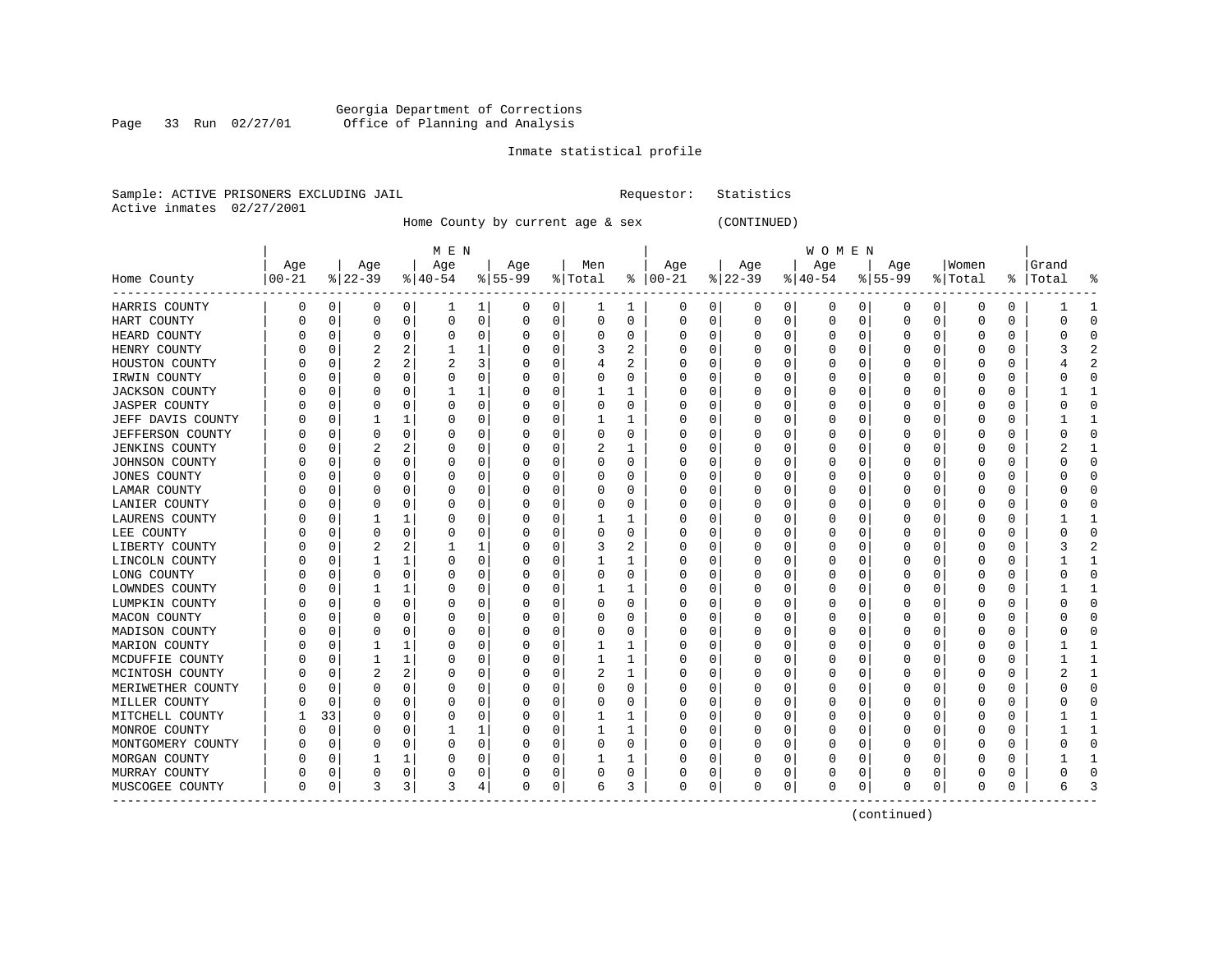Georgia Department of Corrections
Office of Planning and Analysis

Inmate statistical profile

Sample: ACTIVE PRISONERS EXCLUDING JAIL     Requestor: Statistics
Active inmates 02/27/2001

Home County by current age & sex (CONTINUED)

| Home County | MEN Age 00-21 | % | Age 22-39 | % | Age 40-54 | % | Age 55-99 | % | Men Total | % | WOMEN Age 00-21 | % | Age 22-39 | % | Age 40-54 | % | Age 55-99 | % | Women Total | % | Grand Total | % |
|---|---|---|---|---|---|---|---|---|---|---|---|---|---|---|---|---|---|---|---|---|---|---|
| HARRIS COUNTY | 0 | 0 | 0 | 0 | 1 | 1 | 0 | 0 | 1 | 1 | 0 | 0 | 0 | 0 | 0 | 0 | 0 | 0 | 0 | 0 | 1 | 1 |
| HART COUNTY | 0 | 0 | 0 | 0 | 0 | 0 | 0 | 0 | 0 | 0 | 0 | 0 | 0 | 0 | 0 | 0 | 0 | 0 | 0 | 0 | 0 | 0 |
| HEARD COUNTY | 0 | 0 | 0 | 0 | 0 | 0 | 0 | 0 | 0 | 0 | 0 | 0 | 0 | 0 | 0 | 0 | 0 | 0 | 0 | 0 | 0 | 0 |
| HENRY COUNTY | 0 | 0 | 2 | 2 | 1 | 1 | 0 | 0 | 3 | 2 | 0 | 0 | 0 | 0 | 0 | 0 | 0 | 0 | 0 | 0 | 3 | 2 |
| HOUSTON COUNTY | 0 | 0 | 2 | 2 | 2 | 3 | 0 | 0 | 4 | 2 | 0 | 0 | 0 | 0 | 0 | 0 | 0 | 0 | 0 | 0 | 4 | 2 |
| IRWIN COUNTY | 0 | 0 | 0 | 0 | 0 | 0 | 0 | 0 | 0 | 0 | 0 | 0 | 0 | 0 | 0 | 0 | 0 | 0 | 0 | 0 | 0 | 0 |
| JACKSON COUNTY | 0 | 0 | 0 | 0 | 1 | 1 | 0 | 0 | 1 | 1 | 0 | 0 | 0 | 0 | 0 | 0 | 0 | 0 | 0 | 0 | 1 | 1 |
| JASPER COUNTY | 0 | 0 | 0 | 0 | 0 | 0 | 0 | 0 | 0 | 0 | 0 | 0 | 0 | 0 | 0 | 0 | 0 | 0 | 0 | 0 | 0 | 0 |
| JEFF DAVIS COUNTY | 0 | 0 | 1 | 1 | 0 | 0 | 0 | 0 | 1 | 1 | 0 | 0 | 0 | 0 | 0 | 0 | 0 | 0 | 0 | 0 | 1 | 1 |
| JEFFERSON COUNTY | 0 | 0 | 0 | 0 | 0 | 0 | 0 | 0 | 0 | 0 | 0 | 0 | 0 | 0 | 0 | 0 | 0 | 0 | 0 | 0 | 0 | 0 |
| JENKINS COUNTY | 0 | 0 | 2 | 2 | 0 | 0 | 0 | 0 | 2 | 1 | 0 | 0 | 0 | 0 | 0 | 0 | 0 | 0 | 0 | 0 | 2 | 1 |
| JOHNSON COUNTY | 0 | 0 | 0 | 0 | 0 | 0 | 0 | 0 | 0 | 0 | 0 | 0 | 0 | 0 | 0 | 0 | 0 | 0 | 0 | 0 | 0 | 0 |
| JONES COUNTY | 0 | 0 | 0 | 0 | 0 | 0 | 0 | 0 | 0 | 0 | 0 | 0 | 0 | 0 | 0 | 0 | 0 | 0 | 0 | 0 | 0 | 0 |
| LAMAR COUNTY | 0 | 0 | 0 | 0 | 0 | 0 | 0 | 0 | 0 | 0 | 0 | 0 | 0 | 0 | 0 | 0 | 0 | 0 | 0 | 0 | 0 | 0 |
| LANIER COUNTY | 0 | 0 | 0 | 0 | 0 | 0 | 0 | 0 | 0 | 0 | 0 | 0 | 0 | 0 | 0 | 0 | 0 | 0 | 0 | 0 | 0 | 0 |
| LAURENS COUNTY | 0 | 0 | 1 | 1 | 0 | 0 | 0 | 0 | 1 | 1 | 0 | 0 | 0 | 0 | 0 | 0 | 0 | 0 | 0 | 0 | 1 | 1 |
| LEE COUNTY | 0 | 0 | 0 | 0 | 0 | 0 | 0 | 0 | 0 | 0 | 0 | 0 | 0 | 0 | 0 | 0 | 0 | 0 | 0 | 0 | 0 | 0 |
| LIBERTY COUNTY | 0 | 0 | 2 | 2 | 1 | 1 | 0 | 0 | 3 | 2 | 0 | 0 | 0 | 0 | 0 | 0 | 0 | 0 | 0 | 0 | 3 | 2 |
| LINCOLN COUNTY | 0 | 0 | 1 | 1 | 0 | 0 | 0 | 0 | 1 | 1 | 0 | 0 | 0 | 0 | 0 | 0 | 0 | 0 | 0 | 0 | 1 | 1 |
| LONG COUNTY | 0 | 0 | 0 | 0 | 0 | 0 | 0 | 0 | 0 | 0 | 0 | 0 | 0 | 0 | 0 | 0 | 0 | 0 | 0 | 0 | 0 | 0 |
| LOWNDES COUNTY | 0 | 0 | 1 | 1 | 0 | 0 | 0 | 0 | 1 | 1 | 0 | 0 | 0 | 0 | 0 | 0 | 0 | 0 | 0 | 0 | 1 | 1 |
| LUMPKIN COUNTY | 0 | 0 | 0 | 0 | 0 | 0 | 0 | 0 | 0 | 0 | 0 | 0 | 0 | 0 | 0 | 0 | 0 | 0 | 0 | 0 | 0 | 0 |
| MACON COUNTY | 0 | 0 | 0 | 0 | 0 | 0 | 0 | 0 | 0 | 0 | 0 | 0 | 0 | 0 | 0 | 0 | 0 | 0 | 0 | 0 | 0 | 0 |
| MADISON COUNTY | 0 | 0 | 0 | 0 | 0 | 0 | 0 | 0 | 0 | 0 | 0 | 0 | 0 | 0 | 0 | 0 | 0 | 0 | 0 | 0 | 0 | 0 |
| MARION COUNTY | 0 | 0 | 1 | 1 | 0 | 0 | 0 | 0 | 1 | 1 | 0 | 0 | 0 | 0 | 0 | 0 | 0 | 0 | 0 | 0 | 1 | 1 |
| MCDUFFIE COUNTY | 0 | 0 | 1 | 1 | 0 | 0 | 0 | 0 | 1 | 1 | 0 | 0 | 0 | 0 | 0 | 0 | 0 | 0 | 0 | 0 | 1 | 1 |
| MCINTOSH COUNTY | 0 | 0 | 2 | 2 | 0 | 0 | 0 | 0 | 2 | 1 | 0 | 0 | 0 | 0 | 0 | 0 | 0 | 0 | 0 | 0 | 2 | 1 |
| MERIWETHER COUNTY | 0 | 0 | 0 | 0 | 0 | 0 | 0 | 0 | 0 | 0 | 0 | 0 | 0 | 0 | 0 | 0 | 0 | 0 | 0 | 0 | 0 | 0 |
| MILLER COUNTY | 0 | 0 | 0 | 0 | 0 | 0 | 0 | 0 | 0 | 0 | 0 | 0 | 0 | 0 | 0 | 0 | 0 | 0 | 0 | 0 | 0 | 0 |
| MITCHELL COUNTY | 1 | 33 | 0 | 0 | 0 | 0 | 0 | 0 | 1 | 1 | 0 | 0 | 0 | 0 | 0 | 0 | 0 | 0 | 0 | 0 | 1 | 1 |
| MONROE COUNTY | 0 | 0 | 0 | 0 | 1 | 1 | 0 | 0 | 1 | 1 | 0 | 0 | 0 | 0 | 0 | 0 | 0 | 0 | 0 | 0 | 1 | 1 |
| MONTGOMERY COUNTY | 0 | 0 | 0 | 0 | 0 | 0 | 0 | 0 | 0 | 0 | 0 | 0 | 0 | 0 | 0 | 0 | 0 | 0 | 0 | 0 | 0 | 0 |
| MORGAN COUNTY | 0 | 0 | 1 | 1 | 0 | 0 | 0 | 0 | 1 | 1 | 0 | 0 | 0 | 0 | 0 | 0 | 0 | 0 | 0 | 0 | 1 | 1 |
| MURRAY COUNTY | 0 | 0 | 0 | 0 | 0 | 0 | 0 | 0 | 0 | 0 | 0 | 0 | 0 | 0 | 0 | 0 | 0 | 0 | 0 | 0 | 0 | 0 |
| MUSCOGEE COUNTY | 0 | 0 | 3 | 3 | 3 | 4 | 0 | 0 | 6 | 3 | 0 | 0 | 0 | 0 | 0 | 0 | 0 | 0 | 0 | 0 | 6 | 3 |

(continued)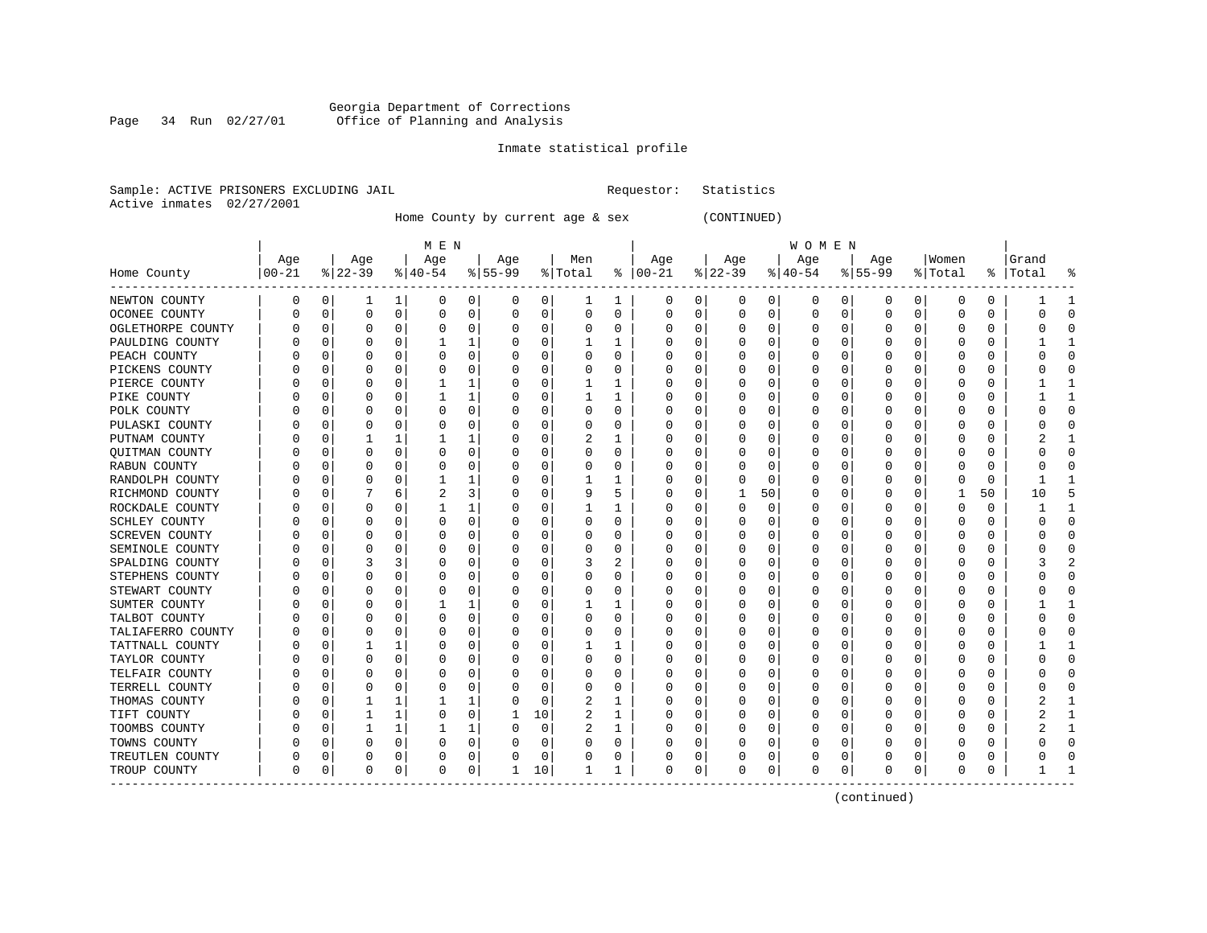Georgia Department of Corrections
Office of Planning and Analysis

Inmate statistical profile

Sample: ACTIVE PRISONERS EXCLUDING JAIL    Requestor: Statistics
Active inmates 02/27/2001

Home County by current age & sex (CONTINUED)

| Home County | MEN Age 00-21 | % | Age 22-39 | % | Age 40-54 | % | Age 55-99 | % | Men Total | % | WOMEN Age 00-21 | % | Age 22-39 | % | Age 40-54 | % | Age 55-99 | % | Women Total | % | Grand Total | % |
|---|---|---|---|---|---|---|---|---|---|---|---|---|---|---|---|---|---|---|---|---|---|---|
| NEWTON COUNTY | 0 | 0 | 1 | 1 | 0 | 0 | 0 | 0 | 1 | 1 | 0 | 0 | 0 | 0 | 0 | 0 | 0 | 0 | 0 | 0 | 1 | 1 |
| OCONEE COUNTY | 0 | 0 | 0 | 0 | 0 | 0 | 0 | 0 | 0 | 0 | 0 | 0 | 0 | 0 | 0 | 0 | 0 | 0 | 0 | 0 | 0 | 0 |
| OGLETHORPE COUNTY | 0 | 0 | 0 | 0 | 0 | 0 | 0 | 0 | 0 | 0 | 0 | 0 | 0 | 0 | 0 | 0 | 0 | 0 | 0 | 0 | 0 | 0 |
| PAULDING COUNTY | 0 | 0 | 0 | 0 | 1 | 1 | 0 | 0 | 1 | 1 | 0 | 0 | 0 | 0 | 0 | 0 | 0 | 0 | 0 | 0 | 1 | 1 |
| PEACH COUNTY | 0 | 0 | 0 | 0 | 0 | 0 | 0 | 0 | 0 | 0 | 0 | 0 | 0 | 0 | 0 | 0 | 0 | 0 | 0 | 0 | 0 | 0 |
| PICKENS COUNTY | 0 | 0 | 0 | 0 | 0 | 0 | 0 | 0 | 0 | 0 | 0 | 0 | 0 | 0 | 0 | 0 | 0 | 0 | 0 | 0 | 0 | 0 |
| PIERCE COUNTY | 0 | 0 | 0 | 0 | 1 | 1 | 0 | 0 | 1 | 1 | 0 | 0 | 0 | 0 | 0 | 0 | 0 | 0 | 0 | 0 | 1 | 1 |
| PIKE COUNTY | 0 | 0 | 0 | 0 | 1 | 1 | 0 | 0 | 1 | 1 | 0 | 0 | 0 | 0 | 0 | 0 | 0 | 0 | 0 | 0 | 1 | 1 |
| POLK COUNTY | 0 | 0 | 0 | 0 | 0 | 0 | 0 | 0 | 0 | 0 | 0 | 0 | 0 | 0 | 0 | 0 | 0 | 0 | 0 | 0 | 0 | 0 |
| PULASKI COUNTY | 0 | 0 | 0 | 0 | 0 | 0 | 0 | 0 | 0 | 0 | 0 | 0 | 0 | 0 | 0 | 0 | 0 | 0 | 0 | 0 | 0 | 0 |
| PUTNAM COUNTY | 0 | 0 | 1 | 1 | 1 | 1 | 0 | 0 | 2 | 1 | 0 | 0 | 0 | 0 | 0 | 0 | 0 | 0 | 0 | 0 | 2 | 1 |
| QUITMAN COUNTY | 0 | 0 | 0 | 0 | 0 | 0 | 0 | 0 | 0 | 0 | 0 | 0 | 0 | 0 | 0 | 0 | 0 | 0 | 0 | 0 | 0 | 0 |
| RABUN COUNTY | 0 | 0 | 0 | 0 | 0 | 0 | 0 | 0 | 0 | 0 | 0 | 0 | 0 | 0 | 0 | 0 | 0 | 0 | 0 | 0 | 0 | 0 |
| RANDOLPH COUNTY | 0 | 0 | 0 | 0 | 1 | 1 | 0 | 0 | 1 | 1 | 0 | 0 | 0 | 0 | 0 | 0 | 0 | 0 | 0 | 0 | 1 | 1 |
| RICHMOND COUNTY | 0 | 0 | 7 | 6 | 2 | 3 | 0 | 0 | 9 | 5 | 0 | 0 | 1 | 50 | 0 | 0 | 0 | 0 | 1 | 50 | 10 | 5 |
| ROCKDALE COUNTY | 0 | 0 | 0 | 0 | 1 | 1 | 0 | 0 | 1 | 1 | 0 | 0 | 0 | 0 | 0 | 0 | 0 | 0 | 0 | 0 | 1 | 1 |
| SCHLEY COUNTY | 0 | 0 | 0 | 0 | 0 | 0 | 0 | 0 | 0 | 0 | 0 | 0 | 0 | 0 | 0 | 0 | 0 | 0 | 0 | 0 | 0 | 0 |
| SCREVEN COUNTY | 0 | 0 | 0 | 0 | 0 | 0 | 0 | 0 | 0 | 0 | 0 | 0 | 0 | 0 | 0 | 0 | 0 | 0 | 0 | 0 | 0 | 0 |
| SEMINOLE COUNTY | 0 | 0 | 0 | 0 | 0 | 0 | 0 | 0 | 0 | 0 | 0 | 0 | 0 | 0 | 0 | 0 | 0 | 0 | 0 | 0 | 0 | 0 |
| SPALDING COUNTY | 0 | 0 | 3 | 3 | 0 | 0 | 0 | 0 | 3 | 2 | 0 | 0 | 0 | 0 | 0 | 0 | 0 | 0 | 0 | 0 | 3 | 2 |
| STEPHENS COUNTY | 0 | 0 | 0 | 0 | 0 | 0 | 0 | 0 | 0 | 0 | 0 | 0 | 0 | 0 | 0 | 0 | 0 | 0 | 0 | 0 | 0 | 0 |
| STEWART COUNTY | 0 | 0 | 0 | 0 | 0 | 0 | 0 | 0 | 0 | 0 | 0 | 0 | 0 | 0 | 0 | 0 | 0 | 0 | 0 | 0 | 0 | 0 |
| SUMTER COUNTY | 0 | 0 | 0 | 0 | 1 | 1 | 0 | 0 | 1 | 1 | 0 | 0 | 0 | 0 | 0 | 0 | 0 | 0 | 0 | 0 | 1 | 1 |
| TALBOT COUNTY | 0 | 0 | 0 | 0 | 0 | 0 | 0 | 0 | 0 | 0 | 0 | 0 | 0 | 0 | 0 | 0 | 0 | 0 | 0 | 0 | 0 | 0 |
| TALIAFERRO COUNTY | 0 | 0 | 0 | 0 | 0 | 0 | 0 | 0 | 0 | 0 | 0 | 0 | 0 | 0 | 0 | 0 | 0 | 0 | 0 | 0 | 0 | 0 |
| TATTNALL COUNTY | 0 | 0 | 1 | 1 | 0 | 0 | 0 | 0 | 1 | 1 | 0 | 0 | 0 | 0 | 0 | 0 | 0 | 0 | 0 | 0 | 1 | 1 |
| TAYLOR COUNTY | 0 | 0 | 0 | 0 | 0 | 0 | 0 | 0 | 0 | 0 | 0 | 0 | 0 | 0 | 0 | 0 | 0 | 0 | 0 | 0 | 0 | 0 |
| TELFAIR COUNTY | 0 | 0 | 0 | 0 | 0 | 0 | 0 | 0 | 0 | 0 | 0 | 0 | 0 | 0 | 0 | 0 | 0 | 0 | 0 | 0 | 0 | 0 |
| TERRELL COUNTY | 0 | 0 | 0 | 0 | 0 | 0 | 0 | 0 | 0 | 0 | 0 | 0 | 0 | 0 | 0 | 0 | 0 | 0 | 0 | 0 | 0 | 0 |
| THOMAS COUNTY | 0 | 0 | 1 | 1 | 1 | 1 | 0 | 0 | 2 | 1 | 0 | 0 | 0 | 0 | 0 | 0 | 0 | 0 | 0 | 0 | 2 | 1 |
| TIFT COUNTY | 0 | 0 | 1 | 1 | 0 | 0 | 1 | 10 | 2 | 1 | 0 | 0 | 0 | 0 | 0 | 0 | 0 | 0 | 0 | 0 | 2 | 1 |
| TOOMBS COUNTY | 0 | 0 | 1 | 1 | 1 | 1 | 0 | 0 | 2 | 1 | 0 | 0 | 0 | 0 | 0 | 0 | 0 | 0 | 0 | 0 | 2 | 1 |
| TOWNS COUNTY | 0 | 0 | 0 | 0 | 0 | 0 | 0 | 0 | 0 | 0 | 0 | 0 | 0 | 0 | 0 | 0 | 0 | 0 | 0 | 0 | 0 | 0 |
| TREUTLEN COUNTY | 0 | 0 | 0 | 0 | 0 | 0 | 0 | 0 | 0 | 0 | 0 | 0 | 0 | 0 | 0 | 0 | 0 | 0 | 0 | 0 | 0 | 0 |
| TROUP COUNTY | 0 | 0 | 0 | 0 | 0 | 0 | 1 | 10 | 1 | 1 | 0 | 0 | 0 | 0 | 0 | 0 | 0 | 0 | 0 | 0 | 1 | 1 |

(continued)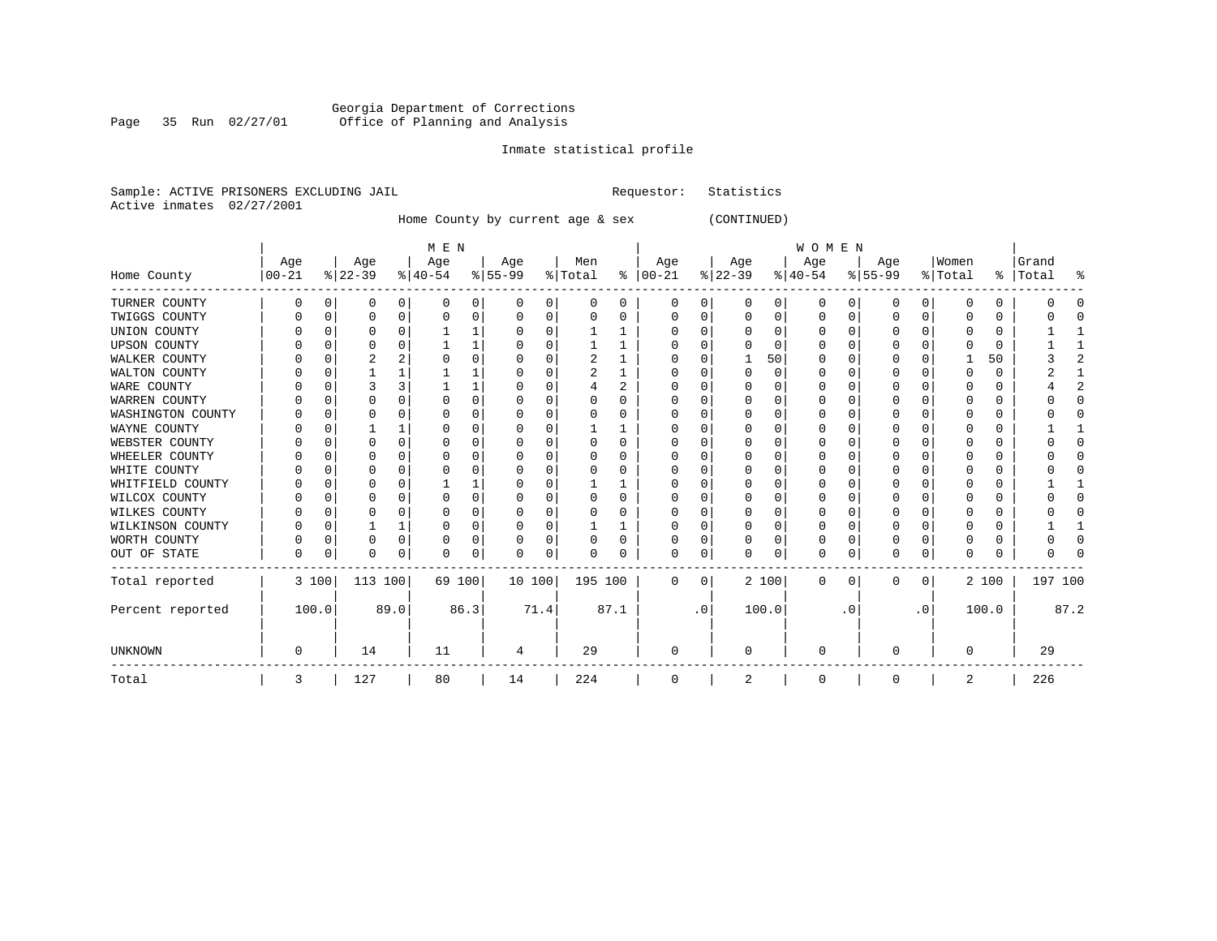Georgia Department of Corrections
Office of Planning and Analysis

Inmate statistical profile

Sample: ACTIVE PRISONERS EXCLUDING JAIL    Requestor: Statistics
Active inmates 02/27/2001

Home County by current age & sex (CONTINUED)

| Home County | MEN Age 00-21 | % | Age 22-39 | % | Age 40-54 | % | Age 55-99 | % | Men Total | % | WOMEN Age 00-21 | % | Age 22-39 | % | Age 40-54 | % | Age 55-99 | % | Women Total | % | Grand Total | % |
|---|---|---|---|---|---|---|---|---|---|---|---|---|---|---|---|---|---|---|---|---|---|---|
| TURNER COUNTY | 0 | 0 | 0 | 0 | 0 | 0 | 0 | 0 | 0 | 0 | 0 | 0 | 0 | 0 | 0 | 0 | 0 | 0 | 0 | 0 | 0 | 0 |
| TWIGGS COUNTY | 0 | 0 | 0 | 0 | 0 | 0 | 0 | 0 | 0 | 0 | 0 | 0 | 0 | 0 | 0 | 0 | 0 | 0 | 0 | 0 | 0 | 0 |
| UNION COUNTY | 0 | 0 | 0 | 0 | 1 | 1 | 0 | 0 | 1 | 1 | 0 | 0 | 0 | 0 | 0 | 0 | 0 | 0 | 0 | 0 | 1 | 1 |
| UPSON COUNTY | 0 | 0 | 0 | 0 | 1 | 1 | 0 | 0 | 1 | 1 | 0 | 0 | 0 | 0 | 0 | 0 | 0 | 0 | 0 | 0 | 1 | 1 |
| WALKER COUNTY | 0 | 0 | 2 | 2 | 0 | 0 | 0 | 0 | 2 | 1 | 0 | 0 | 1 | 50 | 0 | 0 | 0 | 0 | 1 | 50 | 3 | 2 |
| WALTON COUNTY | 0 | 0 | 1 | 1 | 1 | 1 | 0 | 0 | 2 | 1 | 0 | 0 | 0 | 0 | 0 | 0 | 0 | 0 | 0 | 0 | 2 | 1 |
| WARE COUNTY | 0 | 0 | 3 | 3 | 1 | 1 | 0 | 0 | 4 | 2 | 0 | 0 | 0 | 0 | 0 | 0 | 0 | 0 | 0 | 0 | 4 | 2 |
| WARREN COUNTY | 0 | 0 | 0 | 0 | 0 | 0 | 0 | 0 | 0 | 0 | 0 | 0 | 0 | 0 | 0 | 0 | 0 | 0 | 0 | 0 | 0 | 0 |
| WASHINGTON COUNTY | 0 | 0 | 0 | 0 | 0 | 0 | 0 | 0 | 0 | 0 | 0 | 0 | 0 | 0 | 0 | 0 | 0 | 0 | 0 | 0 | 0 | 0 |
| WAYNE COUNTY | 0 | 0 | 1 | 1 | 0 | 0 | 0 | 0 | 1 | 1 | 0 | 0 | 0 | 0 | 0 | 0 | 0 | 0 | 0 | 0 | 1 | 1 |
| WEBSTER COUNTY | 0 | 0 | 0 | 0 | 0 | 0 | 0 | 0 | 0 | 0 | 0 | 0 | 0 | 0 | 0 | 0 | 0 | 0 | 0 | 0 | 0 | 0 |
| WHEELER COUNTY | 0 | 0 | 0 | 0 | 0 | 0 | 0 | 0 | 0 | 0 | 0 | 0 | 0 | 0 | 0 | 0 | 0 | 0 | 0 | 0 | 0 | 0 |
| WHITE COUNTY | 0 | 0 | 0 | 0 | 0 | 0 | 0 | 0 | 0 | 0 | 0 | 0 | 0 | 0 | 0 | 0 | 0 | 0 | 0 | 0 | 0 | 0 |
| WHITFIELD COUNTY | 0 | 0 | 0 | 0 | 1 | 1 | 0 | 0 | 1 | 1 | 0 | 0 | 0 | 0 | 0 | 0 | 0 | 0 | 0 | 0 | 1 | 1 |
| WILCOX COUNTY | 0 | 0 | 0 | 0 | 0 | 0 | 0 | 0 | 0 | 0 | 0 | 0 | 0 | 0 | 0 | 0 | 0 | 0 | 0 | 0 | 0 | 0 |
| WILKES COUNTY | 0 | 0 | 0 | 0 | 0 | 0 | 0 | 0 | 0 | 0 | 0 | 0 | 0 | 0 | 0 | 0 | 0 | 0 | 0 | 0 | 0 | 0 |
| WILKINSON COUNTY | 0 | 0 | 1 | 1 | 0 | 0 | 0 | 0 | 1 | 1 | 0 | 0 | 0 | 0 | 0 | 0 | 0 | 0 | 0 | 0 | 1 | 1 |
| WORTH COUNTY | 0 | 0 | 0 | 0 | 0 | 0 | 0 | 0 | 0 | 0 | 0 | 0 | 0 | 0 | 0 | 0 | 0 | 0 | 0 | 0 | 0 | 0 |
| OUT OF STATE | 0 | 0 | 0 | 0 | 0 | 0 | 0 | 0 | 0 | 0 | 0 | 0 | 0 | 0 | 0 | 0 | 0 | 0 | 0 | 0 | 0 | 0 |
| Total reported | 3 | 100 | 113 | 100 | 69 | 100 | 10 | 100 | 195 | 100 | 0 | 0 | 2 | 100 | 0 | 0 | 0 | 0 | 2 | 100 | 197 | 100 |
| Percent reported | 100.0 | | 89.0 | | 86.3 | | 71.4 | | 87.1 | | .0 | | 100.0 | | .0 | | .0 | | 100.0 | | 87.2 | |
| UNKNOWN | 0 | | 14 | | 11 | | 4 | | 29 | | 0 | | 0 | | 0 | | 0 | | 0 | | 29 | |
| Total | 3 | | 127 | | 80 | | 14 | | 224 | | 0 | | 2 | | 0 | | 0 | | 2 | | 226 | |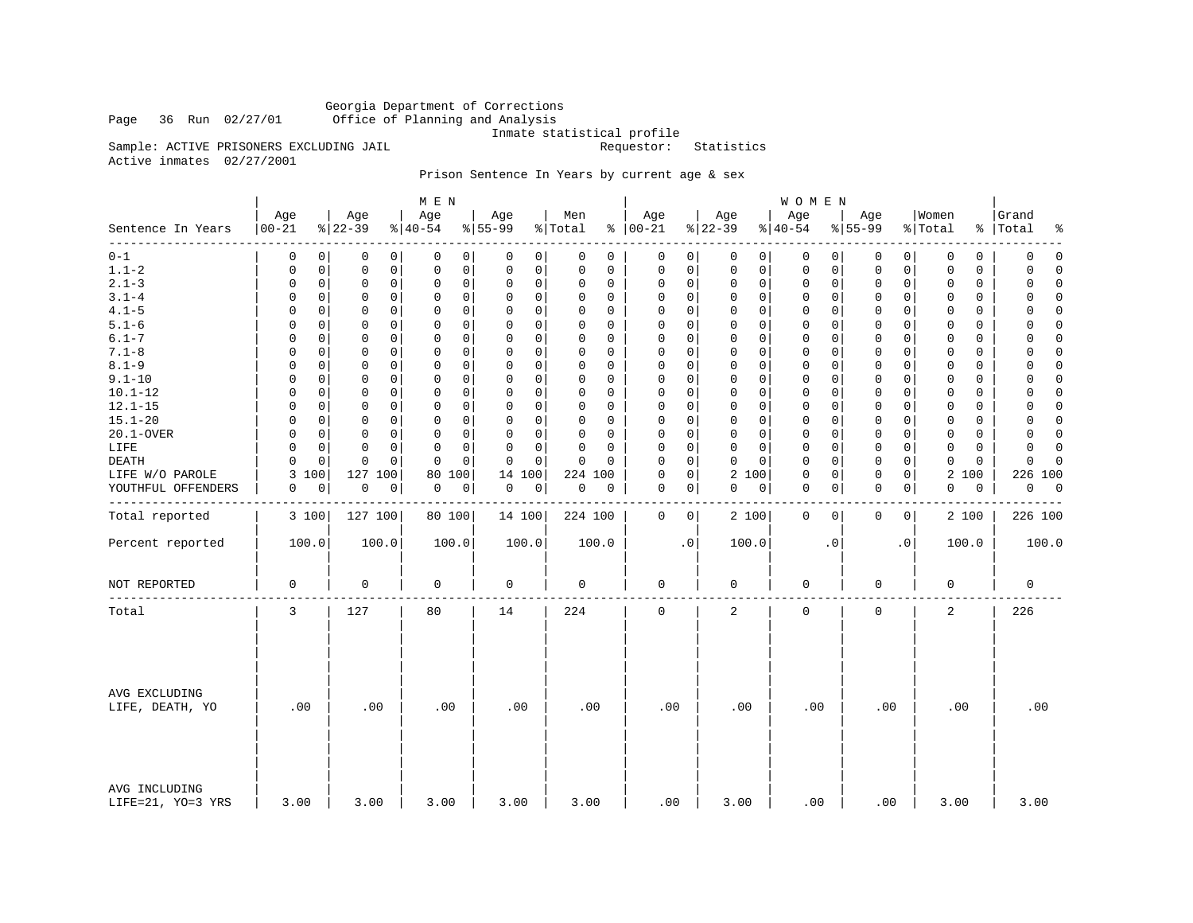Georgia Department of Corrections
Office of Planning and Analysis
Inmate statistical profile

Sample: ACTIVE PRISONERS EXCLUDING JAIL — Requestor: Statistics

Active inmates 02/27/2001

Prison Sentence In Years by current age & sex

| Sentence In Years | MEN Age 00-21 | % | Age 22-39 | % | Age 40-54 | % | Age 55-99 | % | Men Total | % | WOMEN Age 00-21 | % | Age 22-39 | % | Age 40-54 | % | Age 55-99 | % | Women Total | % | Grand Total | % |
|---|---|---|---|---|---|---|---|---|---|---|---|---|---|---|---|---|---|---|---|---|---|---|
| 0-1 | 0 | 0 | 0 | 0 | 0 | 0 | 0 | 0 | 0 | 0 | 0 | 0 | 0 | 0 | 0 | 0 | 0 | 0 | 0 | 0 | 0 | 0 |
| 1.1-2 | 0 | 0 | 0 | 0 | 0 | 0 | 0 | 0 | 0 | 0 | 0 | 0 | 0 | 0 | 0 | 0 | 0 | 0 | 0 | 0 | 0 | 0 |
| 2.1-3 | 0 | 0 | 0 | 0 | 0 | 0 | 0 | 0 | 0 | 0 | 0 | 0 | 0 | 0 | 0 | 0 | 0 | 0 | 0 | 0 | 0 | 0 |
| 3.1-4 | 0 | 0 | 0 | 0 | 0 | 0 | 0 | 0 | 0 | 0 | 0 | 0 | 0 | 0 | 0 | 0 | 0 | 0 | 0 | 0 | 0 | 0 |
| 4.1-5 | 0 | 0 | 0 | 0 | 0 | 0 | 0 | 0 | 0 | 0 | 0 | 0 | 0 | 0 | 0 | 0 | 0 | 0 | 0 | 0 | 0 | 0 |
| 5.1-6 | 0 | 0 | 0 | 0 | 0 | 0 | 0 | 0 | 0 | 0 | 0 | 0 | 0 | 0 | 0 | 0 | 0 | 0 | 0 | 0 | 0 | 0 |
| 6.1-7 | 0 | 0 | 0 | 0 | 0 | 0 | 0 | 0 | 0 | 0 | 0 | 0 | 0 | 0 | 0 | 0 | 0 | 0 | 0 | 0 | 0 | 0 |
| 7.1-8 | 0 | 0 | 0 | 0 | 0 | 0 | 0 | 0 | 0 | 0 | 0 | 0 | 0 | 0 | 0 | 0 | 0 | 0 | 0 | 0 | 0 | 0 |
| 8.1-9 | 0 | 0 | 0 | 0 | 0 | 0 | 0 | 0 | 0 | 0 | 0 | 0 | 0 | 0 | 0 | 0 | 0 | 0 | 0 | 0 | 0 | 0 |
| 9.1-10 | 0 | 0 | 0 | 0 | 0 | 0 | 0 | 0 | 0 | 0 | 0 | 0 | 0 | 0 | 0 | 0 | 0 | 0 | 0 | 0 | 0 | 0 |
| 10.1-12 | 0 | 0 | 0 | 0 | 0 | 0 | 0 | 0 | 0 | 0 | 0 | 0 | 0 | 0 | 0 | 0 | 0 | 0 | 0 | 0 | 0 | 0 |
| 12.1-15 | 0 | 0 | 0 | 0 | 0 | 0 | 0 | 0 | 0 | 0 | 0 | 0 | 0 | 0 | 0 | 0 | 0 | 0 | 0 | 0 | 0 | 0 |
| 15.1-20 | 0 | 0 | 0 | 0 | 0 | 0 | 0 | 0 | 0 | 0 | 0 | 0 | 0 | 0 | 0 | 0 | 0 | 0 | 0 | 0 | 0 | 0 |
| 20.1-OVER | 0 | 0 | 0 | 0 | 0 | 0 | 0 | 0 | 0 | 0 | 0 | 0 | 0 | 0 | 0 | 0 | 0 | 0 | 0 | 0 | 0 | 0 |
| LIFE | 0 | 0 | 0 | 0 | 0 | 0 | 0 | 0 | 0 | 0 | 0 | 0 | 0 | 0 | 0 | 0 | 0 | 0 | 0 | 0 | 0 | 0 |
| DEATH | 0 | 0 | 0 | 0 | 0 | 0 | 0 | 0 | 0 | 0 | 0 | 0 | 0 | 0 | 0 | 0 | 0 | 0 | 0 | 0 | 0 | 0 |
| LIFE W/O PAROLE | 3 | 100 | 127 | 100 | 80 | 100 | 14 | 100 | 224 | 100 | 0 | 0 | 2 | 100 | 0 | 0 | 0 | 0 | 2 | 100 | 226 | 100 |
| YOUTHFUL OFFENDERS | 0 | 0 | 0 | 0 | 0 | 0 | 0 | 0 | 0 | 0 | 0 | 0 | 0 | 0 | 0 | 0 | 0 | 0 | 0 | 0 | 0 | 0 |
| Total reported | 3 | 100 | 127 | 100 | 80 | 100 | 14 | 100 | 224 | 100 | 0 | 0 | 2 | 100 | 0 | 0 | 0 | 0 | 2 | 100 | 226 | 100 |
| Percent reported | 100.0 | | 100.0 | | 100.0 | | 100.0 | | 100.0 | | .0 | | 100.0 | | .0 | | .0 | | 100.0 | | 100.0 | |
| NOT REPORTED | 0 | | 0 | | 0 | | 0 | | 0 | | 0 | | 0 | | 0 | | 0 | | 0 | | 0 | |
| Total | 3 | | 127 | | 80 | | 14 | | 224 | | 0 | | 2 | | 0 | | 0 | | 2 | | 226 | |
| AVG EXCLUDING LIFE, DEATH, YO | .00 | | .00 | | .00 | | .00 | | .00 | | .00 | | .00 | | .00 | | .00 | | .00 | | .00 | |
| AVG INCLUDING LIFE=21, YO=3 YRS | 3.00 | | 3.00 | | 3.00 | | 3.00 | | 3.00 | | .00 | | 3.00 | | .00 | | .00 | | 3.00 | | 3.00 | |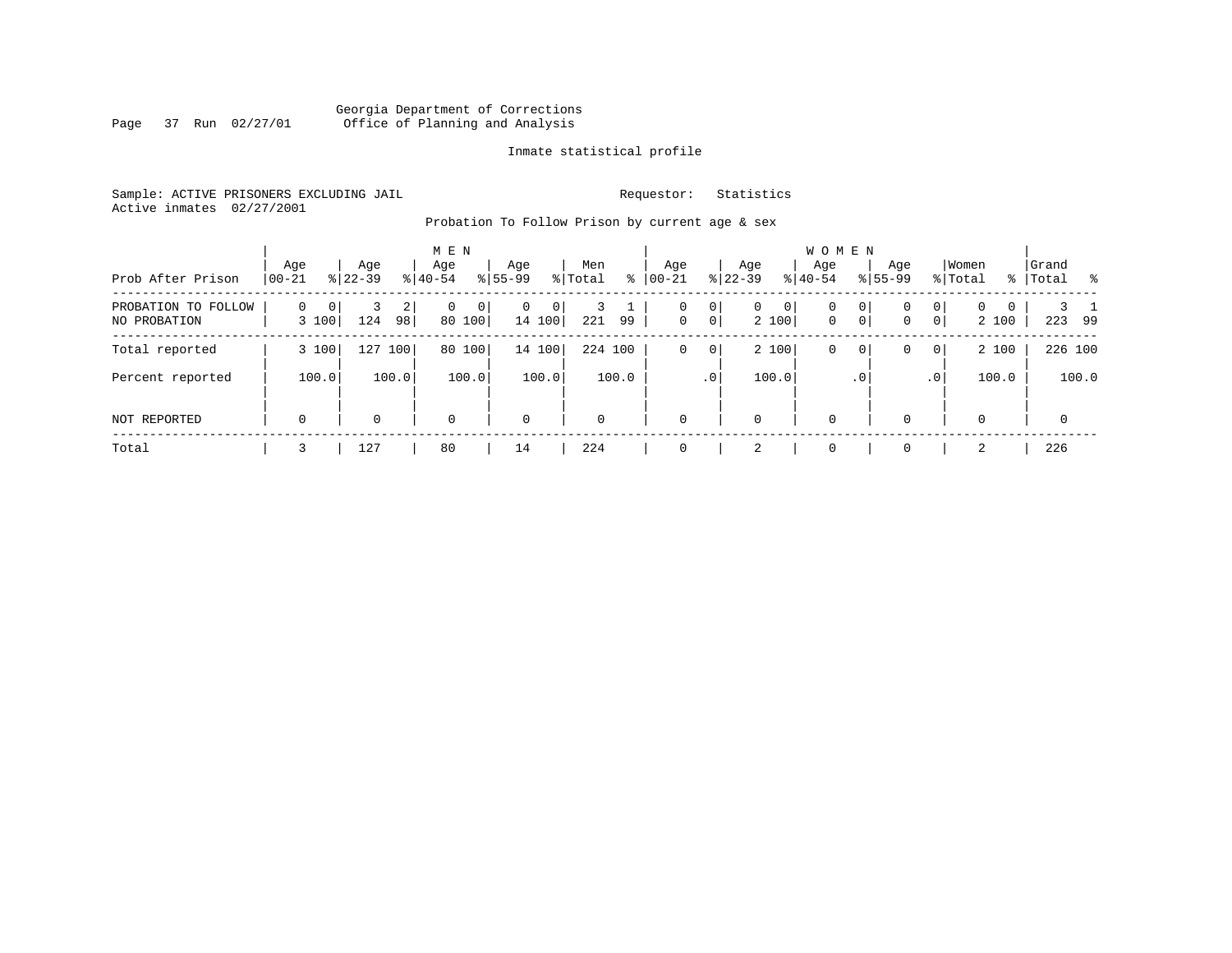Georgia Department of Corrections
Office of Planning and Analysis

Inmate statistical profile

Sample: ACTIVE PRISONERS EXCLUDING JAIL

Requestor: Statistics

Active inmates 02/27/2001

Probation To Follow Prison by current age & sex

| Prob After Prison | MEN Age 00-21 | % | Age 22-39 | % | Age 40-54 | % | Age 55-99 | % | Men Total | % | WOMEN Age 00-21 | % | Age 22-39 | % | Age 40-54 | % | Age 55-99 | % | Women Total | % | Grand Total | % |
|---|---|---|---|---|---|---|---|---|---|---|---|---|---|---|---|---|---|---|---|---|---|---|
| PROBATION TO FOLLOW | 0 | 0 | 3 | 2 | 0 | 0 | 0 | 0 | 3 | 1 | 0 | 0 | 0 | 0 | 0 | 0 | 0 | 0 | 0 | 0 | 3 | 1 |
| NO PROBATION | 3 | 100 | 124 | 98 | 80 | 100 | 14 | 100 | 221 | 99 | 0 | 0 | 2 | 100 | 0 | 0 | 0 | 0 | 2 | 100 | 223 | 99 |
| Total reported | 3 | 100 | 127 | 100 | 80 | 100 | 14 | 100 | 224 | 100 | 0 | 0 | 2 | 100 | 0 | 0 | 0 | 0 | 2 | 100 | 226 | 100 |
| Percent reported | | 100.0 | | 100.0 | | 100.0 | | 100.0 | | 100.0 | | .0 | | 100.0 | | .0 | | .0 | | 100.0 | | 100.0 |
| NOT REPORTED | 0 | | 0 | | 0 | | 0 | | 0 | | 0 | | 0 | | 0 | | 0 | | 0 | | 0 | |
| Total | 3 | | 127 | | 80 | | 14 | | 224 | | 0 | | 2 | | 0 | | 0 | | 2 | | 226 | |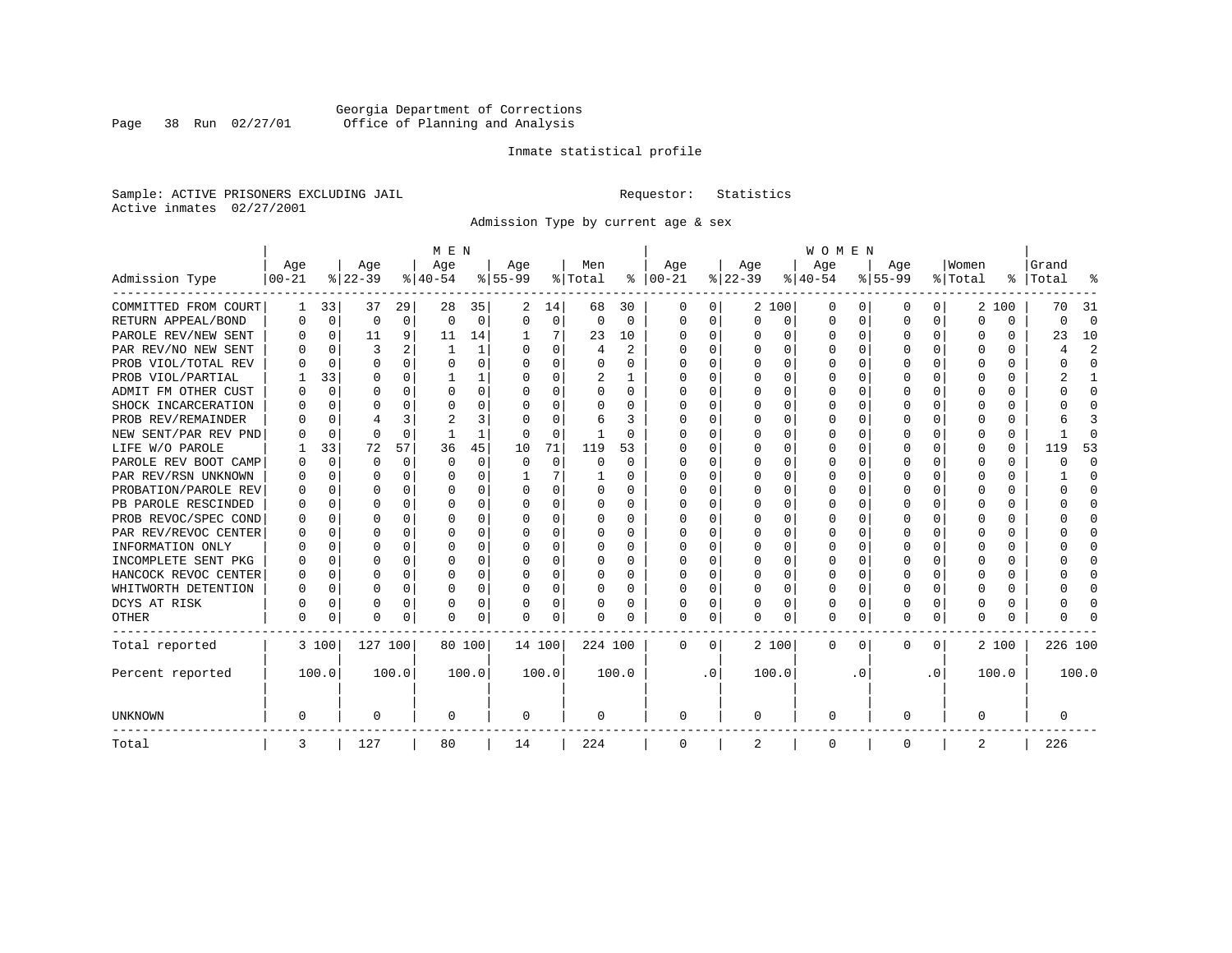Georgia Department of Corrections
Office of Planning and Analysis

Inmate statistical profile

Sample: ACTIVE PRISONERS EXCLUDING JAIL                    Requestor: Statistics
Active inmates 02/27/2001

Admission Type by current age & sex

| Admission Type | MEN Age 00-21 | % | Age 22-39 | % | Age 40-54 | % | Age 55-99 | % | Men Total | % | WOMEN Age 00-21 | % | Age 22-39 | % | Age 40-54 | % | Age 55-99 | % | Women Total | % | Grand Total | % |
|---|---|---|---|---|---|---|---|---|---|---|---|---|---|---|---|---|---|---|---|---|---|---|
| COMMITTED FROM COURT | 1 | 33 | 37 | 29 | 28 | 35 | 2 | 14 | 68 | 30 | 0 | 0 | 2 | 100 | 0 | 0 | 0 | 0 | 2 | 100 | 70 | 31 |
| RETURN APPEAL/BOND | 0 | 0 | 0 | 0 | 0 | 0 | 0 | 0 | 0 | 0 | 0 | 0 | 0 | 0 | 0 | 0 | 0 | 0 | 0 | 0 | 0 | 0 |
| PAROLE REV/NEW SENT | 0 | 0 | 11 | 9 | 11 | 14 | 1 | 7 | 23 | 10 | 0 | 0 | 0 | 0 | 0 | 0 | 0 | 0 | 0 | 0 | 23 | 10 |
| PAR REV/NO NEW SENT | 0 | 0 | 3 | 2 | 1 | 1 | 0 | 0 | 4 | 2 | 0 | 0 | 0 | 0 | 0 | 0 | 0 | 0 | 0 | 0 | 4 | 2 |
| PROB VIOL/TOTAL REV | 0 | 0 | 0 | 0 | 0 | 0 | 0 | 0 | 0 | 0 | 0 | 0 | 0 | 0 | 0 | 0 | 0 | 0 | 0 | 0 | 0 | 0 |
| PROB VIOL/PARTIAL | 1 | 33 | 0 | 0 | 1 | 1 | 0 | 0 | 2 | 1 | 0 | 0 | 0 | 0 | 0 | 0 | 0 | 0 | 0 | 0 | 2 | 1 |
| ADMIT FM OTHER CUST | 0 | 0 | 0 | 0 | 0 | 0 | 0 | 0 | 0 | 0 | 0 | 0 | 0 | 0 | 0 | 0 | 0 | 0 | 0 | 0 | 0 | 0 |
| SHOCK INCARCERATION | 0 | 0 | 0 | 0 | 0 | 0 | 0 | 0 | 0 | 0 | 0 | 0 | 0 | 0 | 0 | 0 | 0 | 0 | 0 | 0 | 0 | 0 |
| PROB REV/REMAINDER | 0 | 0 | 4 | 3 | 2 | 3 | 0 | 0 | 6 | 3 | 0 | 0 | 0 | 0 | 0 | 0 | 0 | 0 | 0 | 0 | 6 | 3 |
| NEW SENT/PAR REV PND | 0 | 0 | 0 | 0 | 1 | 1 | 0 | 0 | 1 | 0 | 0 | 0 | 0 | 0 | 0 | 0 | 0 | 0 | 0 | 0 | 1 | 0 |
| LIFE W/O PAROLE | 1 | 33 | 72 | 57 | 36 | 45 | 10 | 71 | 119 | 53 | 0 | 0 | 0 | 0 | 0 | 0 | 0 | 0 | 0 | 0 | 119 | 53 |
| PAROLE REV BOOT CAMP | 0 | 0 | 0 | 0 | 0 | 0 | 0 | 0 | 0 | 0 | 0 | 0 | 0 | 0 | 0 | 0 | 0 | 0 | 0 | 0 | 0 | 0 |
| PAR REV/RSN UNKNOWN | 0 | 0 | 0 | 0 | 0 | 0 | 1 | 7 | 1 | 0 | 0 | 0 | 0 | 0 | 0 | 0 | 0 | 0 | 0 | 0 | 1 | 0 |
| PROBATION/PAROLE REV | 0 | 0 | 0 | 0 | 0 | 0 | 0 | 0 | 0 | 0 | 0 | 0 | 0 | 0 | 0 | 0 | 0 | 0 | 0 | 0 | 0 | 0 |
| PB PAROLE RESCINDED | 0 | 0 | 0 | 0 | 0 | 0 | 0 | 0 | 0 | 0 | 0 | 0 | 0 | 0 | 0 | 0 | 0 | 0 | 0 | 0 | 0 | 0 |
| PROB REVOC/SPEC COND | 0 | 0 | 0 | 0 | 0 | 0 | 0 | 0 | 0 | 0 | 0 | 0 | 0 | 0 | 0 | 0 | 0 | 0 | 0 | 0 | 0 | 0 |
| PAR REV/REVOC CENTER | 0 | 0 | 0 | 0 | 0 | 0 | 0 | 0 | 0 | 0 | 0 | 0 | 0 | 0 | 0 | 0 | 0 | 0 | 0 | 0 | 0 | 0 |
| INFORMATION ONLY | 0 | 0 | 0 | 0 | 0 | 0 | 0 | 0 | 0 | 0 | 0 | 0 | 0 | 0 | 0 | 0 | 0 | 0 | 0 | 0 | 0 | 0 |
| INCOMPLETE SENT PKG | 0 | 0 | 0 | 0 | 0 | 0 | 0 | 0 | 0 | 0 | 0 | 0 | 0 | 0 | 0 | 0 | 0 | 0 | 0 | 0 | 0 | 0 |
| HANCOCK REVOC CENTER | 0 | 0 | 0 | 0 | 0 | 0 | 0 | 0 | 0 | 0 | 0 | 0 | 0 | 0 | 0 | 0 | 0 | 0 | 0 | 0 | 0 | 0 |
| WHITWORTH DETENTION | 0 | 0 | 0 | 0 | 0 | 0 | 0 | 0 | 0 | 0 | 0 | 0 | 0 | 0 | 0 | 0 | 0 | 0 | 0 | 0 | 0 | 0 |
| DCYS AT RISK | 0 | 0 | 0 | 0 | 0 | 0 | 0 | 0 | 0 | 0 | 0 | 0 | 0 | 0 | 0 | 0 | 0 | 0 | 0 | 0 | 0 | 0 |
| OTHER | 0 | 0 | 0 | 0 | 0 | 0 | 0 | 0 | 0 | 0 | 0 | 0 | 0 | 0 | 0 | 0 | 0 | 0 | 0 | 0 | 0 | 0 |
| Total reported | 3 | 100 | 127 | 100 | 80 | 100 | 14 | 100 | 224 | 100 | 0 | 0 | 2 | 100 | 0 | 0 | 0 | 0 | 2 | 100 | 226 | 100 |
| Percent reported | | 100.0 | | 100.0 | | 100.0 | | 100.0 | | 100.0 | | .0 | | 100.0 | | .0 | | .0 | | 100.0 | | 100.0 |
| UNKNOWN | 0 | | 0 | | 0 | | 0 | | 0 | | 0 | | 0 | | 0 | | 0 | | 0 | | 0 | |
| Total | 3 | | 127 | | 80 | | 14 | | 224 | | 0 | | 2 | | 0 | | 0 | | 2 | | 226 | |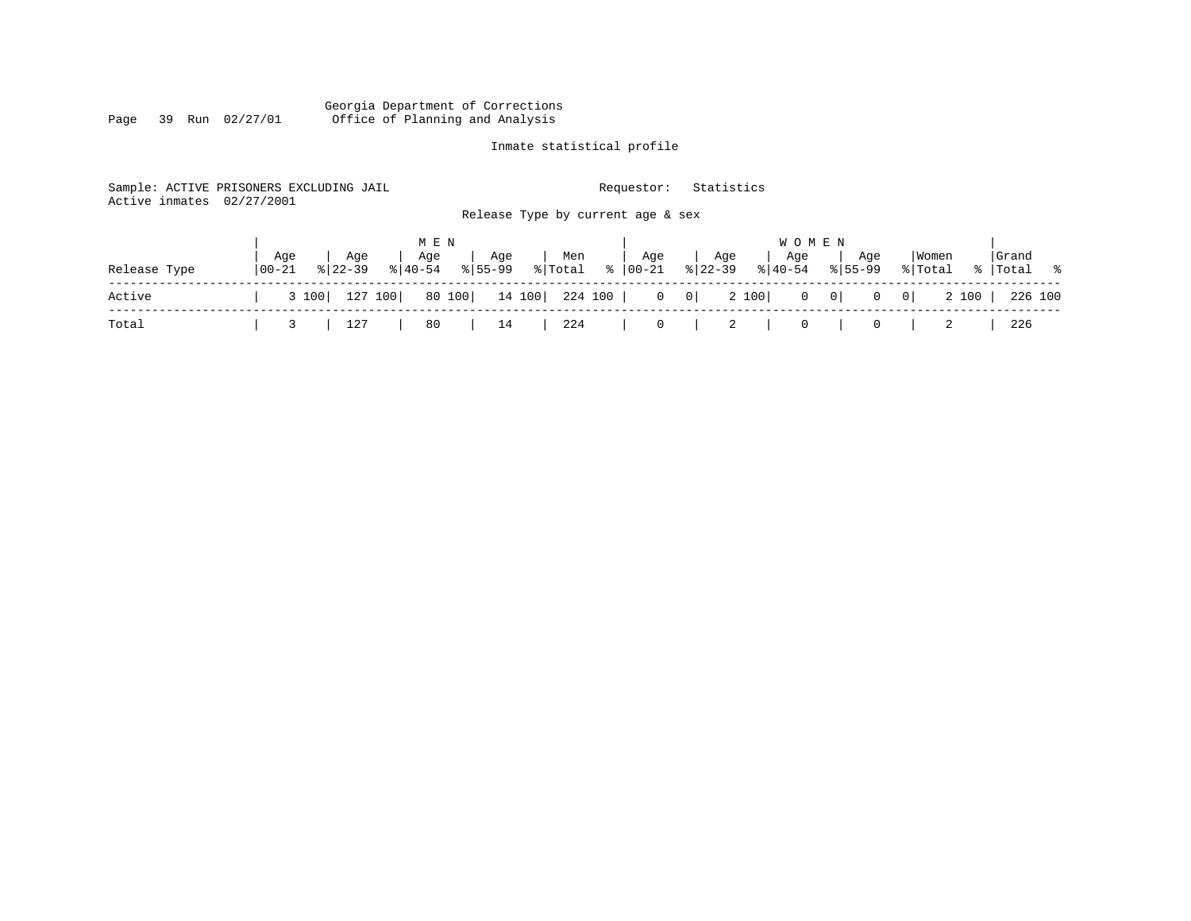Georgia Department of Corrections
Office of Planning and Analysis

Inmate statistical profile

Sample: ACTIVE PRISONERS EXCLUDING JAIL    Requestor: Statistics
Active inmates 02/27/2001

Release Type by current age & sex

| Release Type | MEN Age 00-21 | % | Age 22-39 | % | Age 40-54 | % | Age 55-99 | % | Men Total | % | WOMEN Age 00-21 | % | Age 22-39 | % | Age 40-54 | % | Age 55-99 | % | Women Total | % | Grand Total | % |
|---|---|---|---|---|---|---|---|---|---|---|---|---|---|---|---|---|---|---|---|---|---|---|
| Active | 3 | 100 | 127 | 100 | 80 | 100 | 14 | 100 | 224 | 100 | 0 | 0 | 2 | 100 | 0 | 0 | 0 | 0 | 2 | 100 | 226 | 100 |
| Total | 3 | | 127 | | 80 | | 14 | | 224 | | 0 | | 2 | | 0 | | 0 | | 2 | | 226 | |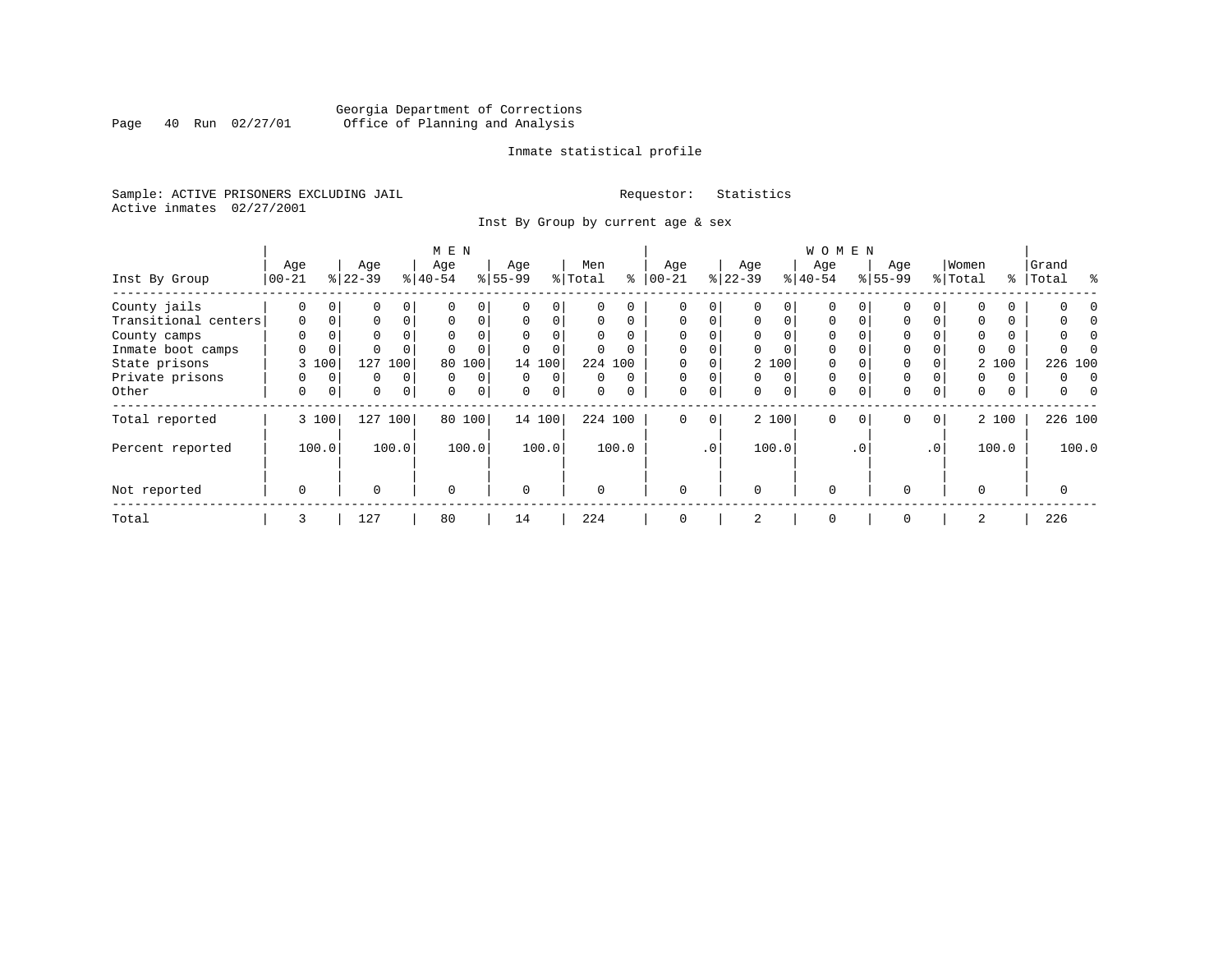Georgia Department of Corrections
Office of Planning and Analysis

Inmate statistical profile

Sample: ACTIVE PRISONERS EXCLUDING JAIL

Requestor: Statistics

Active inmates 02/27/2001

Inst By Group by current age & sex

| Inst By Group | MEN Age 00-21 | % | Age 22-39 | % | Age 40-54 | % | Age 55-99 | % | Men Total | % | WOMEN Age 00-21 | % | Age 22-39 | % | Age 40-54 | % | Age 55-99 | % | Women Total | % | Grand Total | % |
|---|---|---|---|---|---|---|---|---|---|---|---|---|---|---|---|---|---|---|---|---|---|---|
| County jails | 0 | 0 | 0 | 0 | 0 | 0 | 0 | 0 | 0 | 0 | 0 | 0 | 0 | 0 | 0 | 0 | 0 | 0 | 0 | 0 | 0 | 0 |
| Transitional centers | 0 | 0 | 0 | 0 | 0 | 0 | 0 | 0 | 0 | 0 | 0 | 0 | 0 | 0 | 0 | 0 | 0 | 0 | 0 | 0 | 0 | 0 |
| County camps | 0 | 0 | 0 | 0 | 0 | 0 | 0 | 0 | 0 | 0 | 0 | 0 | 0 | 0 | 0 | 0 | 0 | 0 | 0 | 0 | 0 | 0 |
| Inmate boot camps | 0 | 0 | 0 | 0 | 0 | 0 | 0 | 0 | 0 | 0 | 0 | 0 | 0 | 0 | 0 | 0 | 0 | 0 | 0 | 0 | 0 | 0 |
| State prisons | 3 | 100 | 127 | 100 | 80 | 100 | 14 | 100 | 224 | 100 | 0 | 0 | 2 | 100 | 0 | 0 | 0 | 0 | 2 | 100 | 226 | 100 |
| Private prisons | 0 | 0 | 0 | 0 | 0 | 0 | 0 | 0 | 0 | 0 | 0 | 0 | 0 | 0 | 0 | 0 | 0 | 0 | 0 | 0 | 0 | 0 |
| Other | 0 | 0 | 0 | 0 | 0 | 0 | 0 | 0 | 0 | 0 | 0 | 0 | 0 | 0 | 0 | 0 | 0 | 0 | 0 | 0 | 0 | 0 |
| Total reported | 3 | 100 | 127 | 100 | 80 | 100 | 14 | 100 | 224 | 100 | 0 | 0 | 2 | 100 | 0 | 0 | 0 | 0 | 2 | 100 | 226 | 100 |
| Percent reported | | 100.0 | | 100.0 | | 100.0 | | 100.0 | | 100.0 | | .0 | | 100.0 | | .0 | | .0 | | 100.0 | | 100.0 |
| Not reported | 0 | | 0 | | 0 | | 0 | | 0 | | 0 | | 0 | | 0 | | 0 | | 0 | | 0 | |
| Total | 3 | | 127 | | 80 | | 14 | | 224 | | 0 | | 2 | | 0 | | 0 | | 2 | | 226 | |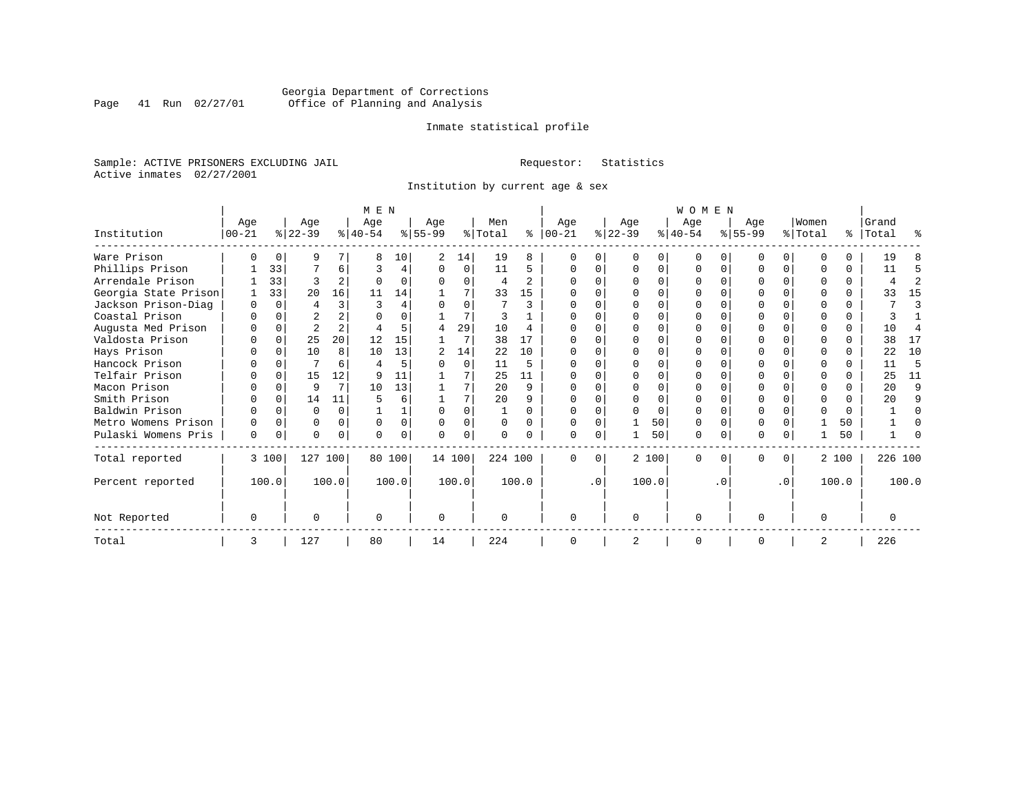Georgia Department of Corrections
Office of Planning and Analysis

Inmate statistical profile

Sample: ACTIVE PRISONERS EXCLUDING JAIL

Requestor: Statistics

Active inmates 02/27/2001

Institution by current age & sex

| | MEN | | | | | | | | | | WOMEN | | | | | | | | | | | |
|---|---|---|---|---|---|---|---|---|---|---|---|---|---|---|---|---|---|---|---|---|---|---|
| Institution | Age 00-21 | % | Age 22-39 | % | Age 40-54 | % | Age 55-99 | % | Men Total | % | Age 00-21 | % | Age 22-39 | % | Age 40-54 | % | Age 55-99 | % | Women Total | % | Grand Total | % |
| Ware Prison | 0 | 0 | 9 | 7 | 8 | 10 | 2 | 14 | 19 | 8 | 0 | 0 | 0 | 0 | 0 | 0 | 0 | 0 | 0 | 0 | 19 | 8 |
| Phillips Prison | 1 | 33 | 7 | 6 | 3 | 4 | 0 | 0 | 11 | 5 | 0 | 0 | 0 | 0 | 0 | 0 | 0 | 0 | 0 | 0 | 11 | 5 |
| Arrendale Prison | 1 | 33 | 3 | 2 | 0 | 0 | 0 | 0 | 4 | 2 | 0 | 0 | 0 | 0 | 0 | 0 | 0 | 0 | 0 | 0 | 4 | 2 |
| Georgia State Prison | 1 | 33 | 20 | 16 | 11 | 14 | 1 | 7 | 33 | 15 | 0 | 0 | 0 | 0 | 0 | 0 | 0 | 0 | 0 | 0 | 33 | 15 |
| Jackson Prison-Diag | 0 | 0 | 4 | 3 | 3 | 4 | 0 | 0 | 7 | 3 | 0 | 0 | 0 | 0 | 0 | 0 | 0 | 0 | 0 | 0 | 7 | 3 |
| Coastal Prison | 0 | 0 | 2 | 2 | 0 | 0 | 1 | 7 | 3 | 1 | 0 | 0 | 0 | 0 | 0 | 0 | 0 | 0 | 0 | 0 | 3 | 1 |
| Augusta Med Prison | 0 | 0 | 2 | 2 | 4 | 5 | 4 | 29 | 10 | 4 | 0 | 0 | 0 | 0 | 0 | 0 | 0 | 0 | 0 | 0 | 10 | 4 |
| Valdosta Prison | 0 | 0 | 25 | 20 | 12 | 15 | 1 | 7 | 38 | 17 | 0 | 0 | 0 | 0 | 0 | 0 | 0 | 0 | 0 | 0 | 38 | 17 |
| Hays Prison | 0 | 0 | 10 | 8 | 10 | 13 | 2 | 14 | 22 | 10 | 0 | 0 | 0 | 0 | 0 | 0 | 0 | 0 | 0 | 0 | 22 | 10 |
| Hancock Prison | 0 | 0 | 7 | 6 | 4 | 5 | 0 | 0 | 11 | 5 | 0 | 0 | 0 | 0 | 0 | 0 | 0 | 0 | 0 | 0 | 11 | 5 |
| Telfair Prison | 0 | 0 | 15 | 12 | 9 | 11 | 1 | 7 | 25 | 11 | 0 | 0 | 0 | 0 | 0 | 0 | 0 | 0 | 0 | 0 | 25 | 11 |
| Macon Prison | 0 | 0 | 9 | 7 | 10 | 13 | 1 | 7 | 20 | 9 | 0 | 0 | 0 | 0 | 0 | 0 | 0 | 0 | 0 | 0 | 20 | 9 |
| Smith Prison | 0 | 0 | 14 | 11 | 5 | 6 | 1 | 7 | 20 | 9 | 0 | 0 | 0 | 0 | 0 | 0 | 0 | 0 | 0 | 0 | 20 | 9 |
| Baldwin Prison | 0 | 0 | 0 | 0 | 1 | 1 | 0 | 0 | 1 | 0 | 0 | 0 | 0 | 0 | 0 | 0 | 0 | 0 | 0 | 0 | 1 | 0 |
| Metro Womens Prison | 0 | 0 | 0 | 0 | 0 | 0 | 0 | 0 | 0 | 0 | 0 | 0 | 1 | 50 | 0 | 0 | 0 | 0 | 1 | 50 | 1 | 0 |
| Pulaski Womens Pris | 0 | 0 | 0 | 0 | 0 | 0 | 0 | 0 | 0 | 0 | 0 | 0 | 1 | 50 | 0 | 0 | 0 | 0 | 1 | 50 | 1 | 0 |
| Total reported | 3 | 100 | 127 | 100 | 80 | 100 | 14 | 100 | 224 | 100 | 0 | 0 | 2 | 100 | 0 | 0 | 0 | 0 | 2 | 100 | 226 | 100 |
| Percent reported | | 100.0 | | 100.0 | | 100.0 | | 100.0 | | 100.0 | | .0 | | 100.0 | | .0 | | .0 | | 100.0 | | 100.0 |
| Not Reported | 0 | | 0 | | 0 | | 0 | | 0 | | 0 | | 0 | | 0 | | 0 | | 0 | | 0 | |
| Total | 3 | | 127 | | 80 | | 14 | | 224 | | 0 | | 2 | | 0 | | 0 | | 2 | | 226 | |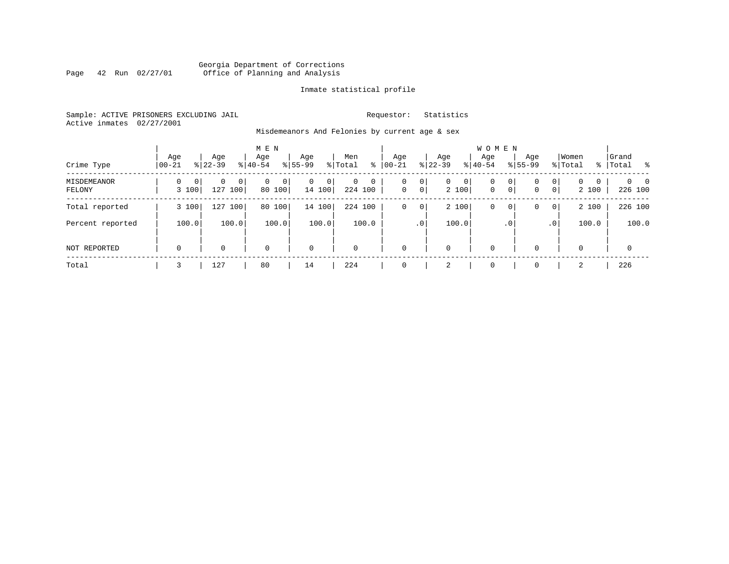Georgia Department of Corrections
Office of Planning and Analysis

Inmate statistical profile

Sample: ACTIVE PRISONERS EXCLUDING JAIL
Active inmates 02/27/2001

Requestor: Statistics

Misdemeanors And Felonies by current age & sex

| Crime Type | MEN Age 00-21 | % | Age 22-39 | % | Age 40-54 | % | Age 55-99 | % | Men Total | % | WOMEN Age 00-21 | % | Age 22-39 | % | Age 40-54 | % | Age 55-99 | % | Women Total | % | Grand Total | % |
|---|---|---|---|---|---|---|---|---|---|---|---|---|---|---|---|---|---|---|---|---|---|---|
| MISDEMEANOR | 0 | 0 | 0 | 0 | 0 | 0 | 0 | 0 | 0 | 0 | 0 | 0 | 0 | 0 | 0 | 0 | 0 | 0 | 0 | 0 | 0 | 0 |
| FELONY | 3 | 100 | 127 | 100 | 80 | 100 | 14 | 100 | 224 | 100 | 0 | 0 | 2 | 100 | 0 | 0 | 0 | 0 | 2 | 100 | 226 | 100 |
| Total reported | 3 | 100 | 127 | 100 | 80 | 100 | 14 | 100 | 224 | 100 | 0 | 0 | 2 | 100 | 0 | 0 | 0 | 0 | 2 | 100 | 226 | 100 |
| Percent reported | | 100.0 | | 100.0 | | 100.0 | | 100.0 | | 100.0 | | .0 | | 100.0 | | .0 | | .0 | | 100.0 | | 100.0 |
| NOT REPORTED | 0 | | 0 | | 0 | | 0 | | 0 | | 0 | | 0 | | 0 | | 0 | | 0 | | 0 | |
| Total | 3 | | 127 | | 80 | | 14 | | 224 | | 0 | | 2 | | 0 | | 0 | | 2 | | 226 | |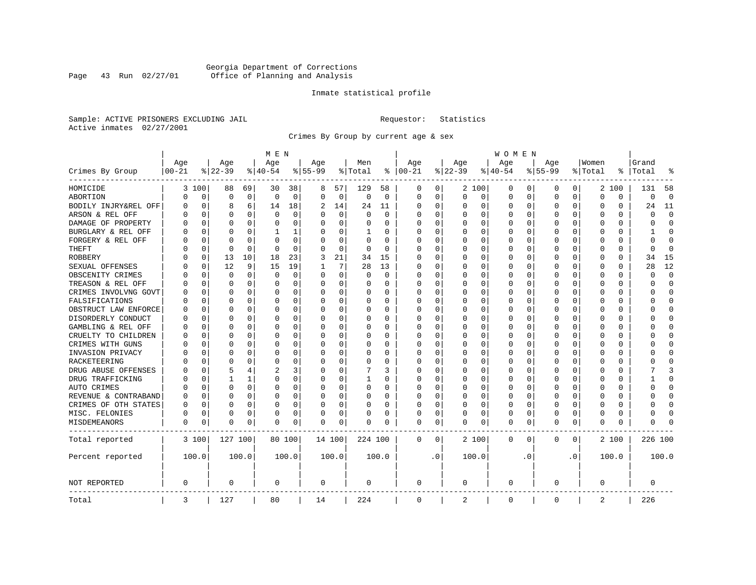Georgia Department of Corrections
Office of Planning and Analysis

Inmate statistical profile

Sample: ACTIVE PRISONERS EXCLUDING JAIL    Requestor: Statistics
Active inmates 02/27/2001

Crimes By Group by current age & sex

| Crimes By Group | MEN Age 00-21 | % | Age 22-39 | % | Age 40-54 | % | Age 55-99 | % | Men Total | % | WOMEN Age 00-21 | % | Age 22-39 | % | Age 40-54 | % | Age 55-99 | % | Women Total | % | Grand Total | % |
|---|---|---|---|---|---|---|---|---|---|---|---|---|---|---|---|---|---|---|---|---|---|---|
| HOMICIDE | 3 | 100 | 88 | 69 | 30 | 38 | 8 | 57 | 129 | 58 | 0 | 0 | 2 | 100 | 0 | 0 | 0 | 0 | 2 | 100 | 131 | 58 |
| ABORTION | 0 | 0 | 0 | 0 | 0 | 0 | 0 | 0 | 0 | 0 | 0 | 0 | 0 | 0 | 0 | 0 | 0 | 0 | 0 | 0 | 0 | 0 |
| BODILY INJRY&REL OFF | 0 | 0 | 8 | 6 | 14 | 18 | 2 | 14 | 24 | 11 | 0 | 0 | 0 | 0 | 0 | 0 | 0 | 0 | 0 | 0 | 24 | 11 |
| ARSON & REL OFF | 0 | 0 | 0 | 0 | 0 | 0 | 0 | 0 | 0 | 0 | 0 | 0 | 0 | 0 | 0 | 0 | 0 | 0 | 0 | 0 | 0 | 0 |
| DAMAGE OF PROPERTY | 0 | 0 | 0 | 0 | 0 | 0 | 0 | 0 | 0 | 0 | 0 | 0 | 0 | 0 | 0 | 0 | 0 | 0 | 0 | 0 | 0 | 0 |
| BURGLARY & REL OFF | 0 | 0 | 0 | 0 | 1 | 1 | 0 | 0 | 1 | 0 | 0 | 0 | 0 | 0 | 0 | 0 | 0 | 0 | 0 | 0 | 1 | 0 |
| FORGERY & REL OFF | 0 | 0 | 0 | 0 | 0 | 0 | 0 | 0 | 0 | 0 | 0 | 0 | 0 | 0 | 0 | 0 | 0 | 0 | 0 | 0 | 0 | 0 |
| THEFT | 0 | 0 | 0 | 0 | 0 | 0 | 0 | 0 | 0 | 0 | 0 | 0 | 0 | 0 | 0 | 0 | 0 | 0 | 0 | 0 | 0 | 0 |
| ROBBERY | 0 | 0 | 13 | 10 | 18 | 23 | 3 | 21 | 34 | 15 | 0 | 0 | 0 | 0 | 0 | 0 | 0 | 0 | 0 | 0 | 34 | 15 |
| SEXUAL OFFENSES | 0 | 0 | 12 | 9 | 15 | 19 | 1 | 7 | 28 | 13 | 0 | 0 | 0 | 0 | 0 | 0 | 0 | 0 | 0 | 0 | 28 | 12 |
| OBSCENITY CRIMES | 0 | 0 | 0 | 0 | 0 | 0 | 0 | 0 | 0 | 0 | 0 | 0 | 0 | 0 | 0 | 0 | 0 | 0 | 0 | 0 | 0 | 0 |
| TREASON & REL OFF | 0 | 0 | 0 | 0 | 0 | 0 | 0 | 0 | 0 | 0 | 0 | 0 | 0 | 0 | 0 | 0 | 0 | 0 | 0 | 0 | 0 | 0 |
| CRIMES INVOLVNG GOVT | 0 | 0 | 0 | 0 | 0 | 0 | 0 | 0 | 0 | 0 | 0 | 0 | 0 | 0 | 0 | 0 | 0 | 0 | 0 | 0 | 0 | 0 |
| FALSIFICATIONS | 0 | 0 | 0 | 0 | 0 | 0 | 0 | 0 | 0 | 0 | 0 | 0 | 0 | 0 | 0 | 0 | 0 | 0 | 0 | 0 | 0 | 0 |
| OBSTRUCT LAW ENFORCE | 0 | 0 | 0 | 0 | 0 | 0 | 0 | 0 | 0 | 0 | 0 | 0 | 0 | 0 | 0 | 0 | 0 | 0 | 0 | 0 | 0 | 0 |
| DISORDERLY CONDUCT | 0 | 0 | 0 | 0 | 0 | 0 | 0 | 0 | 0 | 0 | 0 | 0 | 0 | 0 | 0 | 0 | 0 | 0 | 0 | 0 | 0 | 0 |
| GAMBLING & REL OFF | 0 | 0 | 0 | 0 | 0 | 0 | 0 | 0 | 0 | 0 | 0 | 0 | 0 | 0 | 0 | 0 | 0 | 0 | 0 | 0 | 0 | 0 |
| CRUELTY TO CHILDREN | 0 | 0 | 0 | 0 | 0 | 0 | 0 | 0 | 0 | 0 | 0 | 0 | 0 | 0 | 0 | 0 | 0 | 0 | 0 | 0 | 0 | 0 |
| CRIMES WITH GUNS | 0 | 0 | 0 | 0 | 0 | 0 | 0 | 0 | 0 | 0 | 0 | 0 | 0 | 0 | 0 | 0 | 0 | 0 | 0 | 0 | 0 | 0 |
| INVASION PRIVACY | 0 | 0 | 0 | 0 | 0 | 0 | 0 | 0 | 0 | 0 | 0 | 0 | 0 | 0 | 0 | 0 | 0 | 0 | 0 | 0 | 0 | 0 |
| RACKETEERING | 0 | 0 | 0 | 0 | 0 | 0 | 0 | 0 | 0 | 0 | 0 | 0 | 0 | 0 | 0 | 0 | 0 | 0 | 0 | 0 | 0 | 0 |
| DRUG ABUSE OFFENSES | 0 | 0 | 5 | 4 | 2 | 3 | 0 | 0 | 7 | 3 | 0 | 0 | 0 | 0 | 0 | 0 | 0 | 0 | 0 | 0 | 7 | 3 |
| DRUG TRAFFICKING | 0 | 0 | 1 | 1 | 0 | 0 | 0 | 0 | 1 | 0 | 0 | 0 | 0 | 0 | 0 | 0 | 0 | 0 | 0 | 0 | 1 | 0 |
| AUTO CRIMES | 0 | 0 | 0 | 0 | 0 | 0 | 0 | 0 | 0 | 0 | 0 | 0 | 0 | 0 | 0 | 0 | 0 | 0 | 0 | 0 | 0 | 0 |
| REVENUE & CONTRABAND | 0 | 0 | 0 | 0 | 0 | 0 | 0 | 0 | 0 | 0 | 0 | 0 | 0 | 0 | 0 | 0 | 0 | 0 | 0 | 0 | 0 | 0 |
| CRIMES OF OTH STATES | 0 | 0 | 0 | 0 | 0 | 0 | 0 | 0 | 0 | 0 | 0 | 0 | 0 | 0 | 0 | 0 | 0 | 0 | 0 | 0 | 0 | 0 |
| MISC. FELONIES | 0 | 0 | 0 | 0 | 0 | 0 | 0 | 0 | 0 | 0 | 0 | 0 | 0 | 0 | 0 | 0 | 0 | 0 | 0 | 0 | 0 | 0 |
| MISDEMEANORS | 0 | 0 | 0 | 0 | 0 | 0 | 0 | 0 | 0 | 0 | 0 | 0 | 0 | 0 | 0 | 0 | 0 | 0 | 0 | 0 | 0 | 0 |
| Total reported | 3 | 100 | 127 | 100 | 80 | 100 | 14 | 100 | 224 | 100 | 0 | 0 | 2 | 100 | 0 | 0 | 0 | 0 | 2 | 100 | 226 | 100 |
| Percent reported | 100.0 | | 100.0 | | 100.0 | | 100.0 | | 100.0 | | .0 | | 100.0 | | .0 | | .0 | | 100.0 | | 100.0 | |
| NOT REPORTED | 0 | | 0 | | 0 | | 0 | | 0 | | 0 | | 0 | | 0 | | 0 | | 0 | | 0 | |
| Total | 3 | | 127 | | 80 | | 14 | | 224 | | 0 | | 2 | | 0 | | 0 | | 2 | | 226 | |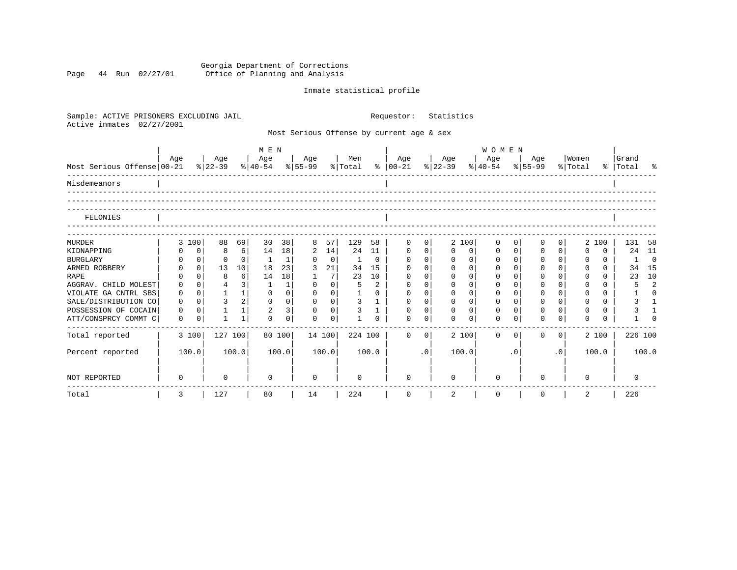Georgia Department of Corrections
Office of Planning and Analysis

Inmate statistical profile

Sample: ACTIVE PRISONERS EXCLUDING JAIL                Requestor: Statistics
Active inmates 02/27/2001

Most Serious Offense by current age & sex

| Most Serious Offense | MEN Age 00-21 | % | Age 22-39 | % | Age 40-54 | % | Age 55-99 | % | Men Total | % | WOMEN Age 00-21 | % | Age 22-39 | % | Age 40-54 | % | Age 55-99 | % | Women Total | % | Grand Total | % |
|---|---|---|---|---|---|---|---|---|---|---|---|---|---|---|---|---|---|---|---|---|---|---|
| Misdemeanors | | | | | | | | | | | | | | | | | | | | | | |
| FELONIES | | | | | | | | | | | | | | | | | | | | | | |
| MURDER | 3 | 100 | 88 | 69 | 30 | 38 | 8 | 57 | 129 | 58 | 0 | 0 | 2 | 100 | 0 | 0 | 0 | 0 | 2 | 100 | 131 | 58 |
| KIDNAPPING | 0 | 0 | 8 | 6 | 14 | 18 | 2 | 14 | 24 | 11 | 0 | 0 | 0 | 0 | 0 | 0 | 0 | 0 | 0 | 0 | 24 | 11 |
| BURGLARY | 0 | 0 | 0 | 0 | 1 | 1 | 0 | 0 | 1 | 0 | 0 | 0 | 0 | 0 | 0 | 0 | 0 | 0 | 0 | 0 | 1 | 0 |
| ARMED ROBBERY | 0 | 0 | 13 | 10 | 18 | 23 | 3 | 21 | 34 | 15 | 0 | 0 | 0 | 0 | 0 | 0 | 0 | 0 | 0 | 0 | 34 | 15 |
| RAPE | 0 | 0 | 8 | 6 | 14 | 18 | 1 | 7 | 23 | 10 | 0 | 0 | 0 | 0 | 0 | 0 | 0 | 0 | 0 | 0 | 23 | 10 |
| AGGRAV. CHILD MOLEST | 0 | 0 | 4 | 3 | 1 | 1 | 0 | 0 | 5 | 2 | 0 | 0 | 0 | 0 | 0 | 0 | 0 | 0 | 0 | 0 | 5 | 2 |
| VIOLATE GA CNTRL SBS | 0 | 0 | 1 | 1 | 0 | 0 | 0 | 0 | 1 | 0 | 0 | 0 | 0 | 0 | 0 | 0 | 0 | 0 | 0 | 0 | 1 | 0 |
| SALE/DISTRIBUTION CO | 0 | 0 | 3 | 2 | 0 | 0 | 0 | 0 | 3 | 1 | 0 | 0 | 0 | 0 | 0 | 0 | 0 | 0 | 0 | 0 | 3 | 1 |
| POSSESSION OF COCAIN | 0 | 0 | 1 | 1 | 2 | 3 | 0 | 0 | 3 | 1 | 0 | 0 | 0 | 0 | 0 | 0 | 0 | 0 | 0 | 0 | 3 | 1 |
| ATT/CONSPRCY COMMT C | 0 | 0 | 1 | 1 | 0 | 0 | 0 | 0 | 1 | 0 | 0 | 0 | 0 | 0 | 0 | 0 | 0 | 0 | 0 | 0 | 1 | 0 |
| Total reported | 3 | 100 | 127 | 100 | 80 | 100 | 14 | 100 | 224 | 100 | 0 | 0 | 2 | 100 | 0 | 0 | 0 | 0 | 2 | 100 | 226 | 100 |
| Percent reported | | 100.0 | | 100.0 | | 100.0 | | 100.0 | | 100.0 | | .0 | | 100.0 | | .0 | | .0 | | 100.0 | | 100.0 |
| NOT REPORTED | 0 | | 0 | | 0 | | 0 | | 0 | | 0 | | 0 | | 0 | | 0 | | 0 | | 0 | |
| Total | 3 | | 127 | | 80 | | 14 | | 224 | | 0 | | 2 | | 0 | | 0 | | 2 | | 226 | |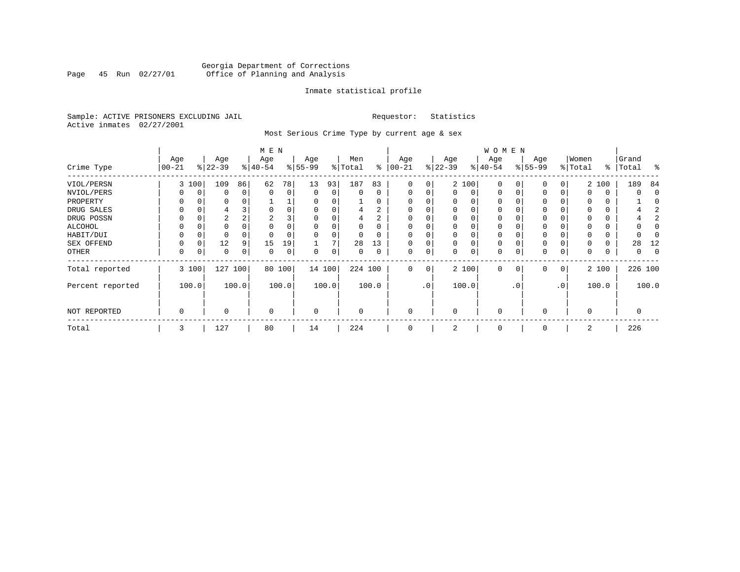Georgia Department of Corrections
Office of Planning and Analysis

Inmate statistical profile

Sample: ACTIVE PRISONERS EXCLUDING JAIL        Requestor: Statistics
Active inmates 02/27/2001

Most Serious Crime Type by current age & sex

| Crime Type | MEN Age 00-21 | % | Age 22-39 | % | Age 40-54 | % | Age 55-99 | % | Men Total | % | WOMEN Age 00-21 | % | Age 22-39 | % | Age 40-54 | % | Age 55-99 | % | Women Total | % | Grand Total | % |
|---|---|---|---|---|---|---|---|---|---|---|---|---|---|---|---|---|---|---|---|---|---|---|
| VIOL/PERSN | 3 | 100 | 109 | 86 | 62 | 78 | 13 | 93 | 187 | 83 | 0 | 0 | 2 | 100 | 0 | 0 | 0 | 0 | 2 | 100 | 189 | 84 |
| NVIOL/PERS | 0 | 0 | 0 | 0 | 0 | 0 | 0 | 0 | 0 | 0 | 0 | 0 | 0 | 0 | 0 | 0 | 0 | 0 | 0 | 0 | 0 | 0 |
| PROPERTY | 0 | 0 | 0 | 0 | 1 | 1 | 0 | 0 | 1 | 0 | 0 | 0 | 0 | 0 | 0 | 0 | 0 | 0 | 0 | 0 | 1 | 0 |
| DRUG SALES | 0 | 0 | 4 | 3 | 0 | 0 | 0 | 0 | 4 | 2 | 0 | 0 | 0 | 0 | 0 | 0 | 0 | 0 | 0 | 0 | 4 | 2 |
| DRUG POSSN | 0 | 0 | 2 | 2 | 2 | 3 | 0 | 0 | 4 | 2 | 0 | 0 | 0 | 0 | 0 | 0 | 0 | 0 | 0 | 0 | 4 | 2 |
| ALCOHOL | 0 | 0 | 0 | 0 | 0 | 0 | 0 | 0 | 0 | 0 | 0 | 0 | 0 | 0 | 0 | 0 | 0 | 0 | 0 | 0 | 0 | 0 |
| HABIT/DUI | 0 | 0 | 0 | 0 | 0 | 0 | 0 | 0 | 0 | 0 | 0 | 0 | 0 | 0 | 0 | 0 | 0 | 0 | 0 | 0 | 0 | 0 |
| SEX OFFEND | 0 | 0 | 12 | 9 | 15 | 19 | 1 | 7 | 28 | 13 | 0 | 0 | 0 | 0 | 0 | 0 | 0 | 0 | 0 | 0 | 28 | 12 |
| OTHER | 0 | 0 | 0 | 0 | 0 | 0 | 0 | 0 | 0 | 0 | 0 | 0 | 0 | 0 | 0 | 0 | 0 | 0 | 0 | 0 | 0 | 0 |
| Total reported | 3 | 100 | 127 | 100 | 80 | 100 | 14 | 100 | 224 | 100 | 0 | 0 | 2 | 100 | 0 | 0 | 0 | 0 | 2 | 100 | 226 | 100 |
| Percent reported | | 100.0 | | 100.0 | | 100.0 | | 100.0 | | 100.0 | | .0 | | 100.0 | | .0 | | .0 | | 100.0 | | 100.0 |
| NOT REPORTED | 0 | | 0 | | 0 | | 0 | | 0 | | 0 | | 0 | | 0 | | 0 | | 0 | | 0 | |
| Total | 3 | | 127 | | 80 | | 14 | | 224 | | 0 | | 2 | | 0 | | 0 | | 2 | | 226 | |